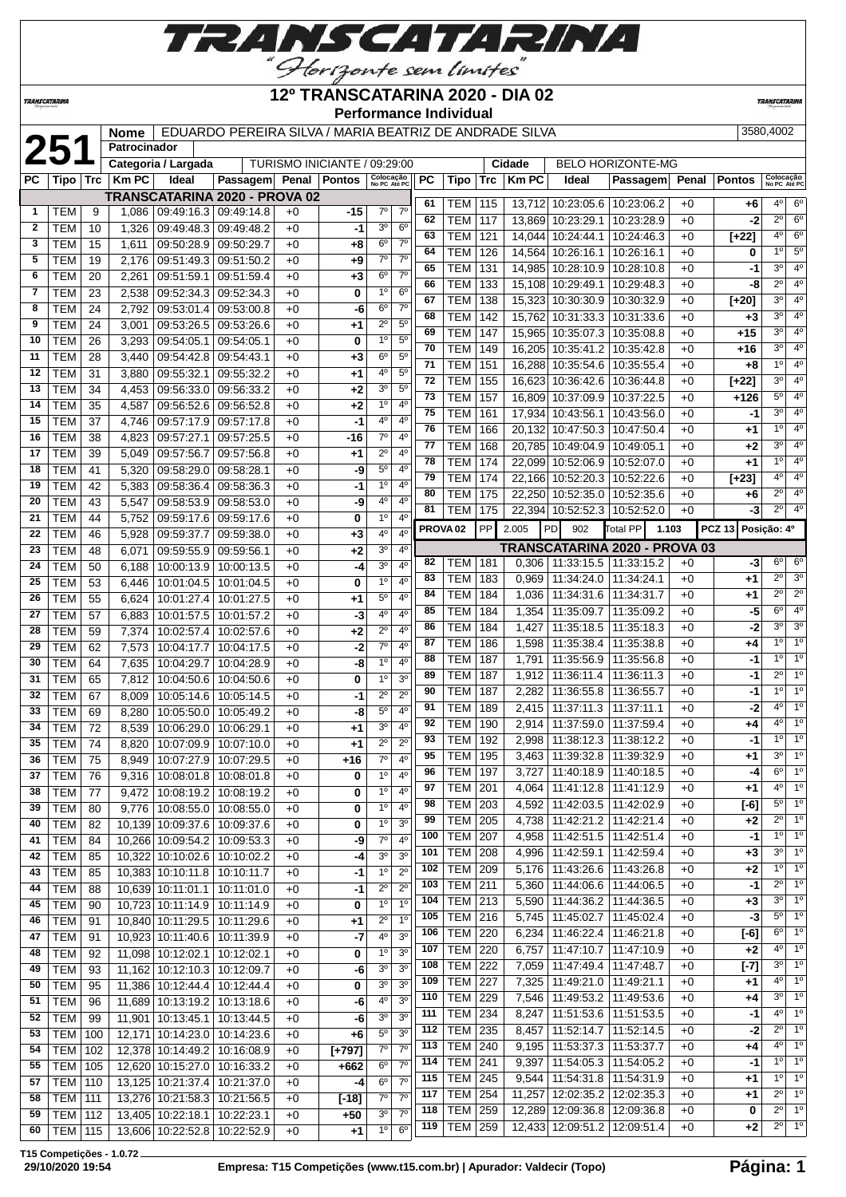# TRANSCATARINA

*"Horizonte sem limites"*

## 12º TRANSCATARINA 2020 - DIA 02

**Performance Individual**

| **251** | **Nome** | EDUARDO PEREIRA SILVA / MARIA BEATRIZ DE ANDRADE SILVA | 3580,4002 |
|---|---|---|---|
| | **Patrocinador** | | |
| | **Categoria / Largada** | TURISMO INICIANTE / 09:29:00 | **Cidade** BELO HORIZONTE-MG |

**TRANSCATARINA 2020 - PROVA 02**

| PC | Tipo | Trc | Km PC | Ideal | Passagem | Penal | Pontos | Colocação No PC | Colocação Até PC |
|---|---|---|---|---|---|---|---|---|---|
| 1 | TEM | 9 | 1,086 | 09:49:16.3 | 09:49:14.8 | +0 | -15 | 7º | 7º |
| 2 | TEM | 10 | 1,326 | 09:49:48.3 | 09:49:48.2 | +0 | -1 | 3º | 6º |
| 3 | TEM | 15 | 1,611 | 09:50:28.9 | 09:50:29.7 | +0 | +8 | 6º | 7º |
| 5 | TEM | 19 | 2,176 | 09:51:49.3 | 09:51:50.2 | +0 | +9 | 7º | 7º |
| 6 | TEM | 20 | 2,261 | 09:51:59.1 | 09:51:59.4 | +0 | +3 | 6º | 7º |
| 7 | TEM | 23 | 2,538 | 09:52:34.3 | 09:52:34.3 | +0 | 0 | 1º | 6º |
| 8 | TEM | 24 | 2,792 | 09:53:01.4 | 09:53:00.8 | +0 | -6 | 6º | 7º |
| 9 | TEM | 24 | 3,001 | 09:53:26.5 | 09:53:26.6 | +0 | +1 | 2º | 5º |
| 10 | TEM | 26 | 3,293 | 09:54:05.1 | 09:54:05.1 | +0 | 0 | 1º | 5º |
| 11 | TEM | 28 | 3,440 | 09:54:42.8 | 09:54:43.1 | +0 | +3 | 6º | 5º |
| 12 | TEM | 31 | 3,880 | 09:55:32.1 | 09:55:32.2 | +0 | +1 | 4º | 5º |
| 13 | TEM | 34 | 4,453 | 09:56:33.0 | 09:56:33.2 | +0 | +2 | 3º | 5º |
| 14 | TEM | 35 | 4,587 | 09:56:52.6 | 09:56:52.8 | +0 | +2 | 1º | 4º |
| 15 | TEM | 37 | 4,746 | 09:57:17.9 | 09:57:17.8 | +0 | -1 | 4º | 4º |
| 16 | TEM | 38 | 4,823 | 09:57:27.1 | 09:57:25.5 | +0 | -16 | 7º | 4º |
| 17 | TEM | 39 | 5,049 | 09:57:56.7 | 09:57:56.8 | +0 | +1 | 2º | 4º |
| 18 | TEM | 41 | 5,320 | 09:58:29.0 | 09:58:28.1 | +0 | -9 | 5º | 4º |
| 19 | TEM | 42 | 5,383 | 09:58:36.4 | 09:58:36.3 | +0 | -1 | 1º | 4º |
| 20 | TEM | 43 | 5,547 | 09:58:53.9 | 09:58:53.0 | +0 | -9 | 4º | 4º |
| 21 | TEM | 44 | 5,752 | 09:59:17.6 | 09:59:17.6 | +0 | 0 | 1º | 4º |
| 22 | TEM | 46 | 5,928 | 09:59:37.7 | 09:59:38.0 | +0 | +3 | 4º | 4º |
| 23 | TEM | 48 | 6,071 | 09:59:55.9 | 09:59:56.1 | +0 | +2 | 3º | 4º |
| 24 | TEM | 50 | 6,188 | 10:00:13.9 | 10:00:13.5 | +0 | -4 | 3º | 4º |
| 25 | TEM | 53 | 6,446 | 10:01:04.5 | 10:01:04.5 | +0 | 0 | 1º | 4º |
| 26 | TEM | 55 | 6,624 | 10:01:27.4 | 10:01:27.5 | +0 | +1 | 5º | 4º |
| 27 | TEM | 57 | 6,883 | 10:01:57.5 | 10:01:57.2 | +0 | -3 | 4º | 4º |
| 28 | TEM | 59 | 7,374 | 10:02:57.4 | 10:02:57.6 | +0 | +2 | 2º | 4º |
| 29 | TEM | 62 | 7,573 | 10:04:17.7 | 10:04:17.5 | +0 | -2 | 7º | 4º |
| 30 | TEM | 64 | 7,635 | 10:04:29.7 | 10:04:28.9 | +0 | -8 | 1º | 4º |
| 31 | TEM | 65 | 7,812 | 10:04:50.6 | 10:04:50.6 | +0 | 0 | 1º | 3º |
| 32 | TEM | 67 | 8,009 | 10:05:14.6 | 10:05:14.5 | +0 | -1 | 2º | 2º |
| 33 | TEM | 69 | 8,280 | 10:05:50.0 | 10:05:49.2 | +0 | -8 | 5º | 4º |
| 34 | TEM | 72 | 8,539 | 10:06:29.0 | 10:06:29.1 | +0 | +1 | 3º | 4º |
| 35 | TEM | 74 | 8,820 | 10:07:09.9 | 10:07:10.0 | +0 | +1 | 2º | 2º |
| 36 | TEM | 75 | 8,949 | 10:07:27.9 | 10:07:29.5 | +0 | +16 | 7º | 4º |
| 37 | TEM | 76 | 9,316 | 10:08:01.8 | 10:08:01.8 | +0 | 0 | 1º | 4º |
| 38 | TEM | 77 | 9,472 | 10:08:19.2 | 10:08:19.2 | +0 | 0 | 1º | 4º |
| 39 | TEM | 80 | 9,776 | 10:08:55.0 | 10:08:55.0 | +0 | 0 | 1º | 4º |
| 40 | TEM | 82 | 10,139 | 10:09:37.6 | 10:09:37.6 | +0 | 0 | 1º | 3º |
| 41 | TEM | 84 | 10,266 | 10:09:54.2 | 10:09:53.3 | +0 | -9 | 7º | 4º |
| 42 | TEM | 85 | 10,322 | 10:10:02.6 | 10:10:02.2 | +0 | -4 | 3º | 3º |
| 43 | TEM | 85 | 10,383 | 10:10:11.8 | 10:10:11.7 | +0 | -1 | 1º | 2º |
| 44 | TEM | 88 | 10,639 | 10:11:01.1 | 10:11:01.0 | +0 | -1 | 2º | 2º |
| 45 | TEM | 90 | 10,723 | 10:11:14.9 | 10:11:14.9 | +0 | 0 | 1º | 1º |
| 46 | TEM | 91 | 10,840 | 10:11:29.5 | 10:11:29.6 | +0 | +1 | 2º | 1º |
| 47 | TEM | 91 | 10,923 | 10:11:40.6 | 10:11:39.9 | +0 | -7 | 4º | 3º |
| 48 | TEM | 92 | 11,098 | 10:12:02.1 | 10:12:02.1 | +0 | 0 | 1º | 3º |
| 49 | TEM | 93 | 11,162 | 10:12:10.3 | 10:12:09.7 | +0 | -6 | 3º | 3º |
| 50 | TEM | 95 | 11,386 | 10:12:44.4 | 10:12:44.4 | +0 | 0 | 3º | 3º |
| 51 | TEM | 96 | 11,689 | 10:13:19.2 | 10:13:18.6 | +0 | -6 | 4º | 3º |
| 52 | TEM | 99 | 11,901 | 10:13:45.1 | 10:13:44.5 | +0 | -6 | 3º | 3º |
| 53 | TEM | 100 | 12,171 | 10:14:23.0 | 10:14:23.6 | +0 | +6 | 5º | 3º |
| 54 | TEM | 102 | 12,378 | 10:14:49.2 | 10:16:08.9 | +0 | [+797] | 7º | 7º |
| 55 | TEM | 105 | 12,620 | 10:15:27.0 | 10:16:33.2 | +0 | +662 | 6º | 7º |
| 57 | TEM | 110 | 13,125 | 10:21:37.4 | 10:21:37.0 | +0 | -4 | 6º | 7º |
| 58 | TEM | 111 | 13,276 | 10:21:58.3 | 10:21:56.5 | +0 | [-18] | 7º | 7º |
| 59 | TEM | 112 | 13,405 | 10:22:18.1 | 10:22:23.1 | +0 | +50 | 3º | 7º |
| 60 | TEM | 115 | 13,606 | 10:22:52.8 | 10:22:52.9 | +0 | +1 | 1º | 6º |
| 61 | TEM | 115 | 13,712 | 10:23:05.6 | 10:23:06.2 | +0 | +6 | 4º | 6º |
| 62 | TEM | 117 | 13,869 | 10:23:29.1 | 10:23:28.9 | +0 | -2 | 2º | 6º |
| 63 | TEM | 121 | 14,044 | 10:24:44.1 | 10:24:46.3 | +0 | [+22] | 4º | 6º |
| 64 | TEM | 126 | 14,564 | 10:26:16.1 | 10:26:16.1 | +0 | 0 | 1º | 5º |
| 65 | TEM | 131 | 14,985 | 10:28:10.9 | 10:28:10.8 | +0 | -1 | 3º | 4º |
| 66 | TEM | 133 | 15,108 | 10:29:49.1 | 10:29:48.3 | +0 | -8 | 2º | 4º |
| 67 | TEM | 138 | 15,323 | 10:30:30.9 | 10:30:32.9 | +0 | [+20] | 3º | 4º |
| 68 | TEM | 142 | 15,762 | 10:31:33.3 | 10:31:33.6 | +0 | +3 | 3º | 4º |
| 69 | TEM | 147 | 15,965 | 10:35:07.3 | 10:35:08.8 | +0 | +15 | 3º | 4º |
| 70 | TEM | 149 | 16,205 | 10:35:41.2 | 10:35:42.8 | +0 | +16 | 3º | 4º |
| 71 | TEM | 151 | 16,288 | 10:35:54.6 | 10:35:55.4 | +0 | +8 | 1º | 4º |
| 72 | TEM | 155 | 16,623 | 10:36:42.6 | 10:36:44.8 | +0 | [+22] | 3º | 4º |
| 73 | TEM | 157 | 16,809 | 10:37:09.9 | 10:37:22.5 | +0 | +126 | 5º | 4º |
| 75 | TEM | 161 | 17,934 | 10:43:56.1 | 10:43:56.0 | +0 | -1 | 3º | 4º |
| 76 | TEM | 166 | 20,132 | 10:47:50.3 | 10:47:50.4 | +0 | +1 | 1º | 4º |
| 77 | TEM | 168 | 20,785 | 10:49:04.9 | 10:49:05.1 | +0 | +2 | 3º | 4º |
| 78 | TEM | 174 | 22,099 | 10:52:06.9 | 10:52:07.0 | +0 | +1 | 1º | 4º |
| 79 | TEM | 174 | 22,166 | 10:52:20.3 | 10:52:22.6 | +0 | [+23] | 4º | 4º |
| 80 | TEM | 175 | 22,250 | 10:52:35.0 | 10:52:35.6 | +0 | +6 | 2º | 4º |
| 81 | TEM | 175 | 22,394 | 10:52:52.3 | 10:52:52.0 | +0 | -3 | 2º | 4º |

| PROVA 02 | PP | 2.005 | PD | 902 | Total PP | 1.103 | PCZ 13 | Posição: 4º |
|---|---|---|---|---|---|---|---|---|

**TRANSCATARINA 2020 - PROVA 03**

| PC | Tipo | Trc | Km PC | Ideal | Passagem | Penal | Pontos | Colocação No PC | Colocação Até PC |
|---|---|---|---|---|---|---|---|---|---|
| 82 | TEM | 181 | 0,306 | 11:33:15.5 | 11:33:15.2 | +0 | -3 | 6º | 6º |
| 83 | TEM | 183 | 0,969 | 11:34:24.0 | 11:34:24.1 | +0 | +1 | 2º | 3º |
| 84 | TEM | 184 | 1,036 | 11:34:31.6 | 11:34:31.7 | +0 | +1 | 2º | 2º |
| 85 | TEM | 184 | 1,354 | 11:35:09.7 | 11:35:09.2 | +0 | -5 | 6º | 4º |
| 86 | TEM | 184 | 1,427 | 11:35:18.5 | 11:35:18.3 | +0 | -2 | 3º | 3º |
| 87 | TEM | 186 | 1,598 | 11:35:38.4 | 11:35:38.8 | +0 | +4 | 1º | 1º |
| 88 | TEM | 187 | 1,791 | 11:35:56.9 | 11:35:56.8 | +0 | -1 | 1º | 1º |
| 89 | TEM | 187 | 1,912 | 11:36:11.4 | 11:36:11.3 | +0 | -1 | 2º | 1º |
| 90 | TEM | 187 | 2,282 | 11:36:55.8 | 11:36:55.7 | +0 | -1 | 1º | 1º |
| 91 | TEM | 189 | 2,415 | 11:37:11.3 | 11:37:11.1 | +0 | -2 | 4º | 1º |
| 92 | TEM | 190 | 2,914 | 11:37:59.0 | 11:37:59.4 | +0 | +4 | 4º | 1º |
| 93 | TEM | 192 | 2,998 | 11:38:12.3 | 11:38:12.2 | +0 | -1 | 1º | 1º |
| 95 | TEM | 195 | 3,463 | 11:39:32.8 | 11:39:32.9 | +0 | +1 | 3º | 1º |
| 96 | TEM | 197 | 3,727 | 11:40:18.9 | 11:40:18.5 | +0 | -4 | 6º | 1º |
| 97 | TEM | 201 | 4,064 | 11:41:12.8 | 11:41:12.9 | +0 | +1 | 4º | 1º |
| 98 | TEM | 203 | 4,592 | 11:42:03.5 | 11:42:02.9 | +0 | [-6] | 5º | 1º |
| 99 | TEM | 205 | 4,738 | 11:42:21.2 | 11:42:21.4 | +0 | +2 | 2º | 1º |
| 100 | TEM | 207 | 4,958 | 11:42:51.5 | 11:42:51.4 | +0 | -1 | 1º | 1º |
| 101 | TEM | 208 | 4,996 | 11:42:59.1 | 11:42:59.4 | +0 | +3 | 3º | 1º |
| 102 | TEM | 209 | 5,176 | 11:43:26.6 | 11:43:26.8 | +0 | +2 | 1º | 1º |
| 103 | TEM | 211 | 5,360 | 11:44:06.6 | 11:44:06.5 | +0 | -1 | 2º | 1º |
| 104 | TEM | 213 | 5,590 | 11:44:36.2 | 11:44:36.5 | +0 | +3 | 3º | 1º |
| 105 | TEM | 216 | 5,745 | 11:45:02.7 | 11:45:02.4 | +0 | -3 | 5º | 1º |
| 106 | TEM | 220 | 6,234 | 11:46:22.4 | 11:46:21.8 | +0 | [-6] | 6º | 1º |
| 107 | TEM | 220 | 6,757 | 11:47:10.7 | 11:47:10.9 | +0 | +2 | 4º | 1º |
| 108 | TEM | 222 | 7,059 | 11:47:49.4 | 11:47:48.7 | +0 | [-7] | 3º | 1º |
| 109 | TEM | 227 | 7,325 | 11:49:21.0 | 11:49:21.1 | +0 | +1 | 4º | 1º |
| 110 | TEM | 229 | 7,546 | 11:49:53.2 | 11:49:53.6 | +0 | +4 | 3º | 1º |
| 111 | TEM | 234 | 8,247 | 11:51:53.6 | 11:51:53.5 | +0 | -1 | 4º | 1º |
| 112 | TEM | 235 | 8,457 | 11:52:14.7 | 11:52:14.5 | +0 | -2 | 2º | 1º |
| 113 | TEM | 240 | 9,195 | 11:53:37.3 | 11:53:37.7 | +0 | +4 | 4º | 1º |
| 114 | TEM | 241 | 9,397 | 11:54:05.3 | 11:54:05.2 | +0 | -1 | 1º | 1º |
| 115 | TEM | 245 | 9,544 | 11:54:31.8 | 11:54:31.9 | +0 | +1 | 1º | 1º |
| 117 | TEM | 254 | 11,257 | 12:02:35.2 | 12:02:35.3 | +0 | +1 | 2º | 1º |
| 118 | TEM | 259 | 12,289 | 12:09:36.8 | 12:09:36.8 | +0 | 0 | 2º | 1º |
| 119 | TEM | 259 | 12,433 | 12:09:51.2 | 12:09:51.4 | +0 | +2 | 2º | 1º |

T15 Competições - 1.0.72
29/10/2020 19:54 — Empresa: T15 Competições (www.t15.com.br) | Apurador: Valdecir (Topo)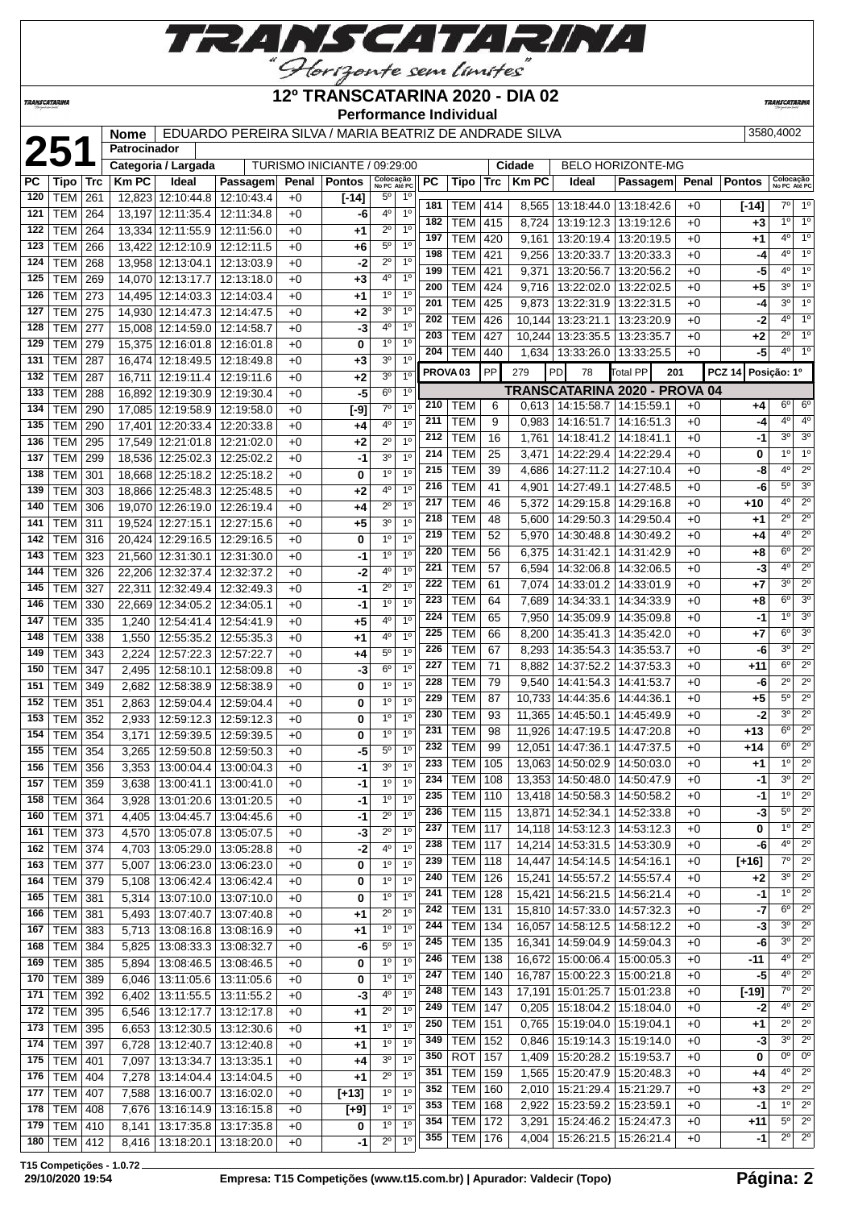# 12º TRANSCATARINA 2020 - DIA 02

**Performance Individual**

| 251 | Nome | EDUARDO PEREIRA SILVA / MARIA BEATRIZ DE ANDRADE SILVA | 3580,4002 |
|---|---|---|---|
| | Patrocinador | | |
| | Categoria / Largada | TURISMO INICIANTE / 09:29:00 | Cidade: BELO HORIZONTE-MG |

| PC | Tipo | Trc | Km PC | Ideal | Passagem | Penal | Pontos | Colocação No PC | Colocação Até PC |
|---|---|---|---|---|---|---|---|---|---|
| 120 | TEM | 261 | 12,823 | 12:10:44.8 | 12:10:43.4 | +0 | [-14] | 5º | 1º |
| 121 | TEM | 264 | 13,197 | 12:11:35.4 | 12:11:34.8 | +0 | -6 | 4º | 1º |
| 122 | TEM | 264 | 13,334 | 12:11:55.9 | 12:11:56.0 | +0 | +1 | 2º | 1º |
| 123 | TEM | 266 | 13,422 | 12:12:10.9 | 12:12:11.5 | +0 | +6 | 5º | 1º |
| 124 | TEM | 268 | 13,958 | 12:13:04.1 | 12:13:03.9 | +0 | -2 | 2º | 1º |
| 125 | TEM | 269 | 14,070 | 12:13:17.7 | 12:13:18.0 | +0 | +3 | 4º | 1º |
| 126 | TEM | 273 | 14,495 | 12:14:03.3 | 12:14:03.4 | +0 | +1 | 1º | 1º |
| 127 | TEM | 275 | 14,930 | 12:14:47.3 | 12:14:47.5 | +0 | +2 | 3º | 1º |
| 128 | TEM | 277 | 15,008 | 12:14:59.0 | 12:14:58.7 | +0 | -3 | 4º | 1º |
| 129 | TEM | 279 | 15,375 | 12:16:01.8 | 12:16:01.8 | +0 | 0 | 1º | 1º |
| 131 | TEM | 287 | 16,474 | 12:18:49.5 | 12:18:49.8 | +0 | +3 | 3º | 1º |
| 132 | TEM | 287 | 16,711 | 12:19:11.4 | 12:19:11.6 | +0 | +2 | 3º | 1º |
| 133 | TEM | 288 | 16,892 | 12:19:30.9 | 12:19:30.4 | +0 | -5 | 6º | 1º |
| 134 | TEM | 290 | 17,085 | 12:19:58.9 | 12:19:58.0 | +0 | [-9] | 7º | 1º |
| 135 | TEM | 290 | 17,401 | 12:20:33.4 | 12:20:33.8 | +0 | +4 | 4º | 1º |
| 136 | TEM | 295 | 17,549 | 12:21:01.8 | 12:21:02.0 | +0 | +2 | 2º | 1º |
| 137 | TEM | 299 | 18,536 | 12:25:02.3 | 12:25:02.2 | +0 | -1 | 3º | 1º |
| 138 | TEM | 301 | 18,668 | 12:25:18.2 | 12:25:18.2 | +0 | 0 | 1º | 1º |
| 139 | TEM | 303 | 18,866 | 12:25:48.3 | 12:25:48.5 | +0 | +2 | 4º | 1º |
| 140 | TEM | 306 | 19,070 | 12:26:19.0 | 12:26:19.4 | +0 | +4 | 2º | 1º |
| 141 | TEM | 311 | 19,524 | 12:27:15.1 | 12:27:15.6 | +0 | +5 | 3º | 1º |
| 142 | TEM | 316 | 20,424 | 12:29:16.5 | 12:29:16.5 | +0 | 0 | 1º | 1º |
| 143 | TEM | 323 | 21,560 | 12:31:30.1 | 12:31:30.0 | +0 | -1 | 1º | 1º |
| 144 | TEM | 326 | 22,206 | 12:32:37.4 | 12:32:37.2 | +0 | -2 | 4º | 1º |
| 145 | TEM | 327 | 22,311 | 12:32:49.4 | 12:32:49.3 | +0 | -1 | 2º | 1º |
| 146 | TEM | 330 | 22,669 | 12:34:05.2 | 12:34:05.1 | +0 | -1 | 1º | 1º |
| 147 | TEM | 335 | 1,240 | 12:54:41.4 | 12:54:41.9 | +0 | +5 | 4º | 1º |
| 148 | TEM | 338 | 1,550 | 12:55:35.2 | 12:55:35.3 | +0 | +1 | 4º | 1º |
| 149 | TEM | 343 | 2,224 | 12:57:22.3 | 12:57:22.7 | +0 | +4 | 5º | 1º |
| 150 | TEM | 347 | 2,495 | 12:58:10.1 | 12:58:09.8 | +0 | -3 | 6º | 1º |
| 151 | TEM | 349 | 2,682 | 12:58:38.9 | 12:58:38.9 | +0 | 0 | 1º | 1º |
| 152 | TEM | 351 | 2,863 | 12:59:04.4 | 12:59:04.4 | +0 | 0 | 1º | 1º |
| 153 | TEM | 352 | 2,933 | 12:59:12.3 | 12:59:12.3 | +0 | 0 | 1º | 1º |
| 154 | TEM | 354 | 3,171 | 12:59:39.5 | 12:59:39.5 | +0 | 0 | 1º | 1º |
| 155 | TEM | 354 | 3,265 | 12:59:50.8 | 12:59:50.3 | +0 | -5 | 5º | 1º |
| 156 | TEM | 356 | 3,353 | 13:00:04.4 | 13:00:04.3 | +0 | -1 | 3º | 1º |
| 157 | TEM | 359 | 3,638 | 13:00:41.1 | 13:00:41.0 | +0 | -1 | 1º | 1º |
| 158 | TEM | 364 | 3,928 | 13:01:20.6 | 13:01:20.5 | +0 | -1 | 1º | 1º |
| 160 | TEM | 371 | 4,405 | 13:04:45.7 | 13:04:45.6 | +0 | -1 | 2º | 1º |
| 161 | TEM | 373 | 4,570 | 13:05:07.8 | 13:05:07.5 | +0 | -3 | 2º | 1º |
| 162 | TEM | 374 | 4,703 | 13:05:29.0 | 13:05:28.8 | +0 | -2 | 4º | 1º |
| 163 | TEM | 377 | 5,007 | 13:06:23.0 | 13:06:23.0 | +0 | 0 | 1º | 1º |
| 164 | TEM | 379 | 5,108 | 13:06:42.4 | 13:06:42.4 | +0 | 0 | 1º | 1º |
| 165 | TEM | 381 | 5,314 | 13:07:10.0 | 13:07:10.0 | +0 | 0 | 1º | 1º |
| 166 | TEM | 381 | 5,493 | 13:07:40.7 | 13:07:40.8 | +0 | +1 | 2º | 1º |
| 167 | TEM | 383 | 5,713 | 13:08:16.8 | 13:08:16.9 | +0 | +1 | 1º | 1º |
| 168 | TEM | 384 | 5,825 | 13:08:33.3 | 13:08:32.7 | +0 | -6 | 5º | 1º |
| 169 | TEM | 385 | 5,894 | 13:08:46.5 | 13:08:46.5 | +0 | 0 | 1º | 1º |
| 170 | TEM | 389 | 6,046 | 13:11:05.6 | 13:11:05.6 | +0 | 0 | 1º | 1º |
| 171 | TEM | 392 | 6,402 | 13:11:55.5 | 13:11:55.2 | +0 | -3 | 4º | 1º |
| 172 | TEM | 395 | 6,546 | 13:12:17.7 | 13:12:17.8 | +0 | +1 | 2º | 1º |
| 173 | TEM | 395 | 6,653 | 13:12:30.5 | 13:12:30.6 | +0 | +1 | 1º | 1º |
| 174 | TEM | 397 | 6,728 | 13:12:40.7 | 13:12:40.8 | +0 | +1 | 1º | 1º |
| 175 | TEM | 401 | 7,097 | 13:13:34.7 | 13:13:35.1 | +0 | +4 | 3º | 1º |
| 176 | TEM | 404 | 7,278 | 13:14:04.4 | 13:14:04.5 | +0 | +1 | 2º | 1º |
| 177 | TEM | 407 | 7,588 | 13:16:00.7 | 13:16:02.0 | +0 | [+13] | 1º | 1º |
| 178 | TEM | 408 | 7,676 | 13:16:14.9 | 13:16:15.8 | +0 | [+9] | 1º | 1º |
| 179 | TEM | 410 | 8,141 | 13:17:35.8 | 13:17:35.8 | +0 | 0 | 1º | 1º |
| 180 | TEM | 412 | 8,416 | 13:18:20.1 | 13:18:20.0 | +0 | -1 | 2º | 1º |
| 181 | TEM | 414 | 8,565 | 13:18:44.0 | 13:18:42.6 | +0 | [-14] | 7º | 1º |
| 182 | TEM | 415 | 8,724 | 13:19:12.3 | 13:19:12.6 | +0 | +3 | 1º | 1º |
| 197 | TEM | 420 | 9,161 | 13:20:19.4 | 13:20:19.5 | +0 | +1 | 4º | 1º |
| 198 | TEM | 421 | 9,256 | 13:20:33.7 | 13:20:33.3 | +0 | -4 | 4º | 1º |
| 199 | TEM | 421 | 9,371 | 13:20:56.7 | 13:20:56.2 | +0 | -5 | 4º | 1º |
| 200 | TEM | 424 | 9,716 | 13:22:02.0 | 13:22:02.5 | +0 | +5 | 3º | 1º |
| 201 | TEM | 425 | 9,873 | 13:22:31.9 | 13:22:31.5 | +0 | -4 | 3º | 1º |
| 202 | TEM | 426 | 10,144 | 13:23:21.1 | 13:23:20.9 | +0 | -2 | 4º | 1º |
| 203 | TEM | 427 | 10,244 | 13:23:35.5 | 13:23:35.7 | +0 | +2 | 2º | 1º |
| 204 | TEM | 440 | 1,634 | 13:33:26.0 | 13:33:25.5 | +0 | -5 | 4º | 1º |

PROVA 03 | PP 279 | PD 78 | Total PP 201 | PCZ 14 | Posição: 1º

## TRANSCATARINA 2020 - PROVA 04

| PC | Tipo | Trc | Km PC | Ideal | Passagem | Penal | Pontos | Colocação No PC | Colocação Até PC |
|---|---|---|---|---|---|---|---|---|---|
| 210 | TEM | 6 | 0,613 | 14:15:58.7 | 14:15:59.1 | +0 | +4 | 6º | 6º |
| 211 | TEM | 9 | 0,983 | 14:16:51.7 | 14:16:51.3 | +0 | -4 | 4º | 4º |
| 212 | TEM | 16 | 1,761 | 14:18:41.2 | 14:18:41.1 | +0 | -1 | 3º | 3º |
| 214 | TEM | 25 | 3,471 | 14:22:29.4 | 14:22:29.4 | +0 | 0 | 1º | 1º |
| 215 | TEM | 39 | 4,686 | 14:27:11.2 | 14:27:10.4 | +0 | -8 | 4º | 2º |
| 216 | TEM | 41 | 4,901 | 14:27:49.1 | 14:27:48.5 | +0 | -6 | 5º | 3º |
| 217 | TEM | 46 | 5,372 | 14:29:15.8 | 14:29:16.8 | +0 | +10 | 4º | 2º |
| 218 | TEM | 48 | 5,600 | 14:29:50.3 | 14:29:50.4 | +0 | +1 | 2º | 2º |
| 219 | TEM | 52 | 5,970 | 14:30:48.8 | 14:30:49.2 | +0 | +4 | 4º | 2º |
| 220 | TEM | 56 | 6,375 | 14:31:42.1 | 14:31:42.9 | +0 | +8 | 6º | 2º |
| 221 | TEM | 57 | 6,594 | 14:32:06.8 | 14:32:06.5 | +0 | -3 | 4º | 2º |
| 222 | TEM | 61 | 7,074 | 14:33:01.2 | 14:33:01.9 | +0 | +7 | 3º | 2º |
| 223 | TEM | 64 | 7,689 | 14:34:33.1 | 14:34:33.9 | +0 | +8 | 6º | 3º |
| 224 | TEM | 65 | 7,950 | 14:35:09.9 | 14:35:09.8 | +0 | -1 | 1º | 3º |
| 225 | TEM | 66 | 8,200 | 14:35:41.3 | 14:35:42.0 | +0 | +7 | 6º | 3º |
| 226 | TEM | 67 | 8,293 | 14:35:54.3 | 14:35:53.7 | +0 | -6 | 3º | 2º |
| 227 | TEM | 71 | 8,882 | 14:37:52.2 | 14:37:53.3 | +0 | +11 | 6º | 2º |
| 228 | TEM | 79 | 9,540 | 14:41:54.3 | 14:41:53.7 | +0 | -6 | 2º | 2º |
| 229 | TEM | 87 | 10,733 | 14:44:35.6 | 14:44:36.1 | +0 | +5 | 5º | 2º |
| 230 | TEM | 93 | 11,365 | 14:45:50.1 | 14:45:49.9 | +0 | -2 | 3º | 2º |
| 231 | TEM | 98 | 11,926 | 14:47:19.5 | 14:47:20.8 | +0 | +13 | 6º | 2º |
| 232 | TEM | 99 | 12,051 | 14:47:36.1 | 14:47:37.5 | +0 | +14 | 6º | 2º |
| 233 | TEM | 105 | 13,063 | 14:50:02.9 | 14:50:03.0 | +0 | +1 | 1º | 2º |
| 234 | TEM | 108 | 13,353 | 14:50:48.0 | 14:50:47.9 | +0 | -1 | 3º | 2º |
| 235 | TEM | 110 | 13,418 | 14:50:58.3 | 14:50:58.2 | +0 | -1 | 1º | 2º |
| 236 | TEM | 115 | 13,871 | 14:52:34.1 | 14:52:33.8 | +0 | -3 | 5º | 2º |
| 237 | TEM | 117 | 14,118 | 14:53:12.3 | 14:53:12.3 | +0 | 0 | 1º | 2º |
| 238 | TEM | 117 | 14,214 | 14:53:31.5 | 14:53:30.9 | +0 | -6 | 4º | 2º |
| 239 | TEM | 118 | 14,447 | 14:54:14.5 | 14:54:16.1 | +0 | [+16] | 7º | 2º |
| 240 | TEM | 126 | 15,241 | 14:55:57.2 | 14:55:57.4 | +0 | +2 | 3º | 2º |
| 241 | TEM | 128 | 15,421 | 14:56:21.5 | 14:56:21.4 | +0 | -1 | 1º | 2º |
| 242 | TEM | 131 | 15,810 | 14:57:33.0 | 14:57:32.3 | +0 | -7 | 6º | 2º |
| 244 | TEM | 134 | 16,057 | 14:58:12.5 | 14:58:12.2 | +0 | -3 | 3º | 2º |
| 245 | TEM | 135 | 16,341 | 14:59:04.9 | 14:59:04.3 | +0 | -6 | 3º | 2º |
| 246 | TEM | 138 | 16,672 | 15:00:06.4 | 15:00:05.3 | +0 | -11 | 4º | 2º |
| 247 | TEM | 140 | 16,787 | 15:00:22.3 | 15:00:21.8 | +0 | -5 | 4º | 2º |
| 248 | TEM | 143 | 17,191 | 15:01:25.7 | 15:01:23.8 | +0 | [-19] | 7º | 2º |
| 249 | TEM | 147 | 0,205 | 15:18:04.2 | 15:18:04.0 | +0 | -2 | 4º | 2º |
| 250 | TEM | 151 | 0,765 | 15:19:04.0 | 15:19:04.1 | +0 | +1 | 2º | 2º |
| 349 | TEM | 152 | 0,846 | 15:19:14.3 | 15:19:14.0 | +0 | -3 | 3º | 2º |
| 350 | ROT | 157 | 1,409 | 15:20:28.2 | 15:19:53.7 | +0 | 0 | 0º | 0º |
| 351 | TEM | 159 | 1,565 | 15:20:47.9 | 15:20:48.3 | +0 | +4 | 4º | 2º |
| 352 | TEM | 160 | 2,010 | 15:21:29.4 | 15:21:29.7 | +0 | +3 | 2º | 2º |
| 353 | TEM | 168 | 2,922 | 15:23:59.2 | 15:23:59.1 | +0 | -1 | 1º | 2º |
| 354 | TEM | 172 | 3,291 | 15:24:46.2 | 15:24:47.3 | +0 | +11 | 5º | 2º |
| 355 | TEM | 176 | 4,004 | 15:26:21.5 | 15:26:21.4 | +0 | -1 | 2º | 2º |

T15 Competições - 1.0.72
29/10/2020 19:54 — Empresa: T15 Competições (www.t15.com.br) | Apurador: Valdecir (Topo)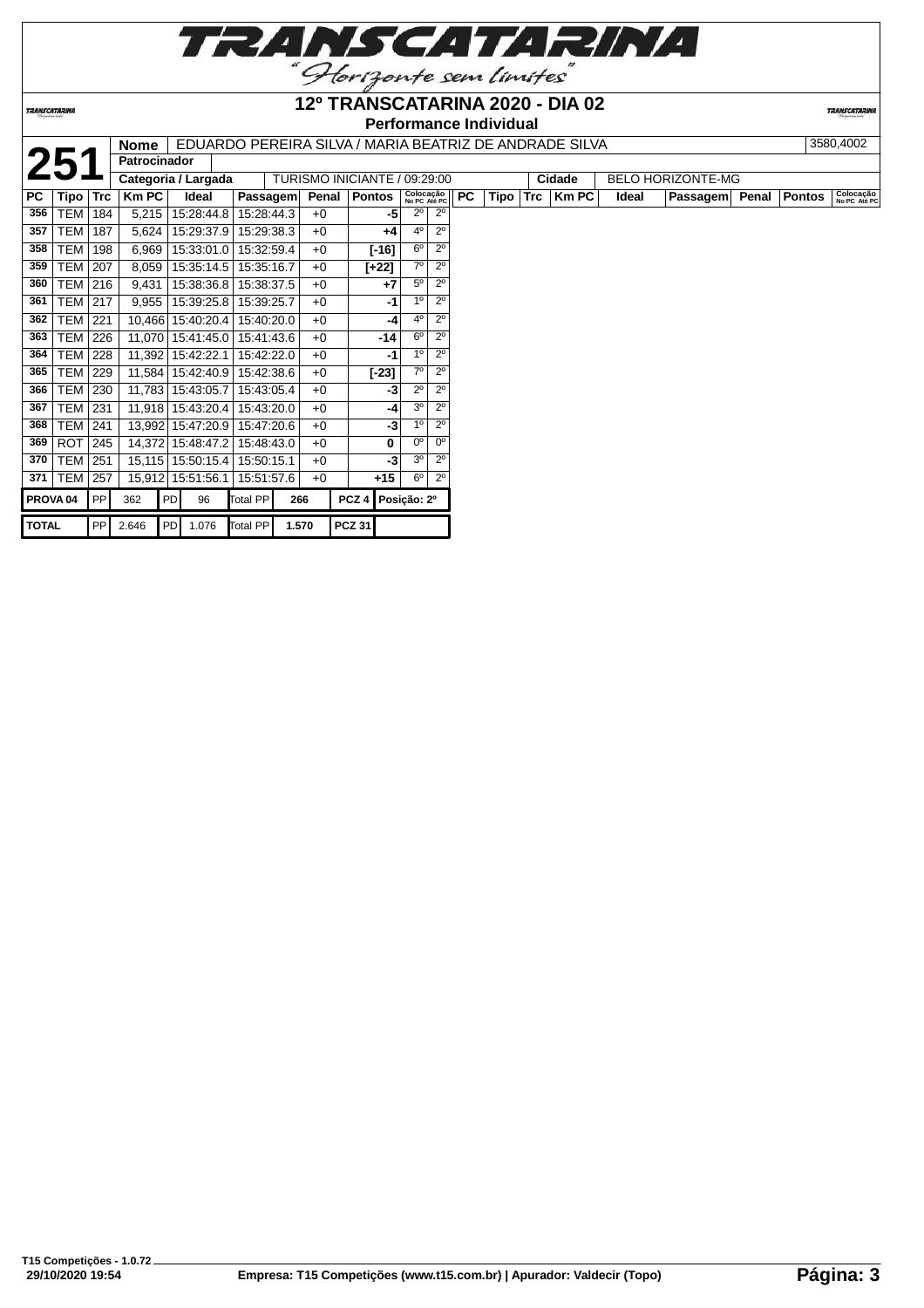# TRANSCATARINA

"Horizonte sem limites"

## 12º TRANSCATARINA 2020 - DIA 02

### Performance Individual

| **251** | Nome | EDUARDO PEREIRA SILVA / MARIA BEATRIZ DE ANDRADE SILVA | 3580,4002 |
|---|---|---|---|
| | Patrocinador | | |
| | Categoria / Largada | TURISMO INICIANTE / 09:29:00 | Cidade: BELO HORIZONTE-MG |

| PC | Tipo | Trc | Km PC | Ideal | Passagem | Penal | Pontos | Colocação No PC | Colocação Até PC |
|---|---|---|---|---|---|---|---|---|---|
| 356 | TEM | 184 | 5,215 | 15:28:44.8 | 15:28:44.3 | +0 | -5 | 2º | 2º |
| 357 | TEM | 187 | 5,624 | 15:29:37.9 | 15:29:38.3 | +0 | +4 | 4º | 2º |
| 358 | TEM | 198 | 6,969 | 15:33:01.0 | 15:32:59.4 | +0 | [-16] | 6º | 2º |
| 359 | TEM | 207 | 8,059 | 15:35:14.5 | 15:35:16.7 | +0 | [+22] | 7º | 2º |
| 360 | TEM | 216 | 9,431 | 15:38:36.8 | 15:38:37.5 | +0 | +7 | 5º | 2º |
| 361 | TEM | 217 | 9,955 | 15:39:25.8 | 15:39:25.7 | +0 | -1 | 1º | 2º |
| 362 | TEM | 221 | 10,466 | 15:40:20.4 | 15:40:20.0 | +0 | -4 | 4º | 2º |
| 363 | TEM | 226 | 11,070 | 15:41:45.0 | 15:41:43.6 | +0 | -14 | 6º | 2º |
| 364 | TEM | 228 | 11,392 | 15:42:22.1 | 15:42:22.0 | +0 | -1 | 1º | 2º |
| 365 | TEM | 229 | 11,584 | 15:42:40.9 | 15:42:38.6 | +0 | [-23] | 7º | 2º |
| 366 | TEM | 230 | 11,783 | 15:43:05.7 | 15:43:05.4 | +0 | -3 | 2º | 2º |
| 367 | TEM | 231 | 11,918 | 15:43:20.4 | 15:43:20.0 | +0 | -4 | 3º | 2º |
| 368 | TEM | 241 | 13,992 | 15:47:20.9 | 15:47:20.6 | +0 | -3 | 1º | 2º |
| 369 | ROT | 245 | 14,372 | 15:48:47.2 | 15:48:43.0 | +0 | 0 | 0º | 0º |
| 370 | TEM | 251 | 15,115 | 15:50:15.4 | 15:50:15.1 | +0 | -3 | 3º | 2º |
| 371 | TEM | 257 | 15,912 | 15:51:56.1 | 15:51:57.6 | +0 | +15 | 6º | 2º |

| PROVA 04 | PP | 362 | PD | 96 | Total PP | 266 | PCZ 4 | Posição: 2º |
|---|---|---|---|---|---|---|---|---|
| **TOTAL** | PP | 2.646 | PD | 1.076 | Total PP | 1.570 | PCZ 31 | |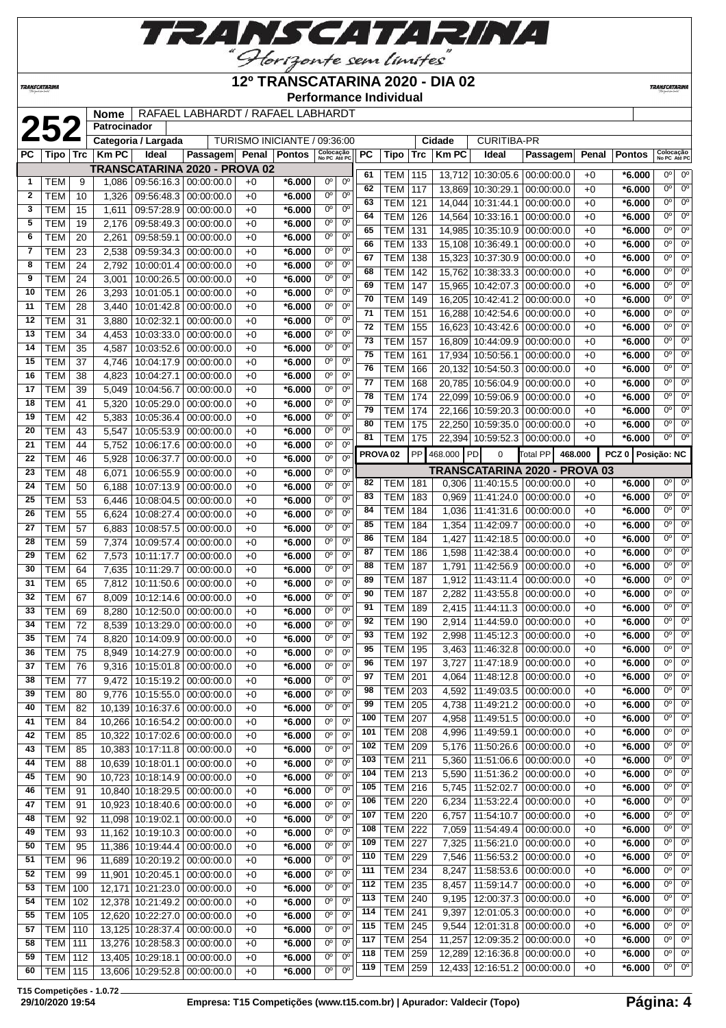# TRANSCATARINA
*"Horizonte sem limites"*

## 12º TRANSCATARINA 2020 - DIA 02
### Performance Individual

**252**

| Nome | RAFAEL LABHARDT / RAFAEL LABHARDT |
|---|---|
| Patrocinador | |
| Categoria / Largada | TURISMO INICIANTE / 09:36:00 |
| Cidade | CURITIBA-PR |

**TRANSCATARINA 2020 - PROVA 02**

| PC | Tipo | Trc | Km PC | Ideal | Passagem | Penal | Pontos | Colocação No PC | Colocação Até PC |
|---|---|---|---|---|---|---|---|---|---|
| 1 | TEM | 9 | 1,086 | 09:56:16.3 | 00:00:00.0 | +0 | *6.000 | 0º | 0º |
| 2 | TEM | 10 | 1,326 | 09:56:48.3 | 00:00:00.0 | +0 | *6.000 | 0º | 0º |
| 3 | TEM | 15 | 1,611 | 09:57:28.9 | 00:00:00.0 | +0 | *6.000 | 0º | 0º |
| 5 | TEM | 19 | 2,176 | 09:58:49.3 | 00:00:00.0 | +0 | *6.000 | 0º | 0º |
| 6 | TEM | 20 | 2,261 | 09:58:59.1 | 00:00:00.0 | +0 | *6.000 | 0º | 0º |
| 7 | TEM | 23 | 2,538 | 09:59:34.3 | 00:00:00.0 | +0 | *6.000 | 0º | 0º |
| 8 | TEM | 24 | 2,792 | 10:00:01.4 | 00:00:00.0 | +0 | *6.000 | 0º | 0º |
| 9 | TEM | 24 | 3,001 | 10:00:26.5 | 00:00:00.0 | +0 | *6.000 | 0º | 0º |
| 10 | TEM | 26 | 3,293 | 10:01:05.1 | 00:00:00.0 | +0 | *6.000 | 0º | 0º |
| 11 | TEM | 28 | 3,440 | 10:01:42.8 | 00:00:00.0 | +0 | *6.000 | 0º | 0º |
| 12 | TEM | 31 | 3,880 | 10:02:32.1 | 00:00:00.0 | +0 | *6.000 | 0º | 0º |
| 13 | TEM | 34 | 4,453 | 10:03:33.0 | 00:00:00.0 | +0 | *6.000 | 0º | 0º |
| 14 | TEM | 35 | 4,587 | 10:03:52.6 | 00:00:00.0 | +0 | *6.000 | 0º | 0º |
| 15 | TEM | 37 | 4,746 | 10:04:17.9 | 00:00:00.0 | +0 | *6.000 | 0º | 0º |
| 16 | TEM | 38 | 4,823 | 10:04:27.1 | 00:00:00.0 | +0 | *6.000 | 0º | 0º |
| 17 | TEM | 39 | 5,049 | 10:04:56.7 | 00:00:00.0 | +0 | *6.000 | 0º | 0º |
| 18 | TEM | 41 | 5,320 | 10:05:29.0 | 00:00:00.0 | +0 | *6.000 | 0º | 0º |
| 19 | TEM | 42 | 5,383 | 10:05:36.4 | 00:00:00.0 | +0 | *6.000 | 0º | 0º |
| 20 | TEM | 43 | 5,547 | 10:05:53.9 | 00:00:00.0 | +0 | *6.000 | 0º | 0º |
| 21 | TEM | 44 | 5,752 | 10:06:17.6 | 00:00:00.0 | +0 | *6.000 | 0º | 0º |
| 22 | TEM | 46 | 5,928 | 10:06:37.7 | 00:00:00.0 | +0 | *6.000 | 0º | 0º |
| 23 | TEM | 48 | 6,071 | 10:06:55.9 | 00:00:00.0 | +0 | *6.000 | 0º | 0º |
| 24 | TEM | 50 | 6,188 | 10:07:13.9 | 00:00:00.0 | +0 | *6.000 | 0º | 0º |
| 25 | TEM | 53 | 6,446 | 10:08:04.5 | 00:00:00.0 | +0 | *6.000 | 0º | 0º |
| 26 | TEM | 55 | 6,624 | 10:08:27.4 | 00:00:00.0 | +0 | *6.000 | 0º | 0º |
| 27 | TEM | 57 | 6,883 | 10:08:57.5 | 00:00:00.0 | +0 | *6.000 | 0º | 0º |
| 28 | TEM | 59 | 7,374 | 10:09:57.4 | 00:00:00.0 | +0 | *6.000 | 0º | 0º |
| 29 | TEM | 62 | 7,573 | 10:11:17.7 | 00:00:00.0 | +0 | *6.000 | 0º | 0º |
| 30 | TEM | 64 | 7,635 | 10:11:29.7 | 00:00:00.0 | +0 | *6.000 | 0º | 0º |
| 31 | TEM | 65 | 7,812 | 10:11:50.6 | 00:00:00.0 | +0 | *6.000 | 0º | 0º |
| 32 | TEM | 67 | 8,009 | 10:12:14.6 | 00:00:00.0 | +0 | *6.000 | 0º | 0º |
| 33 | TEM | 69 | 8,280 | 10:12:50.0 | 00:00:00.0 | +0 | *6.000 | 0º | 0º |
| 34 | TEM | 72 | 8,539 | 10:13:29.0 | 00:00:00.0 | +0 | *6.000 | 0º | 0º |
| 35 | TEM | 74 | 8,820 | 10:14:09.9 | 00:00:00.0 | +0 | *6.000 | 0º | 0º |
| 36 | TEM | 75 | 8,949 | 10:14:27.9 | 00:00:00.0 | +0 | *6.000 | 0º | 0º |
| 37 | TEM | 76 | 9,316 | 10:15:01.8 | 00:00:00.0 | +0 | *6.000 | 0º | 0º |
| 38 | TEM | 77 | 9,472 | 10:15:19.2 | 00:00:00.0 | +0 | *6.000 | 0º | 0º |
| 39 | TEM | 80 | 9,776 | 10:15:55.0 | 00:00:00.0 | +0 | *6.000 | 0º | 0º |
| 40 | TEM | 82 | 10,139 | 10:16:37.6 | 00:00:00.0 | +0 | *6.000 | 0º | 0º |
| 41 | TEM | 84 | 10,266 | 10:16:54.2 | 00:00:00.0 | +0 | *6.000 | 0º | 0º |
| 42 | TEM | 85 | 10,322 | 10:17:02.6 | 00:00:00.0 | +0 | *6.000 | 0º | 0º |
| 43 | TEM | 85 | 10,383 | 10:17:11.8 | 00:00:00.0 | +0 | *6.000 | 0º | 0º |
| 44 | TEM | 88 | 10,639 | 10:18:01.1 | 00:00:00.0 | +0 | *6.000 | 0º | 0º |
| 45 | TEM | 90 | 10,723 | 10:18:14.9 | 00:00:00.0 | +0 | *6.000 | 0º | 0º |
| 46 | TEM | 91 | 10,840 | 10:18:29.5 | 00:00:00.0 | +0 | *6.000 | 0º | 0º |
| 47 | TEM | 91 | 10,923 | 10:18:40.6 | 00:00:00.0 | +0 | *6.000 | 0º | 0º |
| 48 | TEM | 92 | 11,098 | 10:19:02.1 | 00:00:00.0 | +0 | *6.000 | 0º | 0º |
| 49 | TEM | 93 | 11,162 | 10:19:10.3 | 00:00:00.0 | +0 | *6.000 | 0º | 0º |
| 50 | TEM | 95 | 11,386 | 10:19:44.4 | 00:00:00.0 | +0 | *6.000 | 0º | 0º |
| 51 | TEM | 96 | 11,689 | 10:20:19.2 | 00:00:00.0 | +0 | *6.000 | 0º | 0º |
| 52 | TEM | 99 | 11,901 | 10:20:45.1 | 00:00:00.0 | +0 | *6.000 | 0º | 0º |
| 53 | TEM | 100 | 12,171 | 10:21:23.0 | 00:00:00.0 | +0 | *6.000 | 0º | 0º |
| 54 | TEM | 102 | 12,378 | 10:21:49.2 | 00:00:00.0 | +0 | *6.000 | 0º | 0º |
| 55 | TEM | 105 | 12,620 | 10:22:27.0 | 00:00:00.0 | +0 | *6.000 | 0º | 0º |
| 57 | TEM | 110 | 13,125 | 10:28:37.4 | 00:00:00.0 | +0 | *6.000 | 0º | 0º |
| 58 | TEM | 111 | 13,276 | 10:28:58.3 | 00:00:00.0 | +0 | *6.000 | 0º | 0º |
| 59 | TEM | 112 | 13,405 | 10:29:18.1 | 00:00:00.0 | +0 | *6.000 | 0º | 0º |
| 60 | TEM | 115 | 13,606 | 10:29:52.8 | 00:00:00.0 | +0 | *6.000 | 0º | 0º |
| 61 | TEM | 115 | 13,712 | 10:30:05.6 | 00:00:00.0 | +0 | *6.000 | 0º | 0º |
| 62 | TEM | 117 | 13,869 | 10:30:29.1 | 00:00:00.0 | +0 | *6.000 | 0º | 0º |
| 63 | TEM | 121 | 14,044 | 10:31:44.1 | 00:00:00.0 | +0 | *6.000 | 0º | 0º |
| 64 | TEM | 126 | 14,564 | 10:33:16.1 | 00:00:00.0 | +0 | *6.000 | 0º | 0º |
| 65 | TEM | 131 | 14,985 | 10:35:10.9 | 00:00:00.0 | +0 | *6.000 | 0º | 0º |
| 66 | TEM | 133 | 15,108 | 10:36:49.1 | 00:00:00.0 | +0 | *6.000 | 0º | 0º |
| 67 | TEM | 138 | 15,323 | 10:37:30.9 | 00:00:00.0 | +0 | *6.000 | 0º | 0º |
| 68 | TEM | 142 | 15,762 | 10:38:33.3 | 00:00:00.0 | +0 | *6.000 | 0º | 0º |
| 69 | TEM | 147 | 15,965 | 10:42:07.3 | 00:00:00.0 | +0 | *6.000 | 0º | 0º |
| 70 | TEM | 149 | 16,205 | 10:42:41.2 | 00:00:00.0 | +0 | *6.000 | 0º | 0º |
| 71 | TEM | 151 | 16,288 | 10:42:54.6 | 00:00:00.0 | +0 | *6.000 | 0º | 0º |
| 72 | TEM | 155 | 16,623 | 10:43:42.6 | 00:00:00.0 | +0 | *6.000 | 0º | 0º |
| 73 | TEM | 157 | 16,809 | 10:44:09.9 | 00:00:00.0 | +0 | *6.000 | 0º | 0º |
| 75 | TEM | 161 | 17,934 | 10:50:56.1 | 00:00:00.0 | +0 | *6.000 | 0º | 0º |
| 76 | TEM | 166 | 20,132 | 10:54:50.3 | 00:00:00.0 | +0 | *6.000 | 0º | 0º |
| 77 | TEM | 168 | 20,785 | 10:56:04.9 | 00:00:00.0 | +0 | *6.000 | 0º | 0º |
| 78 | TEM | 174 | 22,099 | 10:59:06.9 | 00:00:00.0 | +0 | *6.000 | 0º | 0º |
| 79 | TEM | 174 | 22,166 | 10:59:20.3 | 00:00:00.0 | +0 | *6.000 | 0º | 0º |
| 80 | TEM | 175 | 22,250 | 10:59:35.0 | 00:00:00.0 | +0 | *6.000 | 0º | 0º |
| 81 | TEM | 175 | 22,394 | 10:59:52.3 | 00:00:00.0 | +0 | *6.000 | 0º | 0º |

PROVA 02 | PP 468.000 | PD 0 | Total PP 468.000 | PCZ 0 | Posição: NC

**TRANSCATARINA 2020 - PROVA 03**

| PC | Tipo | Trc | Km PC | Ideal | Passagem | Penal | Pontos | Colocação No PC | Colocação Até PC |
|---|---|---|---|---|---|---|---|---|---|
| 82 | TEM | 181 | 0,306 | 11:40:15.5 | 00:00:00.0 | +0 | *6.000 | 0º | 0º |
| 83 | TEM | 183 | 0,969 | 11:41:24.0 | 00:00:00.0 | +0 | *6.000 | 0º | 0º |
| 84 | TEM | 184 | 1,036 | 11:41:31.6 | 00:00:00.0 | +0 | *6.000 | 0º | 0º |
| 85 | TEM | 184 | 1,354 | 11:42:09.7 | 00:00:00.0 | +0 | *6.000 | 0º | 0º |
| 86 | TEM | 184 | 1,427 | 11:42:18.5 | 00:00:00.0 | +0 | *6.000 | 0º | 0º |
| 87 | TEM | 186 | 1,598 | 11:42:38.4 | 00:00:00.0 | +0 | *6.000 | 0º | 0º |
| 88 | TEM | 187 | 1,791 | 11:42:56.9 | 00:00:00.0 | +0 | *6.000 | 0º | 0º |
| 89 | TEM | 187 | 1,912 | 11:43:11.4 | 00:00:00.0 | +0 | *6.000 | 0º | 0º |
| 90 | TEM | 187 | 2,282 | 11:43:55.8 | 00:00:00.0 | +0 | *6.000 | 0º | 0º |
| 91 | TEM | 189 | 2,415 | 11:44:11.3 | 00:00:00.0 | +0 | *6.000 | 0º | 0º |
| 92 | TEM | 190 | 2,914 | 11:44:59.0 | 00:00:00.0 | +0 | *6.000 | 0º | 0º |
| 93 | TEM | 192 | 2,998 | 11:45:12.3 | 00:00:00.0 | +0 | *6.000 | 0º | 0º |
| 95 | TEM | 195 | 3,463 | 11:46:32.8 | 00:00:00.0 | +0 | *6.000 | 0º | 0º |
| 96 | TEM | 197 | 3,727 | 11:47:18.9 | 00:00:00.0 | +0 | *6.000 | 0º | 0º |
| 97 | TEM | 201 | 4,064 | 11:48:12.8 | 00:00:00.0 | +0 | *6.000 | 0º | 0º |
| 98 | TEM | 203 | 4,592 | 11:49:03.5 | 00:00:00.0 | +0 | *6.000 | 0º | 0º |
| 99 | TEM | 205 | 4,738 | 11:49:21.2 | 00:00:00.0 | +0 | *6.000 | 0º | 0º |
| 100 | TEM | 207 | 4,958 | 11:49:51.5 | 00:00:00.0 | +0 | *6.000 | 0º | 0º |
| 101 | TEM | 208 | 4,996 | 11:49:59.1 | 00:00:00.0 | +0 | *6.000 | 0º | 0º |
| 102 | TEM | 209 | 5,176 | 11:50:26.6 | 00:00:00.0 | +0 | *6.000 | 0º | 0º |
| 103 | TEM | 211 | 5,360 | 11:51:06.6 | 00:00:00.0 | +0 | *6.000 | 0º | 0º |
| 104 | TEM | 213 | 5,590 | 11:51:36.2 | 00:00:00.0 | +0 | *6.000 | 0º | 0º |
| 105 | TEM | 216 | 5,745 | 11:52:02.7 | 00:00:00.0 | +0 | *6.000 | 0º | 0º |
| 106 | TEM | 220 | 6,234 | 11:53:22.4 | 00:00:00.0 | +0 | *6.000 | 0º | 0º |
| 107 | TEM | 220 | 6,757 | 11:54:10.7 | 00:00:00.0 | +0 | *6.000 | 0º | 0º |
| 108 | TEM | 222 | 7,059 | 11:54:49.4 | 00:00:00.0 | +0 | *6.000 | 0º | 0º |
| 109 | TEM | 227 | 7,325 | 11:56:21.0 | 00:00:00.0 | +0 | *6.000 | 0º | 0º |
| 110 | TEM | 229 | 7,546 | 11:56:53.2 | 00:00:00.0 | +0 | *6.000 | 0º | 0º |
| 111 | TEM | 234 | 8,247 | 11:58:53.6 | 00:00:00.0 | +0 | *6.000 | 0º | 0º |
| 112 | TEM | 235 | 8,457 | 11:59:14.7 | 00:00:00.0 | +0 | *6.000 | 0º | 0º |
| 113 | TEM | 240 | 9,195 | 12:00:37.3 | 00:00:00.0 | +0 | *6.000 | 0º | 0º |
| 114 | TEM | 241 | 9,397 | 12:01:05.3 | 00:00:00.0 | +0 | *6.000 | 0º | 0º |
| 115 | TEM | 245 | 9,544 | 12:01:31.8 | 00:00:00.0 | +0 | *6.000 | 0º | 0º |
| 117 | TEM | 254 | 11,257 | 12:09:35.2 | 00:00:00.0 | +0 | *6.000 | 0º | 0º |
| 118 | TEM | 259 | 12,289 | 12:16:36.8 | 00:00:00.0 | +0 | *6.000 | 0º | 0º |
| 119 | TEM | 259 | 12,433 | 12:16:51.2 | 00:00:00.0 | +0 | *6.000 | 0º | 0º |

T15 Competições - 1.0.72
29/10/2020 19:54 — Empresa: T15 Competições (www.t15.com.br) | Apurador: Valdecir (Topo)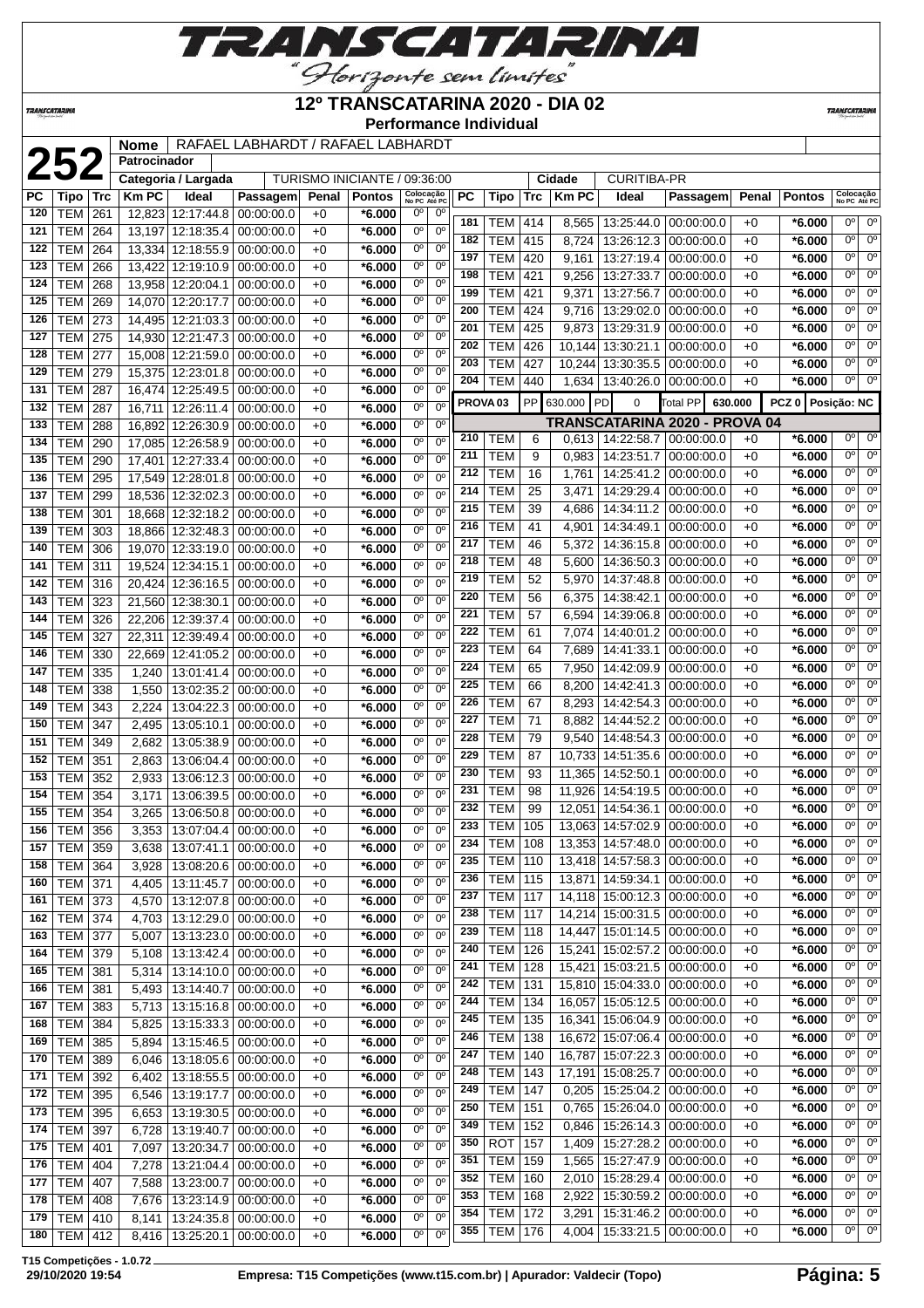# 12º TRANSCATARINA 2020 - DIA 02

**Performance Individual**

**252** | Nome: RAFAEL LABHARDT / RAFAEL LABHARDT | Patrocinador: | Categoria / Largada: TURISMO INICIANTE / 09:36:00 | Cidade: CURITIBA-PR

| PC | Tipo | Trc | Km PC | Ideal | Passagem | Penal | Pontos | Colocação No PC | Colocação Até PC |
|---|---|---|---|---|---|---|---|---|---|
| 120 | TEM | 261 | 12,823 | 12:17:44.8 | 00:00:00.0 | +0 | *6.000 | 0º | 0º |
| 121 | TEM | 264 | 13,197 | 12:18:35.4 | 00:00:00.0 | +0 | *6.000 | 0º | 0º |
| 122 | TEM | 264 | 13,334 | 12:18:55.9 | 00:00:00.0 | +0 | *6.000 | 0º | 0º |
| 123 | TEM | 266 | 13,422 | 12:19:10.9 | 00:00:00.0 | +0 | *6.000 | 0º | 0º |
| 124 | TEM | 268 | 13,958 | 12:20:04.1 | 00:00:00.0 | +0 | *6.000 | 0º | 0º |
| 125 | TEM | 269 | 14,070 | 12:20:17.7 | 00:00:00.0 | +0 | *6.000 | 0º | 0º |
| 126 | TEM | 273 | 14,495 | 12:21:03.3 | 00:00:00.0 | +0 | *6.000 | 0º | 0º |
| 127 | TEM | 275 | 14,930 | 12:21:47.3 | 00:00:00.0 | +0 | *6.000 | 0º | 0º |
| 128 | TEM | 277 | 15,008 | 12:21:59.0 | 00:00:00.0 | +0 | *6.000 | 0º | 0º |
| 129 | TEM | 279 | 15,375 | 12:23:01.8 | 00:00:00.0 | +0 | *6.000 | 0º | 0º |
| 131 | TEM | 287 | 16,474 | 12:25:49.5 | 00:00:00.0 | +0 | *6.000 | 0º | 0º |
| 132 | TEM | 287 | 16,711 | 12:26:11.4 | 00:00:00.0 | +0 | *6.000 | 0º | 0º |
| 133 | TEM | 288 | 16,892 | 12:26:30.9 | 00:00:00.0 | +0 | *6.000 | 0º | 0º |
| 134 | TEM | 290 | 17,085 | 12:26:58.9 | 00:00:00.0 | +0 | *6.000 | 0º | 0º |
| 135 | TEM | 290 | 17,401 | 12:27:33.4 | 00:00:00.0 | +0 | *6.000 | 0º | 0º |
| 136 | TEM | 295 | 17,549 | 12:28:01.8 | 00:00:00.0 | +0 | *6.000 | 0º | 0º |
| 137 | TEM | 299 | 18,536 | 12:32:02.3 | 00:00:00.0 | +0 | *6.000 | 0º | 0º |
| 138 | TEM | 301 | 18,668 | 12:32:18.2 | 00:00:00.0 | +0 | *6.000 | 0º | 0º |
| 139 | TEM | 303 | 18,866 | 12:32:48.3 | 00:00:00.0 | +0 | *6.000 | 0º | 0º |
| 140 | TEM | 306 | 19,070 | 12:33:19.0 | 00:00:00.0 | +0 | *6.000 | 0º | 0º |
| 141 | TEM | 311 | 19,524 | 12:34:15.1 | 00:00:00.0 | +0 | *6.000 | 0º | 0º |
| 142 | TEM | 316 | 20,424 | 12:36:16.5 | 00:00:00.0 | +0 | *6.000 | 0º | 0º |
| 143 | TEM | 323 | 21,560 | 12:38:30.1 | 00:00:00.0 | +0 | *6.000 | 0º | 0º |
| 144 | TEM | 326 | 22,206 | 12:39:37.4 | 00:00:00.0 | +0 | *6.000 | 0º | 0º |
| 145 | TEM | 327 | 22,311 | 12:39:49.4 | 00:00:00.0 | +0 | *6.000 | 0º | 0º |
| 146 | TEM | 330 | 22,669 | 12:41:05.2 | 00:00:00.0 | +0 | *6.000 | 0º | 0º |
| 147 | TEM | 335 | 1,240 | 13:01:41.4 | 00:00:00.0 | +0 | *6.000 | 0º | 0º |
| 148 | TEM | 338 | 1,550 | 13:02:35.2 | 00:00:00.0 | +0 | *6.000 | 0º | 0º |
| 149 | TEM | 343 | 2,224 | 13:04:22.3 | 00:00:00.0 | +0 | *6.000 | 0º | 0º |
| 150 | TEM | 347 | 2,495 | 13:05:10.1 | 00:00:00.0 | +0 | *6.000 | 0º | 0º |
| 151 | TEM | 349 | 2,682 | 13:05:38.9 | 00:00:00.0 | +0 | *6.000 | 0º | 0º |
| 152 | TEM | 351 | 2,863 | 13:06:04.4 | 00:00:00.0 | +0 | *6.000 | 0º | 0º |
| 153 | TEM | 352 | 2,933 | 13:06:12.3 | 00:00:00.0 | +0 | *6.000 | 0º | 0º |
| 154 | TEM | 354 | 3,171 | 13:06:39.5 | 00:00:00.0 | +0 | *6.000 | 0º | 0º |
| 155 | TEM | 354 | 3,265 | 13:06:50.8 | 00:00:00.0 | +0 | *6.000 | 0º | 0º |
| 156 | TEM | 356 | 3,353 | 13:07:04.4 | 00:00:00.0 | +0 | *6.000 | 0º | 0º |
| 157 | TEM | 359 | 3,638 | 13:07:41.1 | 00:00:00.0 | +0 | *6.000 | 0º | 0º |
| 158 | TEM | 364 | 3,928 | 13:08:20.6 | 00:00:00.0 | +0 | *6.000 | 0º | 0º |
| 160 | TEM | 371 | 4,405 | 13:11:45.7 | 00:00:00.0 | +0 | *6.000 | 0º | 0º |
| 161 | TEM | 373 | 4,570 | 13:12:07.8 | 00:00:00.0 | +0 | *6.000 | 0º | 0º |
| 162 | TEM | 374 | 4,703 | 13:12:29.0 | 00:00:00.0 | +0 | *6.000 | 0º | 0º |
| 163 | TEM | 377 | 5,007 | 13:13:23.0 | 00:00:00.0 | +0 | *6.000 | 0º | 0º |
| 164 | TEM | 379 | 5,108 | 13:13:42.4 | 00:00:00.0 | +0 | *6.000 | 0º | 0º |
| 165 | TEM | 381 | 5,314 | 13:14:10.0 | 00:00:00.0 | +0 | *6.000 | 0º | 0º |
| 166 | TEM | 381 | 5,493 | 13:14:40.7 | 00:00:00.0 | +0 | *6.000 | 0º | 0º |
| 167 | TEM | 383 | 5,713 | 13:15:16.8 | 00:00:00.0 | +0 | *6.000 | 0º | 0º |
| 168 | TEM | 384 | 5,825 | 13:15:33.3 | 00:00:00.0 | +0 | *6.000 | 0º | 0º |
| 169 | TEM | 385 | 5,894 | 13:15:46.5 | 00:00:00.0 | +0 | *6.000 | 0º | 0º |
| 170 | TEM | 389 | 6,046 | 13:18:05.6 | 00:00:00.0 | +0 | *6.000 | 0º | 0º |
| 171 | TEM | 392 | 6,402 | 13:18:55.5 | 00:00:00.0 | +0 | *6.000 | 0º | 0º |
| 172 | TEM | 395 | 6,546 | 13:19:17.7 | 00:00:00.0 | +0 | *6.000 | 0º | 0º |
| 173 | TEM | 395 | 6,653 | 13:19:30.5 | 00:00:00.0 | +0 | *6.000 | 0º | 0º |
| 174 | TEM | 397 | 6,728 | 13:19:40.7 | 00:00:00.0 | +0 | *6.000 | 0º | 0º |
| 175 | TEM | 401 | 7,097 | 13:20:34.7 | 00:00:00.0 | +0 | *6.000 | 0º | 0º |
| 176 | TEM | 404 | 7,278 | 13:21:04.4 | 00:00:00.0 | +0 | *6.000 | 0º | 0º |
| 177 | TEM | 407 | 7,588 | 13:23:00.7 | 00:00:00.0 | +0 | *6.000 | 0º | 0º |
| 178 | TEM | 408 | 7,676 | 13:23:14.9 | 00:00:00.0 | +0 | *6.000 | 0º | 0º |
| 179 | TEM | 410 | 8,141 | 13:24:35.8 | 00:00:00.0 | +0 | *6.000 | 0º | 0º |
| 180 | TEM | 412 | 8,416 | 13:25:20.1 | 00:00:00.0 | +0 | *6.000 | 0º | 0º |
| 181 | TEM | 414 | 8,565 | 13:25:44.0 | 00:00:00.0 | +0 | *6.000 | 0º | 0º |
| 182 | TEM | 415 | 8,724 | 13:26:12.3 | 00:00:00.0 | +0 | *6.000 | 0º | 0º |
| 197 | TEM | 420 | 9,161 | 13:27:19.4 | 00:00:00.0 | +0 | *6.000 | 0º | 0º |
| 198 | TEM | 421 | 9,256 | 13:27:33.7 | 00:00:00.0 | +0 | *6.000 | 0º | 0º |
| 199 | TEM | 421 | 9,371 | 13:27:56.7 | 00:00:00.0 | +0 | *6.000 | 0º | 0º |
| 200 | TEM | 424 | 9,716 | 13:29:02.0 | 00:00:00.0 | +0 | *6.000 | 0º | 0º |
| 201 | TEM | 425 | 9,873 | 13:29:31.9 | 00:00:00.0 | +0 | *6.000 | 0º | 0º |
| 202 | TEM | 426 | 10,144 | 13:30:21.1 | 00:00:00.0 | +0 | *6.000 | 0º | 0º |
| 203 | TEM | 427 | 10,244 | 13:30:35.5 | 00:00:00.0 | +0 | *6.000 | 0º | 0º |
| 204 | TEM | 440 | 1,634 | 13:40:26.0 | 00:00:00.0 | +0 | *6.000 | 0º | 0º |

PROVA 03 | PP 630.000 | PD 0 | Total PP 630.000 | PCZ 0 | Posição: NC

## TRANSCATARINA 2020 - PROVA 04

| PC | Tipo | Trc | Km PC | Ideal | Passagem | Penal | Pontos | Colocação No PC | Colocação Até PC |
|---|---|---|---|---|---|---|---|---|---|
| 210 | TEM | 6 | 0,613 | 14:22:58.7 | 00:00:00.0 | +0 | *6.000 | 0º | 0º |
| 211 | TEM | 9 | 0,983 | 14:23:51.7 | 00:00:00.0 | +0 | *6.000 | 0º | 0º |
| 212 | TEM | 16 | 1,761 | 14:25:41.2 | 00:00:00.0 | +0 | *6.000 | 0º | 0º |
| 214 | TEM | 25 | 3,471 | 14:29:29.4 | 00:00:00.0 | +0 | *6.000 | 0º | 0º |
| 215 | TEM | 39 | 4,686 | 14:34:11.2 | 00:00:00.0 | +0 | *6.000 | 0º | 0º |
| 216 | TEM | 41 | 4,901 | 14:34:49.1 | 00:00:00.0 | +0 | *6.000 | 0º | 0º |
| 217 | TEM | 46 | 5,372 | 14:36:15.8 | 00:00:00.0 | +0 | *6.000 | 0º | 0º |
| 218 | TEM | 48 | 5,600 | 14:36:50.3 | 00:00:00.0 | +0 | *6.000 | 0º | 0º |
| 219 | TEM | 52 | 5,970 | 14:37:48.8 | 00:00:00.0 | +0 | *6.000 | 0º | 0º |
| 220 | TEM | 56 | 6,375 | 14:38:42.1 | 00:00:00.0 | +0 | *6.000 | 0º | 0º |
| 221 | TEM | 57 | 6,594 | 14:39:06.8 | 00:00:00.0 | +0 | *6.000 | 0º | 0º |
| 222 | TEM | 61 | 7,074 | 14:40:01.2 | 00:00:00.0 | +0 | *6.000 | 0º | 0º |
| 223 | TEM | 64 | 7,689 | 14:41:33.1 | 00:00:00.0 | +0 | *6.000 | 0º | 0º |
| 224 | TEM | 65 | 7,950 | 14:42:09.9 | 00:00:00.0 | +0 | *6.000 | 0º | 0º |
| 225 | TEM | 66 | 8,200 | 14:42:41.3 | 00:00:00.0 | +0 | *6.000 | 0º | 0º |
| 226 | TEM | 67 | 8,293 | 14:42:54.3 | 00:00:00.0 | +0 | *6.000 | 0º | 0º |
| 227 | TEM | 71 | 8,882 | 14:44:52.2 | 00:00:00.0 | +0 | *6.000 | 0º | 0º |
| 228 | TEM | 79 | 9,540 | 14:48:54.3 | 00:00:00.0 | +0 | *6.000 | 0º | 0º |
| 229 | TEM | 87 | 10,733 | 14:51:35.6 | 00:00:00.0 | +0 | *6.000 | 0º | 0º |
| 230 | TEM | 93 | 11,365 | 14:52:50.1 | 00:00:00.0 | +0 | *6.000 | 0º | 0º |
| 231 | TEM | 98 | 11,926 | 14:54:19.5 | 00:00:00.0 | +0 | *6.000 | 0º | 0º |
| 232 | TEM | 99 | 12,051 | 14:54:36.1 | 00:00:00.0 | +0 | *6.000 | 0º | 0º |
| 233 | TEM | 105 | 13,063 | 14:57:02.9 | 00:00:00.0 | +0 | *6.000 | 0º | 0º |
| 234 | TEM | 108 | 13,353 | 14:57:48.0 | 00:00:00.0 | +0 | *6.000 | 0º | 0º |
| 235 | TEM | 110 | 13,418 | 14:57:58.3 | 00:00:00.0 | +0 | *6.000 | 0º | 0º |
| 236 | TEM | 115 | 13,871 | 14:59:34.1 | 00:00:00.0 | +0 | *6.000 | 0º | 0º |
| 237 | TEM | 117 | 14,118 | 15:00:12.3 | 00:00:00.0 | +0 | *6.000 | 0º | 0º |
| 238 | TEM | 117 | 14,214 | 15:00:31.5 | 00:00:00.0 | +0 | *6.000 | 0º | 0º |
| 239 | TEM | 118 | 14,447 | 15:01:14.5 | 00:00:00.0 | +0 | *6.000 | 0º | 0º |
| 240 | TEM | 126 | 15,241 | 15:02:57.2 | 00:00:00.0 | +0 | *6.000 | 0º | 0º |
| 241 | TEM | 128 | 15,421 | 15:03:21.5 | 00:00:00.0 | +0 | *6.000 | 0º | 0º |
| 242 | TEM | 131 | 15,810 | 15:04:33.0 | 00:00:00.0 | +0 | *6.000 | 0º | 0º |
| 244 | TEM | 134 | 16,057 | 15:05:12.5 | 00:00:00.0 | +0 | *6.000 | 0º | 0º |
| 245 | TEM | 135 | 16,341 | 15:06:04.9 | 00:00:00.0 | +0 | *6.000 | 0º | 0º |
| 246 | TEM | 138 | 16,672 | 15:07:06.4 | 00:00:00.0 | +0 | *6.000 | 0º | 0º |
| 247 | TEM | 140 | 16,787 | 15:07:22.3 | 00:00:00.0 | +0 | *6.000 | 0º | 0º |
| 248 | TEM | 143 | 17,191 | 15:08:25.7 | 00:00:00.0 | +0 | *6.000 | 0º | 0º |
| 249 | TEM | 147 | 0,205 | 15:25:04.2 | 00:00:00.0 | +0 | *6.000 | 0º | 0º |
| 250 | TEM | 151 | 0,765 | 15:26:04.0 | 00:00:00.0 | +0 | *6.000 | 0º | 0º |
| 349 | TEM | 152 | 0,846 | 15:26:14.3 | 00:00:00.0 | +0 | *6.000 | 0º | 0º |
| 350 | ROT | 157 | 1,409 | 15:27:28.2 | 00:00:00.0 | +0 | *6.000 | 0º | 0º |
| 351 | TEM | 159 | 1,565 | 15:27:47.9 | 00:00:00.0 | +0 | *6.000 | 0º | 0º |
| 352 | TEM | 160 | 2,010 | 15:28:29.4 | 00:00:00.0 | +0 | *6.000 | 0º | 0º |
| 353 | TEM | 168 | 2,922 | 15:30:59.2 | 00:00:00.0 | +0 | *6.000 | 0º | 0º |
| 354 | TEM | 172 | 3,291 | 15:31:46.2 | 00:00:00.0 | +0 | *6.000 | 0º | 0º |
| 355 | TEM | 176 | 4,004 | 15:33:21.5 | 00:00:00.0 | +0 | *6.000 | 0º | 0º |

T15 Competições - 1.0.72
29/10/2020 19:54 — Empresa: T15 Competições (www.t15.com.br) | Apurador: Valdecir (Topo)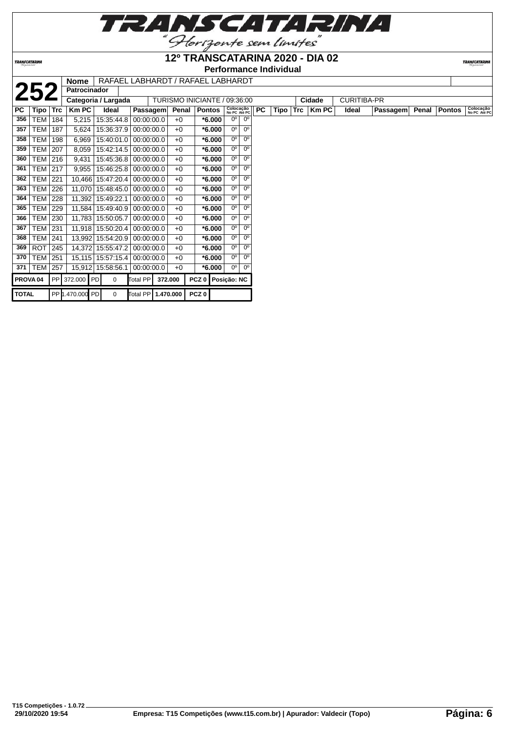# 12º TRANSCATARINA 2020 - DIA 02

## Performance Individual

**252**

| Nome | RAFAEL LABHARDT / RAFAEL LABHARDT |
|---|---|
| Patrocinador | |
| Categoria / Largada | TURISMO INICIANTE / 09:36:00 |
| Cidade | CURITIBA-PR |

| PC | Tipo | Trc | Km PC | Ideal | Passagem | Penal | Pontos | Colocação No PC | Colocação Até PC |
|---|---|---|---|---|---|---|---|---|---|
| 356 | TEM | 184 | 5,215 | 15:35:44.8 | 00:00:00.0 | +0 | *6.000 | 0º | 0º |
| 357 | TEM | 187 | 5,624 | 15:36:37.9 | 00:00:00.0 | +0 | *6.000 | 0º | 0º |
| 358 | TEM | 198 | 6,969 | 15:40:01.0 | 00:00:00.0 | +0 | *6.000 | 0º | 0º |
| 359 | TEM | 207 | 8,059 | 15:42:14.5 | 00:00:00.0 | +0 | *6.000 | 0º | 0º |
| 360 | TEM | 216 | 9,431 | 15:45:36.8 | 00:00:00.0 | +0 | *6.000 | 0º | 0º |
| 361 | TEM | 217 | 9,955 | 15:46:25.8 | 00:00:00.0 | +0 | *6.000 | 0º | 0º |
| 362 | TEM | 221 | 10,466 | 15:47:20.4 | 00:00:00.0 | +0 | *6.000 | 0º | 0º |
| 363 | TEM | 226 | 11,070 | 15:48:45.0 | 00:00:00.0 | +0 | *6.000 | 0º | 0º |
| 364 | TEM | 228 | 11,392 | 15:49:22.1 | 00:00:00.0 | +0 | *6.000 | 0º | 0º |
| 365 | TEM | 229 | 11,584 | 15:49:40.9 | 00:00:00.0 | +0 | *6.000 | 0º | 0º |
| 366 | TEM | 230 | 11,783 | 15:50:05.7 | 00:00:00.0 | +0 | *6.000 | 0º | 0º |
| 367 | TEM | 231 | 11,918 | 15:50:20.4 | 00:00:00.0 | +0 | *6.000 | 0º | 0º |
| 368 | TEM | 241 | 13,992 | 15:54:20.9 | 00:00:00.0 | +0 | *6.000 | 0º | 0º |
| 369 | ROT | 245 | 14,372 | 15:55:47.2 | 00:00:00.0 | +0 | *6.000 | 0º | 0º |
| 370 | TEM | 251 | 15,115 | 15:57:15.4 | 00:00:00.0 | +0 | *6.000 | 0º | 0º |
| 371 | TEM | 257 | 15,912 | 15:58:56.1 | 00:00:00.0 | +0 | *6.000 | 0º | 0º |

| PROVA 04 | PP | 372.000 | PD | 0 | Total PP | 372.000 | PCZ 0 | Posição: NC |
|---|---|---|---|---|---|---|---|---|
| **TOTAL** | PP | 1.470.000 | PD | 0 | Total PP | 1.470.000 | PCZ 0 | |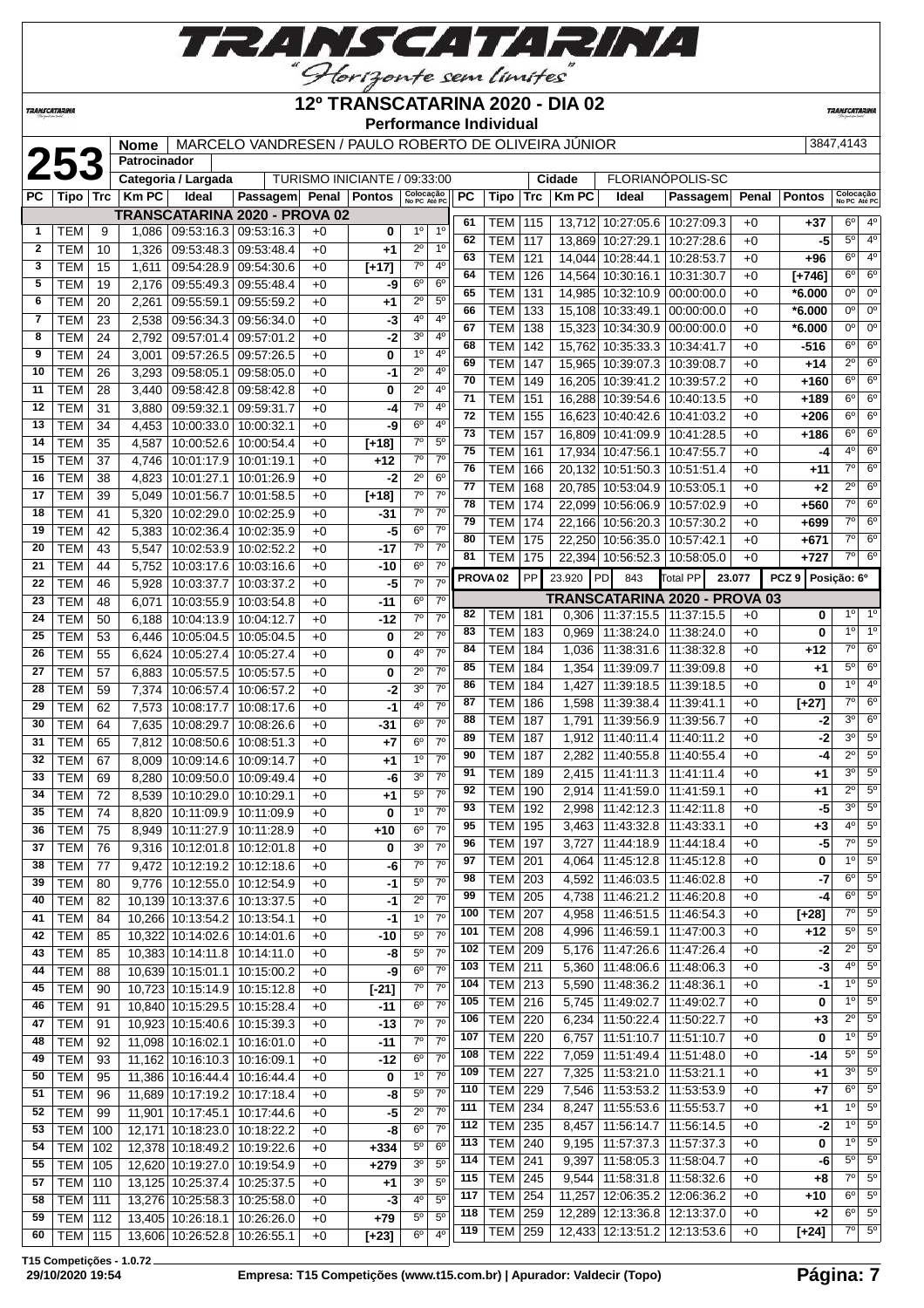# TRANSCATARINA

"Horizonte sem limites"

## 12º TRANSCATARINA 2020 - DIA 02

### Performance Individual

**253**

| Nome | MARCELO VANDRESEN / PAULO ROBERTO DE OLIVEIRA JÚNIOR | 3847,4143 |
|---|---|---|
| Patrocinador | | |
| Categoria / Largada | TURISMO INICIANTE / 09:33:00 | |
| Cidade | FLORIANÓPOLIS-SC | |

**TRANSCATARINA 2020 - PROVA 02**

| PC | Tipo | Trc | Km PC | Ideal | Passagem | Penal | Pontos | Colocação No PC | Colocação Até PC |
|---|---|---|---|---|---|---|---|---|---|
| 1 | TEM | 9 | 1,086 | 09:53:16.3 | 09:53:16.3 | +0 | 0 | 1º | 1º |
| 2 | TEM | 10 | 1,326 | 09:53:48.3 | 09:53:48.4 | +0 | +1 | 2º | 1º |
| 3 | TEM | 15 | 1,611 | 09:54:28.9 | 09:54:30.6 | +0 | [+17] | 7º | 4º |
| 5 | TEM | 19 | 2,176 | 09:55:49.3 | 09:55:48.4 | +0 | -9 | 6º | 6º |
| 6 | TEM | 20 | 2,261 | 09:55:59.1 | 09:55:59.2 | +0 | +1 | 2º | 5º |
| 7 | TEM | 23 | 2,538 | 09:56:34.3 | 09:56:34.0 | +0 | -3 | 4º | 4º |
| 8 | TEM | 24 | 2,792 | 09:57:01.4 | 09:57:01.2 | +0 | -2 | 3º | 4º |
| 9 | TEM | 24 | 3,001 | 09:57:26.5 | 09:57:26.5 | +0 | 0 | 1º | 4º |
| 10 | TEM | 26 | 3,293 | 09:58:05.1 | 09:58:05.0 | +0 | -1 | 2º | 4º |
| 11 | TEM | 28 | 3,440 | 09:58:42.8 | 09:58:42.8 | +0 | 0 | 2º | 4º |
| 12 | TEM | 31 | 3,880 | 09:59:32.1 | 09:59:31.7 | +0 | -4 | 7º | 4º |
| 13 | TEM | 34 | 4,453 | 10:00:33.0 | 10:00:32.1 | +0 | -9 | 6º | 4º |
| 14 | TEM | 35 | 4,587 | 10:00:52.6 | 10:00:54.4 | +0 | [+18] | 7º | 5º |
| 15 | TEM | 37 | 4,746 | 10:01:17.9 | 10:01:19.1 | +0 | +12 | 7º | 7º |
| 16 | TEM | 38 | 4,823 | 10:01:27.1 | 10:01:26.9 | +0 | -2 | 2º | 6º |
| 17 | TEM | 39 | 5,049 | 10:01:56.7 | 10:01:58.5 | +0 | [+18] | 7º | 7º |
| 18 | TEM | 41 | 5,320 | 10:02:29.0 | 10:02:25.9 | +0 | -31 | 7º | 7º |
| 19 | TEM | 42 | 5,383 | 10:02:36.4 | 10:02:35.9 | +0 | -5 | 6º | 7º |
| 20 | TEM | 43 | 5,547 | 10:02:53.9 | 10:02:52.2 | +0 | -17 | 7º | 7º |
| 21 | TEM | 44 | 5,752 | 10:03:17.6 | 10:03:16.6 | +0 | -10 | 6º | 7º |
| 22 | TEM | 46 | 5,928 | 10:03:37.7 | 10:03:37.2 | +0 | -5 | 7º | 7º |
| 23 | TEM | 48 | 6,071 | 10:03:55.9 | 10:03:54.8 | +0 | -11 | 6º | 7º |
| 24 | TEM | 50 | 6,188 | 10:04:13.9 | 10:04:12.7 | +0 | -12 | 7º | 7º |
| 25 | TEM | 53 | 6,446 | 10:05:04.5 | 10:05:04.5 | +0 | 0 | 2º | 7º |
| 26 | TEM | 55 | 6,624 | 10:05:27.4 | 10:05:27.4 | +0 | 0 | 4º | 7º |
| 27 | TEM | 57 | 6,883 | 10:05:57.5 | 10:05:57.5 | +0 | 0 | 2º | 7º |
| 28 | TEM | 59 | 7,374 | 10:06:57.4 | 10:06:57.2 | +0 | -2 | 3º | 7º |
| 29 | TEM | 62 | 7,573 | 10:08:17.7 | 10:08:17.6 | +0 | -1 | 4º | 7º |
| 30 | TEM | 64 | 7,635 | 10:08:29.7 | 10:08:26.6 | +0 | -31 | 6º | 7º |
| 31 | TEM | 65 | 7,812 | 10:08:50.6 | 10:08:51.3 | +0 | +7 | 6º | 7º |
| 32 | TEM | 67 | 8,009 | 10:09:14.6 | 10:09:14.7 | +0 | +1 | 1º | 7º |
| 33 | TEM | 69 | 8,280 | 10:09:50.0 | 10:09:49.4 | +0 | -6 | 3º | 7º |
| 34 | TEM | 72 | 8,539 | 10:10:29.0 | 10:10:29.1 | +0 | +1 | 5º | 7º |
| 35 | TEM | 74 | 8,820 | 10:11:09.9 | 10:11:09.9 | +0 | 0 | 1º | 7º |
| 36 | TEM | 75 | 8,949 | 10:11:27.9 | 10:11:28.9 | +0 | +10 | 6º | 7º |
| 37 | TEM | 76 | 9,316 | 10:12:01.8 | 10:12:01.8 | +0 | 0 | 3º | 7º |
| 38 | TEM | 77 | 9,472 | 10:12:19.2 | 10:12:18.6 | +0 | -6 | 7º | 7º |
| 39 | TEM | 80 | 9,776 | 10:12:55.0 | 10:12:54.9 | +0 | -1 | 5º | 7º |
| 40 | TEM | 82 | 10,139 | 10:13:37.6 | 10:13:37.5 | +0 | -1 | 2º | 7º |
| 41 | TEM | 84 | 10,266 | 10:13:54.2 | 10:13:54.1 | +0 | -1 | 1º | 7º |
| 42 | TEM | 85 | 10,322 | 10:14:02.6 | 10:14:01.6 | +0 | -10 | 5º | 7º |
| 43 | TEM | 85 | 10,383 | 10:14:11.8 | 10:14:11.0 | +0 | -8 | 5º | 7º |
| 44 | TEM | 88 | 10,639 | 10:15:01.1 | 10:15:00.2 | +0 | -9 | 6º | 7º |
| 45 | TEM | 90 | 10,723 | 10:15:14.9 | 10:15:12.8 | +0 | [-21] | 7º | 7º |
| 46 | TEM | 91 | 10,840 | 10:15:29.5 | 10:15:28.4 | +0 | -11 | 6º | 7º |
| 47 | TEM | 91 | 10,923 | 10:15:40.6 | 10:15:39.3 | +0 | -13 | 7º | 7º |
| 48 | TEM | 92 | 11,098 | 10:16:02.1 | 10:16:01.0 | +0 | -11 | 7º | 7º |
| 49 | TEM | 93 | 11,162 | 10:16:10.3 | 10:16:09.1 | +0 | -12 | 6º | 7º |
| 50 | TEM | 95 | 11,386 | 10:16:44.4 | 10:16:44.4 | +0 | 0 | 1º | 7º |
| 51 | TEM | 96 | 11,689 | 10:17:19.2 | 10:17:18.4 | +0 | -8 | 5º | 7º |
| 52 | TEM | 99 | 11,901 | 10:17:45.1 | 10:17:44.6 | +0 | -5 | 2º | 7º |
| 53 | TEM | 100 | 12,171 | 10:18:23.0 | 10:18:22.2 | +0 | -8 | 6º | 7º |
| 54 | TEM | 102 | 12,378 | 10:18:49.2 | 10:19:22.6 | +0 | +334 | 5º | 6º |
| 55 | TEM | 105 | 12,620 | 10:19:27.0 | 10:19:54.9 | +0 | +279 | 3º | 5º |
| 57 | TEM | 110 | 13,125 | 10:25:37.4 | 10:25:37.5 | +0 | +1 | 3º | 5º |
| 58 | TEM | 111 | 13,276 | 10:25:58.3 | 10:25:58.0 | +0 | -3 | 4º | 5º |
| 59 | TEM | 112 | 13,405 | 10:26:18.1 | 10:26:26.0 | +0 | +79 | 5º | 5º |
| 60 | TEM | 115 | 13,606 | 10:26:52.8 | 10:26:55.1 | +0 | [+23] | 6º | 4º |
| 61 | TEM | 115 | 13,712 | 10:27:05.6 | 10:27:09.3 | +0 | +37 | 6º | 4º |
| 62 | TEM | 117 | 13,869 | 10:27:29.1 | 10:27:28.6 | +0 | -5 | 5º | 4º |
| 63 | TEM | 121 | 14,044 | 10:28:44.1 | 10:28:53.7 | +0 | +96 | 6º | 4º |
| 64 | TEM | 126 | 14,564 | 10:30:16.1 | 10:31:30.7 | +0 | [+746] | 6º | 6º |
| 65 | TEM | 131 | 14,985 | 10:32:10.9 | 00:00:00.0 | +0 | *6.000 | 0º | 0º |
| 66 | TEM | 133 | 15,108 | 10:33:49.1 | 00:00:00.0 | +0 | *6.000 | 0º | 0º |
| 67 | TEM | 138 | 15,323 | 10:34:30.9 | 00:00:00.0 | +0 | *6.000 | 0º | 0º |
| 68 | TEM | 142 | 15,762 | 10:35:33.3 | 10:34:41.7 | +0 | -516 | 6º | 6º |
| 69 | TEM | 147 | 15,965 | 10:39:07.3 | 10:39:08.7 | +0 | +14 | 2º | 6º |
| 70 | TEM | 149 | 16,205 | 10:39:41.2 | 10:39:57.2 | +0 | +160 | 6º | 6º |
| 71 | TEM | 151 | 16,288 | 10:39:54.6 | 10:40:13.5 | +0 | +189 | 6º | 6º |
| 72 | TEM | 155 | 16,623 | 10:40:42.6 | 10:41:03.2 | +0 | +206 | 6º | 6º |
| 73 | TEM | 157 | 16,809 | 10:41:09.9 | 10:41:28.5 | +0 | +186 | 6º | 6º |
| 75 | TEM | 161 | 17,934 | 10:47:56.1 | 10:47:55.7 | +0 | -4 | 4º | 6º |
| 76 | TEM | 166 | 20,132 | 10:51:50.3 | 10:51:51.4 | +0 | +11 | 7º | 6º |
| 77 | TEM | 168 | 20,785 | 10:53:04.9 | 10:53:05.1 | +0 | +2 | 2º | 6º |
| 78 | TEM | 174 | 22,099 | 10:56:06.9 | 10:57:02.9 | +0 | +560 | 7º | 6º |
| 79 | TEM | 174 | 22,166 | 10:56:20.3 | 10:57:30.2 | +0 | +699 | 7º | 6º |
| 80 | TEM | 175 | 22,250 | 10:56:35.0 | 10:57:42.1 | +0 | +671 | 7º | 6º |
| 81 | TEM | 175 | 22,394 | 10:56:52.3 | 10:58:05.0 | +0 | +727 | 7º | 6º |

PROVA 02 | PP 23.920 | PD 843 | Total PP 23.077 | PCZ 9 | Posição: 6º

**TRANSCATARINA 2020 - PROVA 03**

| PC | Tipo | Trc | Km PC | Ideal | Passagem | Penal | Pontos | Colocação No PC | Colocação Até PC |
|---|---|---|---|---|---|---|---|---|---|
| 82 | TEM | 181 | 0,306 | 11:37:15.5 | 11:37:15.5 | +0 | 0 | 1º | 1º |
| 83 | TEM | 183 | 0,969 | 11:38:24.0 | 11:38:24.0 | +0 | 0 | 1º | 1º |
| 84 | TEM | 184 | 1,036 | 11:38:31.6 | 11:38:32.8 | +0 | +12 | 7º | 6º |
| 85 | TEM | 184 | 1,354 | 11:39:09.7 | 11:39:09.8 | +0 | +1 | 5º | 6º |
| 86 | TEM | 184 | 1,427 | 11:39:18.5 | 11:39:18.5 | +0 | 0 | 1º | 4º |
| 87 | TEM | 186 | 1,598 | 11:39:38.4 | 11:39:41.1 | +0 | [+27] | 7º | 6º |
| 88 | TEM | 187 | 1,791 | 11:39:56.9 | 11:39:56.7 | +0 | -2 | 3º | 6º |
| 89 | TEM | 187 | 1,912 | 11:40:11.4 | 11:40:11.2 | +0 | -2 | 3º | 5º |
| 90 | TEM | 187 | 2,282 | 11:40:55.8 | 11:40:55.4 | +0 | -4 | 2º | 5º |
| 91 | TEM | 189 | 2,415 | 11:41:11.3 | 11:41:11.4 | +0 | +1 | 3º | 5º |
| 92 | TEM | 190 | 2,914 | 11:41:59.0 | 11:41:59.1 | +0 | +1 | 2º | 5º |
| 93 | TEM | 192 | 2,998 | 11:42:12.3 | 11:42:11.8 | +0 | -5 | 3º | 5º |
| 95 | TEM | 195 | 3,463 | 11:43:32.8 | 11:43:33.1 | +0 | +3 | 4º | 5º |
| 96 | TEM | 197 | 3,727 | 11:44:18.9 | 11:44:18.4 | +0 | -5 | 7º | 5º |
| 97 | TEM | 201 | 4,064 | 11:45:12.8 | 11:45:12.8 | +0 | 0 | 1º | 5º |
| 98 | TEM | 203 | 4,592 | 11:46:03.5 | 11:46:02.8 | +0 | -7 | 6º | 5º |
| 99 | TEM | 205 | 4,738 | 11:46:21.2 | 11:46:20.8 | +0 | -4 | 6º | 5º |
| 100 | TEM | 207 | 4,958 | 11:46:51.5 | 11:46:54.3 | +0 | [+28] | 7º | 5º |
| 101 | TEM | 208 | 4,996 | 11:46:59.1 | 11:47:00.3 | +0 | +12 | 5º | 5º |
| 102 | TEM | 209 | 5,176 | 11:47:26.6 | 11:47:26.4 | +0 | -2 | 2º | 5º |
| 103 | TEM | 211 | 5,360 | 11:48:06.6 | 11:48:06.3 | +0 | -3 | 4º | 5º |
| 104 | TEM | 213 | 5,590 | 11:48:36.2 | 11:48:36.1 | +0 | -1 | 1º | 5º |
| 105 | TEM | 216 | 5,745 | 11:49:02.7 | 11:49:02.7 | +0 | 0 | 1º | 5º |
| 106 | TEM | 220 | 6,234 | 11:50:22.4 | 11:50:22.7 | +0 | +3 | 2º | 5º |
| 107 | TEM | 220 | 6,757 | 11:51:10.7 | 11:51:10.7 | +0 | 0 | 1º | 5º |
| 108 | TEM | 222 | 7,059 | 11:51:49.4 | 11:51:48.0 | +0 | -14 | 5º | 5º |
| 109 | TEM | 227 | 7,325 | 11:53:21.0 | 11:53:21.1 | +0 | +1 | 3º | 5º |
| 110 | TEM | 229 | 7,546 | 11:53:53.2 | 11:53:53.9 | +0 | +7 | 6º | 5º |
| 111 | TEM | 234 | 8,247 | 11:55:53.6 | 11:55:53.7 | +0 | +1 | 1º | 5º |
| 112 | TEM | 235 | 8,457 | 11:56:14.7 | 11:56:14.5 | +0 | -2 | 1º | 5º |
| 113 | TEM | 240 | 9,195 | 11:57:37.3 | 11:57:37.3 | +0 | 0 | 1º | 5º |
| 114 | TEM | 241 | 9,397 | 11:58:05.3 | 11:58:04.7 | +0 | -6 | 5º | 5º |
| 115 | TEM | 245 | 9,544 | 11:58:31.8 | 11:58:32.6 | +0 | +8 | 7º | 5º |
| 117 | TEM | 254 | 11,257 | 12:06:35.2 | 12:06:36.2 | +0 | +10 | 6º | 5º |
| 118 | TEM | 259 | 12,289 | 12:13:36.8 | 12:13:37.0 | +0 | +2 | 6º | 5º |
| 119 | TEM | 259 | 12,433 | 12:13:51.2 | 12:13:53.6 | +0 | [+24] | 7º | 5º |

T15 Competições - 1.0.72
29/10/2020 19:54 — Empresa: T15 Competições (www.t15.com.br) | Apurador: Valdecir (Topo)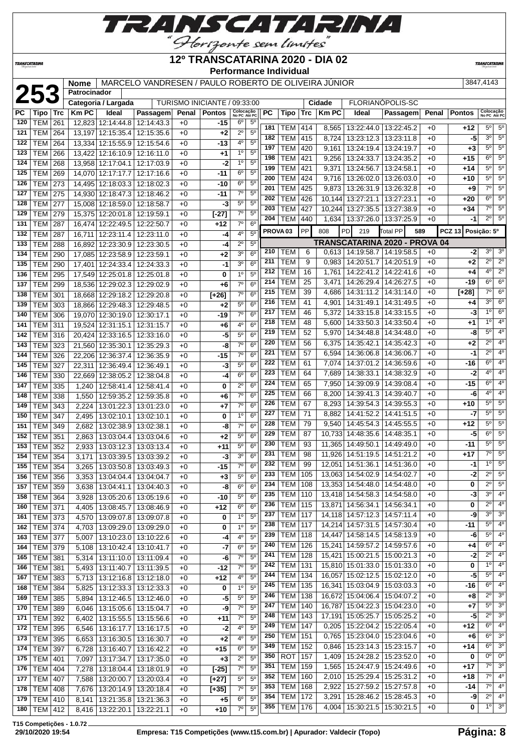# 12º TRANSCATARINA 2020 - DIA 02

**Performance Individual**

**253**

| Nome | MARCELO VANDRESEN / PAULO ROBERTO DE OLIVEIRA JÚNIOR | 3847,4143 |
|---|---|---|
| Patrocinador | | |
| Categoria / Largada | TURISMO INICIANTE / 09:33:00 | Cidade: FLORIANÓPOLIS-SC |

| PC | Tipo | Trc | Km PC | Ideal | Passagem | Penal | Pontos | Colocação No PC | Colocação Até PC |
|---|---|---|---|---|---|---|---|---|---|
| 120 | TEM | 261 | 12,823 | 12:14:44.8 | 12:14:43.3 | +0 | -15 | 6º | 5º |
| 121 | TEM | 264 | 13,197 | 12:15:35.4 | 12:15:35.6 | +0 | +2 | 2º | 5º |
| 122 | TEM | 264 | 13,334 | 12:15:55.9 | 12:15:54.6 | +0 | -13 | 4º | 5º |
| 123 | TEM | 266 | 13,422 | 12:16:10.9 | 12:16:11.0 | +0 | +1 | 1º | 5º |
| 124 | TEM | 268 | 13,958 | 12:17:04.1 | 12:17:03.9 | +0 | -2 | 1º | 5º |
| 125 | TEM | 269 | 14,070 | 12:17:17.7 | 12:17:16.6 | +0 | -11 | 6º | 5º |
| 126 | TEM | 273 | 14,495 | 12:18:03.3 | 12:18:02.3 | +0 | -10 | 6º | 5º |
| 127 | TEM | 275 | 14,930 | 12:18:47.3 | 12:18:46.2 | +0 | -11 | 7º | 5º |
| 128 | TEM | 277 | 15,008 | 12:18:59.0 | 12:18:58.7 | +0 | -3 | 5º | 5º |
| 129 | TEM | 279 | 15,375 | 12:20:01.8 | 12:19:59.1 | +0 | [-27] | 7º | 5º |
| 131 | TEM | 287 | 16,474 | 12:22:49.5 | 12:22:50.7 | +0 | +12 | 7º | 6º |
| 132 | TEM | 287 | 16,711 | 12:23:11.4 | 12:23:11.0 | +0 | -4 | 4º | 5º |
| 133 | TEM | 288 | 16,892 | 12:23:30.9 | 12:23:30.5 | +0 | -4 | 2º | 5º |
| 134 | TEM | 290 | 17,085 | 12:23:58.9 | 12:23:59.1 | +0 | +2 | 3º | 6º |
| 135 | TEM | 290 | 17,401 | 12:24:33.4 | 12:24:33.3 | +0 | -1 | 3º | 6º |
| 136 | TEM | 295 | 17,549 | 12:25:01.8 | 12:25:01.8 | +0 | 0 | 1º | 5º |
| 137 | TEM | 299 | 18,536 | 12:29:02.3 | 12:29:02.9 | +0 | +6 | 7º | 6º |
| 138 | TEM | 301 | 18,668 | 12:29:18.2 | 12:29:20.8 | +0 | [+26] | 7º | 6º |
| 139 | TEM | 303 | 18,866 | 12:29:48.3 | 12:29:48.5 | +0 | +2 | 5º | 6º |
| 140 | TEM | 306 | 19,070 | 12:30:19.0 | 12:30:17.1 | +0 | -19 | 7º | 6º |
| 141 | TEM | 311 | 19,524 | 12:31:15.1 | 12:31:15.7 | +0 | +6 | 4º | 6º |
| 142 | TEM | 316 | 20,424 | 12:33:16.5 | 12:33:16.0 | +0 | -5 | 5º | 6º |
| 143 | TEM | 323 | 21,560 | 12:35:30.1 | 12:35:29.3 | +0 | -8 | 7º | 6º |
| 144 | TEM | 326 | 22,206 | 12:36:37.4 | 12:36:35.9 | +0 | -15 | 7º | 6º |
| 145 | TEM | 327 | 22,311 | 12:36:49.4 | 12:36:49.1 | +0 | -3 | 5º | 6º |
| 146 | TEM | 330 | 22,669 | 12:38:05.2 | 12:38:04.8 | +0 | -4 | 6º | 6º |
| 147 | TEM | 335 | 1,240 | 12:58:41.4 | 12:58:41.4 | +0 | 0 | 2º | 6º |
| 148 | TEM | 338 | 1,550 | 12:59:35.2 | 12:59:35.8 | +0 | +6 | 7º | 6º |
| 149 | TEM | 343 | 2,224 | 13:01:22.3 | 13:01:23.0 | +0 | +7 | 7º | 6º |
| 150 | TEM | 347 | 2,495 | 13:02:10.1 | 13:02:10.1 | +0 | 0 | 1º | 6º |
| 151 | TEM | 349 | 2,682 | 13:02:38.9 | 13:02:38.1 | +0 | -8 | 7º | 6º |
| 152 | TEM | 351 | 2,863 | 13:03:04.4 | 13:03:04.6 | +0 | +2 | 5º | 6º |
| 153 | TEM | 352 | 2,933 | 13:03:12.3 | 13:03:13.4 | +0 | +11 | 5º | 6º |
| 154 | TEM | 354 | 3,171 | 13:03:39.5 | 13:03:39.2 | +0 | -3 | 3º | 6º |
| 155 | TEM | 354 | 3,265 | 13:03:50.8 | 13:03:49.3 | +0 | -15 | 7º | 6º |
| 156 | TEM | 356 | 3,353 | 13:04:04.4 | 13:04:04.7 | +0 | +3 | 5º | 6º |
| 157 | TEM | 359 | 3,638 | 13:04:41.1 | 13:04:40.3 | +0 | -8 | 6º | 6º |
| 158 | TEM | 364 | 3,928 | 13:05:20.6 | 13:05:19.6 | +0 | -10 | 5º | 6º |
| 160 | TEM | 371 | 4,405 | 13:08:45.7 | 13:08:46.9 | +0 | +12 | 6º | 6º |
| 161 | TEM | 373 | 4,570 | 13:09:07.8 | 13:09:07.8 | +0 | 0 | 1º | 5º |
| 162 | TEM | 374 | 4,703 | 13:09:29.0 | 13:09:29.0 | +0 | 0 | 1º | 5º |
| 163 | TEM | 377 | 5,007 | 13:10:23.0 | 13:10:22.6 | +0 | -4 | 4º | 5º |
| 164 | TEM | 379 | 5,108 | 13:10:42.4 | 13:10:41.7 | +0 | -7 | 6º | 5º |
| 165 | TEM | 381 | 5,314 | 13:11:10.0 | 13:11:09.4 | +0 | -6 | 7º | 5º |
| 166 | TEM | 381 | 5,493 | 13:11:40.7 | 13:11:39.5 | +0 | -12 | 7º | 5º |
| 167 | TEM | 383 | 5,713 | 13:12:16.8 | 13:12:18.0 | +0 | +12 | 4º | 5º |
| 168 | TEM | 384 | 5,825 | 13:12:33.3 | 13:12:33.3 | +0 | 0 | 1º | 5º |
| 169 | TEM | 385 | 5,894 | 13:12:46.5 | 13:12:46.0 | +0 | -5 | 5º | 5º |
| 170 | TEM | 389 | 6,046 | 13:15:05.6 | 13:15:04.7 | +0 | -9 | 7º | 5º |
| 171 | TEM | 392 | 6,402 | 13:15:55.5 | 13:15:56.6 | +0 | +11 | 7º | 5º |
| 172 | TEM | 395 | 6,546 | 13:16:17.7 | 13:16:17.5 | +0 | -2 | 4º | 5º |
| 173 | TEM | 395 | 6,653 | 13:16:30.5 | 13:16:30.7 | +0 | +2 | 4º | 5º |
| 174 | TEM | 397 | 6,728 | 13:16:40.7 | 13:16:42.2 | +0 | +15 | 6º | 5º |
| 175 | TEM | 401 | 7,097 | 13:17:34.7 | 13:17:35.0 | +0 | +3 | 2º | 5º |
| 176 | TEM | 404 | 7,278 | 13:18:04.4 | 13:18:01.9 | +0 | [-25] | 7º | 5º |
| 177 | TEM | 407 | 7,588 | 13:20:00.7 | 13:20:03.4 | +0 | [+27] | 5º | 5º |
| 178 | TEM | 408 | 7,676 | 13:20:14.9 | 13:20:18.4 | +0 | [+35] | 7º | 5º |
| 179 | TEM | 410 | 8,141 | 13:21:35.8 | 13:21:36.3 | +0 | +5 | 6º | 5º |
| 180 | TEM | 412 | 8,416 | 13:22:20.1 | 13:22:21.1 | +0 | +10 | 7º | 5º |
| 181 | TEM | 414 | 8,565 | 13:22:44.0 | 13:22:45.2 | +0 | +12 | 5º | 5º |
| 182 | TEM | 415 | 8,724 | 13:23:12.3 | 13:23:11.8 | +0 | -5 | 3º | 5º |
| 197 | TEM | 420 | 9,161 | 13:24:19.4 | 13:24:19.7 | +0 | +3 | 5º | 5º |
| 198 | TEM | 421 | 9,256 | 13:24:33.7 | 13:24:35.2 | +0 | +15 | 6º | 5º |
| 199 | TEM | 421 | 9,371 | 13:24:56.7 | 13:24:58.1 | +0 | +14 | 5º | 5º |
| 200 | TEM | 424 | 9,716 | 13:26:02.0 | 13:26:03.0 | +0 | +10 | 5º | 5º |
| 201 | TEM | 425 | 9,873 | 13:26:31.9 | 13:26:32.8 | +0 | +9 | 7º | 5º |
| 202 | TEM | 426 | 10,144 | 13:27:21.1 | 13:27:23.1 | +0 | +20 | 6º | 5º |
| 203 | TEM | 427 | 10,244 | 13:27:35.5 | 13:27:38.9 | +0 | +34 | 7º | 5º |
| 204 | TEM | 440 | 1,634 | 13:37:26.0 | 13:37:25.9 | +0 | -1 | 2º | 5º |

| PROVA 03 | PP | 808 | PD | 219 | Total PP | 589 | PCZ 13 | Posição: 5º |
|---|---|---|---|---|---|---|---|---|

## TRANSCATARINA 2020 - PROVA 04

| PC | Tipo | Trc | Km PC | Ideal | Passagem | Penal | Pontos | Colocação No PC | Colocação Até PC |
|---|---|---|---|---|---|---|---|---|---|
| 210 | TEM | 6 | 0,613 | 14:19:58.7 | 14:19:58.5 | +0 | -2 | 3º | 3º |
| 211 | TEM | 9 | 0,983 | 14:20:51.7 | 14:20:51.9 | +0 | +2 | 2º | 2º |
| 212 | TEM | 16 | 1,761 | 14:22:41.2 | 14:22:41.6 | +0 | +4 | 4º | 2º |
| 214 | TEM | 25 | 3,471 | 14:26:29.4 | 14:26:27.5 | +0 | -19 | 6º | 6º |
| 215 | TEM | 39 | 4,686 | 14:31:11.2 | 14:31:14.0 | +0 | [+28] | 7º | 6º |
| 216 | TEM | 41 | 4,901 | 14:31:49.1 | 14:31:49.5 | +0 | +4 | 3º | 6º |
| 217 | TEM | 46 | 5,372 | 14:33:15.8 | 14:33:15.5 | +0 | -3 | 1º | 6º |
| 218 | TEM | 48 | 5,600 | 14:33:50.3 | 14:33:50.4 | +0 | +1 | 1º | 4º |
| 219 | TEM | 52 | 5,970 | 14:34:48.8 | 14:34:48.0 | +0 | -8 | 5º | 4º |
| 220 | TEM | 56 | 6,375 | 14:35:42.1 | 14:35:42.3 | +0 | +2 | 2º | 4º |
| 221 | TEM | 57 | 6,594 | 14:36:06.8 | 14:36:06.7 | +0 | -1 | 2º | 4º |
| 222 | TEM | 61 | 7,074 | 14:37:01.2 | 14:36:59.6 | +0 | -16 | 6º | 4º |
| 223 | TEM | 64 | 7,689 | 14:38:33.1 | 14:38:32.9 | +0 | -2 | 4º | 4º |
| 224 | TEM | 65 | 7,950 | 14:39:09.9 | 14:39:08.4 | +0 | -15 | 6º | 4º |
| 225 | TEM | 66 | 8,200 | 14:39:41.3 | 14:39:40.7 | +0 | -6 | 4º | 4º |
| 226 | TEM | 67 | 8,293 | 14:39:54.3 | 14:39:55.3 | +0 | +10 | 5º | 5º |
| 227 | TEM | 71 | 8,882 | 14:41:52.2 | 14:41:51.5 | +0 | -7 | 5º | 5º |
| 228 | TEM | 79 | 9,540 | 14:45:54.3 | 14:45:55.5 | +0 | +12 | 5º | 5º |
| 229 | TEM | 87 | 10,733 | 14:48:35.6 | 14:48:35.1 | +0 | -5 | 6º | 5º |
| 230 | TEM | 93 | 11,365 | 14:49:50.1 | 14:49:49.0 | +0 | -11 | 5º | 5º |
| 231 | TEM | 98 | 11,926 | 14:51:19.5 | 14:51:21.2 | +0 | +17 | 7º | 5º |
| 232 | TEM | 99 | 12,051 | 14:51:36.1 | 14:51:36.0 | +0 | -1 | 1º | 5º |
| 233 | TEM | 105 | 13,063 | 14:54:02.9 | 14:54:02.7 | +0 | -2 | 2º | 5º |
| 234 | TEM | 108 | 13,353 | 14:54:48.0 | 14:54:48.0 | +0 | 0 | 2º | 5º |
| 235 | TEM | 110 | 13,418 | 14:54:58.3 | 14:54:58.0 | +0 | -3 | 3º | 4º |
| 236 | TEM | 115 | 13,871 | 14:56:34.1 | 14:56:34.1 | +0 | 0 | 2º | 4º |
| 237 | TEM | 117 | 14,118 | 14:57:12.3 | 14:57:11.4 | +0 | -9 | 3º | 3º |
| 238 | TEM | 117 | 14,214 | 14:57:31.5 | 14:57:30.4 | +0 | -11 | 5º | 4º |
| 239 | TEM | 118 | 14,447 | 14:58:14.5 | 14:58:13.9 | +0 | -6 | 5º | 4º |
| 240 | TEM | 126 | 15,241 | 14:59:57.2 | 14:59:57.6 | +0 | +4 | 6º | 4º |
| 241 | TEM | 128 | 15,421 | 15:00:21.5 | 15:00:21.3 | +0 | -2 | 2º | 4º |
| 242 | TEM | 131 | 15,810 | 15:01:33.0 | 15:01:33.0 | +0 | 0 | 1º | 4º |
| 244 | TEM | 134 | 16,057 | 15:02:12.5 | 15:02:12.0 | +0 | -5 | 5º | 4º |
| 245 | TEM | 135 | 16,341 | 15:03:04.9 | 15:03:03.3 | +0 | -16 | 6º | 4º |
| 246 | TEM | 138 | 16,672 | 15:04:06.4 | 15:04:07.2 | +0 | +8 | 2º | 3º |
| 247 | TEM | 140 | 16,787 | 15:04:22.3 | 15:04:23.0 | +0 | +7 | 5º | 3º |
| 248 | TEM | 143 | 17,191 | 15:05:25.7 | 15:05:25.2 | +0 | -5 | 2º | 3º |
| 249 | TEM | 147 | 0,205 | 15:22:04.2 | 15:22:05.4 | +0 | +12 | 6º | 4º |
| 250 | TEM | 151 | 0,765 | 15:23:04.0 | 15:23:04.6 | +0 | +6 | 6º | 3º |
| 349 | TEM | 152 | 0,846 | 15:23:14.3 | 15:23:15.7 | +0 | +14 | 6º | 3º |
| 350 | ROT | 157 | 1,409 | 15:24:28.2 | 15:23:52.0 | +0 | 0 | 0º | 0º |
| 351 | TEM | 159 | 1,565 | 15:24:47.9 | 15:24:49.6 | +0 | +17 | 7º | 3º |
| 352 | TEM | 160 | 2,010 | 15:25:29.4 | 15:25:31.2 | +0 | +18 | 7º | 4º |
| 353 | TEM | 168 | 2,922 | 15:27:59.2 | 15:27:57.8 | +0 | -14 | 7º | 4º |
| 354 | TEM | 172 | 3,291 | 15:28:46.2 | 15:28:45.3 | +0 | -9 | 2º | 4º |
| 355 | TEM | 176 | 4,004 | 15:30:21.5 | 15:30:21.5 | +0 | 0 | 1º | 3º |

T15 Competições - 1.0.72
29/10/2020 19:54 — Empresa: T15 Competições (www.t15.com.br) | Apurador: Valdecir (Topo)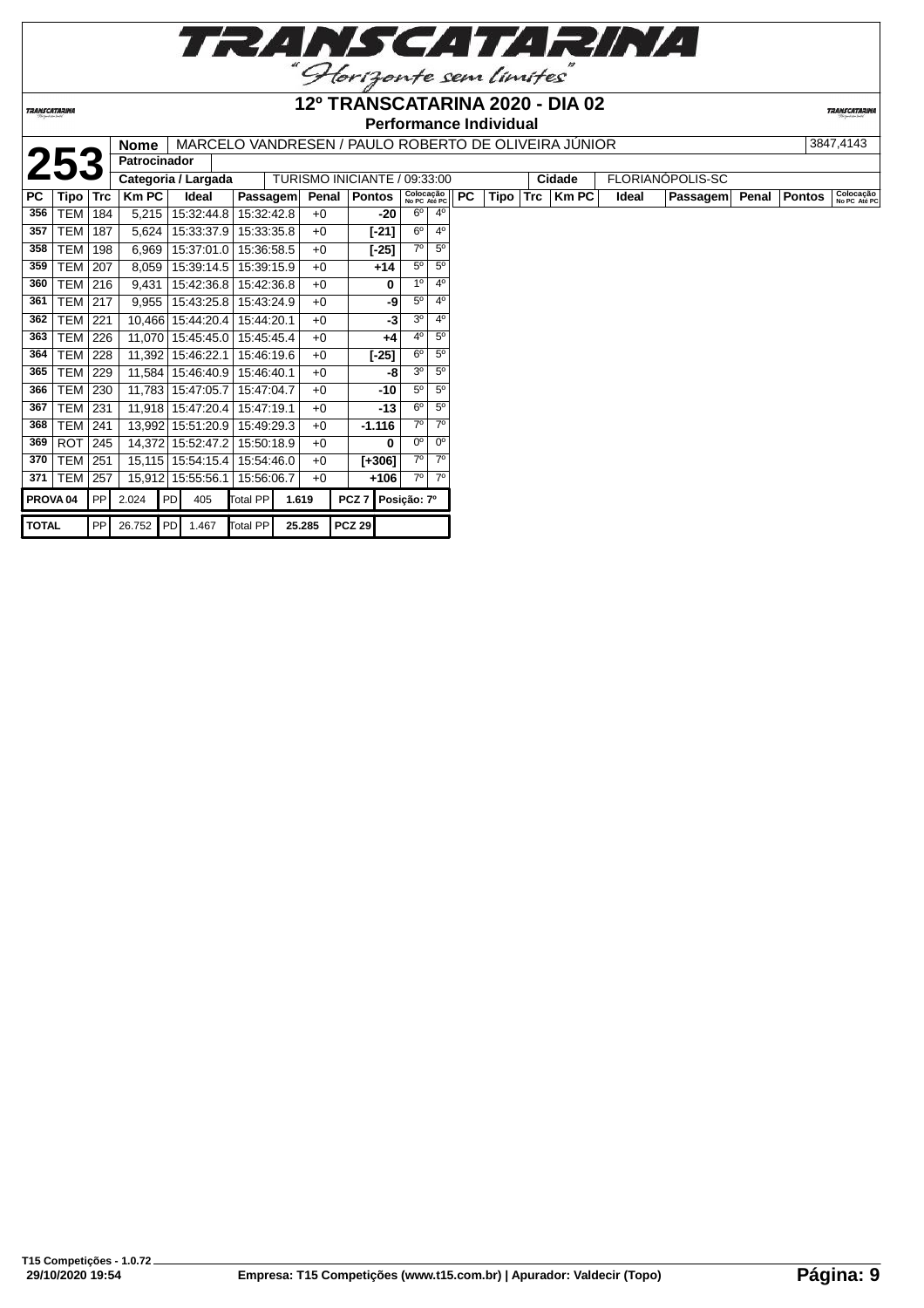# 12º TRANSCATARINA 2020 - DIA 02

**Performance Individual**

| **253** | Nome | MARCELO VANDRESEN / PAULO ROBERTO DE OLIVEIRA JÚNIOR | 3847,4143 |
|---|---|---|---|
| | Patrocinador | | |
| | Categoria / Largada | TURISMO INICIANTE / 09:33:00 | Cidade: FLORIANÓPOLIS-SC |

| PC | Tipo | Trc | Km PC | Ideal | Passagem | Penal | Pontos | Colocação No PC | Colocação Até PC |
|---|---|---|---|---|---|---|---|---|---|
| 356 | TEM | 184 | 5,215 | 15:32:44.8 | 15:32:42.8 | +0 | -20 | 6º | 4º |
| 357 | TEM | 187 | 5,624 | 15:33:37.9 | 15:33:35.8 | +0 | [-21] | 6º | 4º |
| 358 | TEM | 198 | 6,969 | 15:37:01.0 | 15:36:58.5 | +0 | [-25] | 7º | 5º |
| 359 | TEM | 207 | 8,059 | 15:39:14.5 | 15:39:15.9 | +0 | +14 | 5º | 5º |
| 360 | TEM | 216 | 9,431 | 15:42:36.8 | 15:42:36.8 | +0 | 0 | 1º | 4º |
| 361 | TEM | 217 | 9,955 | 15:43:25.8 | 15:43:24.9 | +0 | -9 | 5º | 4º |
| 362 | TEM | 221 | 10,466 | 15:44:20.4 | 15:44:20.1 | +0 | -3 | 3º | 4º |
| 363 | TEM | 226 | 11,070 | 15:45:45.0 | 15:45:45.4 | +0 | +4 | 4º | 5º |
| 364 | TEM | 228 | 11,392 | 15:46:22.1 | 15:46:19.6 | +0 | [-25] | 6º | 5º |
| 365 | TEM | 229 | 11,584 | 15:46:40.9 | 15:46:40.1 | +0 | -8 | 3º | 5º |
| 366 | TEM | 230 | 11,783 | 15:47:05.7 | 15:47:04.7 | +0 | -10 | 5º | 5º |
| 367 | TEM | 231 | 11,918 | 15:47:20.4 | 15:47:19.1 | +0 | -13 | 6º | 5º |
| 368 | TEM | 241 | 13,992 | 15:51:20.9 | 15:49:29.3 | +0 | -1.116 | 7º | 7º |
| 369 | ROT | 245 | 14,372 | 15:52:47.2 | 15:50:18.9 | +0 | 0 | 0º | 0º |
| 370 | TEM | 251 | 15,115 | 15:54:15.4 | 15:54:46.0 | +0 | [+306] | 7º | 7º |
| 371 | TEM | 257 | 15,912 | 15:55:56.1 | 15:56:06.7 | +0 | +106 | 7º | 7º |

| | | | | | | | | |
|---|---|---|---|---|---|---|---|---|
| PROVA 04 | PP | 2.024 | PD | 405 | Total PP | 1.619 | PCZ 7 | Posição: 7º |
| TOTAL | PP | 26.752 | PD | 1.467 | Total PP | 25.285 | PCZ 29 | |

T15 Competições - 1.0.72
29/10/2020 19:54

Empresa: T15 Competições (www.t15.com.br) | Apurador: Valdecir (Topo)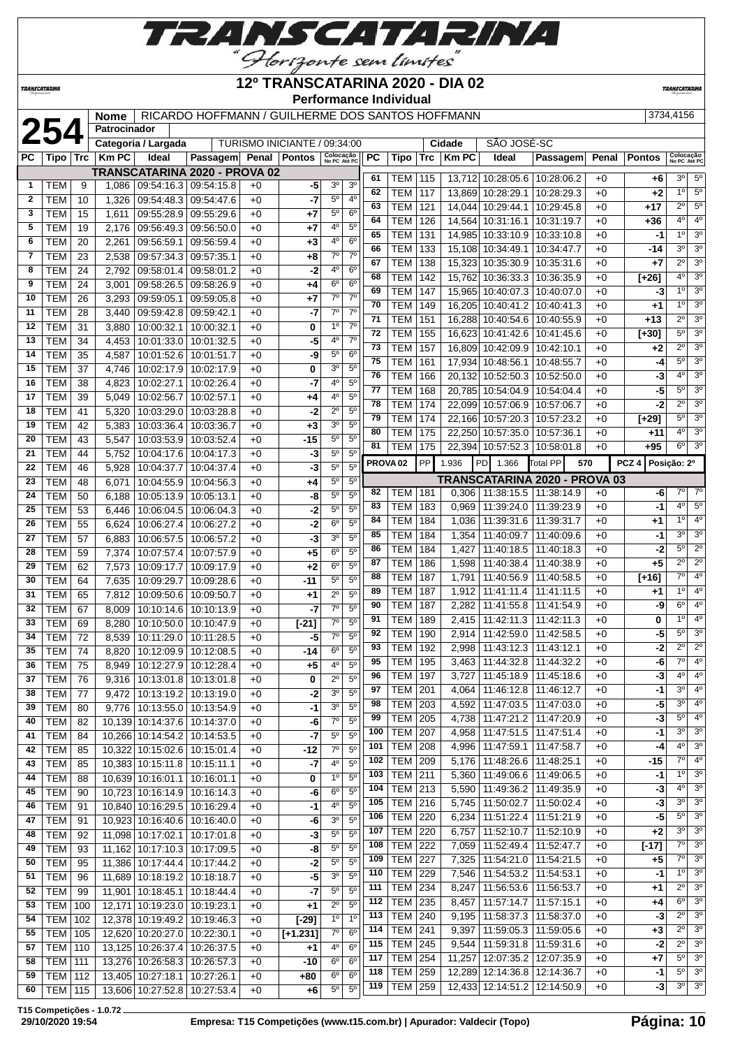# 12º TRANSCATARINA 2020 - DIA 02

**Performance Individual**

| **254** | Nome | RICARDO HOFFMANN / GUILHERME DOS SANTOS HOFFMANN | 3734,4156 |
|---|---|---|---|
| | Patrocinador | | |
| | Categoria / Largada | TURISMO INICIANTE / 09:34:00 | Cidade: SÃO JOSÉ-SC |

## TRANSCATARINA 2020 - PROVA 02

| PC | Tipo | Trc | Km PC | Ideal | Passagem | Penal | Pontos | Colocação No PC | Colocação Até PC |
|---|---|---|---|---|---|---|---|---|---|
| 1 | TEM | 9 | 1,086 | 09:54:16.3 | 09:54:15.8 | +0 | -5 | 3º | 3º |
| 2 | TEM | 10 | 1,326 | 09:54:48.3 | 09:54:47.6 | +0 | -7 | 5º | 4º |
| 3 | TEM | 15 | 1,611 | 09:55:28.9 | 09:55:29.6 | +0 | +7 | 5º | 6º |
| 5 | TEM | 19 | 2,176 | 09:56:49.3 | 09:56:50.0 | +0 | +7 | 4º | 5º |
| 6 | TEM | 20 | 2,261 | 09:56:59.1 | 09:56:59.4 | +0 | +3 | 4º | 6º |
| 7 | TEM | 23 | 2,538 | 09:57:34.3 | 09:57:35.1 | +0 | +8 | 7º | 7º |
| 8 | TEM | 24 | 2,792 | 09:58:01.4 | 09:58:01.2 | +0 | -2 | 4º | 6º |
| 9 | TEM | 24 | 3,001 | 09:58:26.5 | 09:58:26.9 | +0 | +4 | 6º | 6º |
| 10 | TEM | 26 | 3,293 | 09:59:05.1 | 09:59:05.8 | +0 | +7 | 7º | 7º |
| 11 | TEM | 28 | 3,440 | 09:59:42.8 | 09:59:42.1 | +0 | -7 | 7º | 7º |
| 12 | TEM | 31 | 3,880 | 10:00:32.1 | 10:00:32.1 | +0 | 0 | 1º | 7º |
| 13 | TEM | 34 | 4,453 | 10:01:33.0 | 10:01:32.5 | +0 | -5 | 4º | 7º |
| 14 | TEM | 35 | 4,587 | 10:01:52.6 | 10:01:51.7 | +0 | -9 | 5º | 6º |
| 15 | TEM | 37 | 4,746 | 10:02:17.9 | 10:02:17.9 | +0 | 0 | 3º | 5º |
| 16 | TEM | 38 | 4,823 | 10:02:27.1 | 10:02:26.4 | +0 | -7 | 4º | 5º |
| 17 | TEM | 39 | 5,049 | 10:02:56.7 | 10:02:57.1 | +0 | +4 | 4º | 5º |
| 18 | TEM | 41 | 5,320 | 10:03:29.0 | 10:03:28.8 | +0 | -2 | 2º | 5º |
| 19 | TEM | 42 | 5,383 | 10:03:36.4 | 10:03:36.7 | +0 | +3 | 3º | 5º |
| 20 | TEM | 43 | 5,547 | 10:03:53.9 | 10:03:52.4 | +0 | -15 | 5º | 5º |
| 21 | TEM | 44 | 5,752 | 10:04:17.6 | 10:04:17.3 | +0 | -3 | 5º | 5º |
| 22 | TEM | 46 | 5,928 | 10:04:37.7 | 10:04:37.4 | +0 | -3 | 5º | 5º |
| 23 | TEM | 48 | 6,071 | 10:04:55.9 | 10:04:56.3 | +0 | +4 | 5º | 5º |
| 24 | TEM | 50 | 6,188 | 10:05:13.9 | 10:05:13.1 | +0 | -8 | 5º | 5º |
| 25 | TEM | 53 | 6,446 | 10:06:04.5 | 10:06:04.3 | +0 | -2 | 5º | 5º |
| 26 | TEM | 55 | 6,624 | 10:06:27.4 | 10:06:27.2 | +0 | -2 | 6º | 5º |
| 27 | TEM | 57 | 6,883 | 10:06:57.5 | 10:06:57.2 | +0 | -3 | 3º | 5º |
| 28 | TEM | 59 | 7,374 | 10:07:57.4 | 10:07:57.9 | +0 | +5 | 6º | 5º |
| 29 | TEM | 62 | 7,573 | 10:09:17.7 | 10:09:17.9 | +0 | +2 | 6º | 5º |
| 30 | TEM | 64 | 7,635 | 10:09:29.7 | 10:09:28.6 | +0 | -11 | 5º | 5º |
| 31 | TEM | 65 | 7,812 | 10:09:50.6 | 10:09:50.7 | +0 | +1 | 2º | 5º |
| 32 | TEM | 67 | 8,009 | 10:10:14.6 | 10:10:13.9 | +0 | -7 | 7º | 5º |
| 33 | TEM | 69 | 8,280 | 10:10:50.0 | 10:10:47.9 | +0 | [-21] | 7º | 5º |
| 34 | TEM | 72 | 8,539 | 10:11:29.0 | 10:11:28.5 | +0 | -5 | 7º | 5º |
| 35 | TEM | 74 | 8,820 | 10:12:09.9 | 10:12:08.5 | +0 | -14 | 6º | 5º |
| 36 | TEM | 75 | 8,949 | 10:12:27.9 | 10:12:28.4 | +0 | +5 | 4º | 5º |
| 37 | TEM | 76 | 9,316 | 10:13:01.8 | 10:13:01.8 | +0 | 0 | 2º | 5º |
| 38 | TEM | 77 | 9,472 | 10:13:19.2 | 10:13:19.0 | +0 | -2 | 3º | 5º |
| 39 | TEM | 80 | 9,776 | 10:13:55.0 | 10:13:54.9 | +0 | -1 | 3º | 5º |
| 40 | TEM | 82 | 10,139 | 10:14:37.6 | 10:14:37.0 | +0 | -6 | 7º | 5º |
| 41 | TEM | 84 | 10,266 | 10:14:54.2 | 10:14:53.5 | +0 | -7 | 5º | 5º |
| 42 | TEM | 85 | 10,322 | 10:15:02.6 | 10:15:01.4 | +0 | -12 | 7º | 5º |
| 43 | TEM | 85 | 10,383 | 10:15:11.8 | 10:15:11.1 | +0 | -7 | 4º | 5º |
| 44 | TEM | 88 | 10,639 | 10:16:01.1 | 10:16:01.1 | +0 | 0 | 1º | 5º |
| 45 | TEM | 90 | 10,723 | 10:16:14.9 | 10:16:14.3 | +0 | -6 | 6º | 5º |
| 46 | TEM | 91 | 10,840 | 10:16:29.5 | 10:16:29.4 | +0 | -1 | 4º | 5º |
| 47 | TEM | 91 | 10,923 | 10:16:40.6 | 10:16:40.0 | +0 | -6 | 3º | 5º |
| 48 | TEM | 92 | 11,098 | 10:17:02.1 | 10:17:01.8 | +0 | -3 | 5º | 5º |
| 49 | TEM | 93 | 11,162 | 10:17:10.3 | 10:17:09.5 | +0 | -8 | 5º | 5º |
| 50 | TEM | 95 | 11,386 | 10:17:44.4 | 10:17:44.2 | +0 | -2 | 5º | 5º |
| 51 | TEM | 96 | 11,689 | 10:18:19.2 | 10:18:18.7 | +0 | -5 | 3º | 5º |
| 52 | TEM | 99 | 11,901 | 10:18:45.1 | 10:18:44.4 | +0 | -7 | 5º | 5º |
| 53 | TEM | 100 | 12,171 | 10:19:23.0 | 10:19:23.1 | +0 | +1 | 2º | 5º |
| 54 | TEM | 102 | 12,378 | 10:19:49.2 | 10:19:46.3 | +0 | [-29] | 1º | 1º |
| 55 | TEM | 105 | 12,620 | 10:20:27.0 | 10:22:30.1 | +0 | [+1.231] | 7º | 6º |
| 57 | TEM | 110 | 13,125 | 10:26:37.4 | 10:26:37.5 | +0 | +1 | 4º | 6º |
| 58 | TEM | 111 | 13,276 | 10:26:58.3 | 10:26:57.3 | +0 | -10 | 6º | 6º |
| 59 | TEM | 112 | 13,405 | 10:27:18.1 | 10:27:26.1 | +0 | +80 | 6º | 6º |
| 60 | TEM | 115 | 13,606 | 10:27:52.8 | 10:27:53.4 | +0 | +6 | 5º | 5º |
| 61 | TEM | 115 | 13,712 | 10:28:05.6 | 10:28:06.2 | +0 | +6 | 3º | 5º |
| 62 | TEM | 117 | 13,869 | 10:28:29.1 | 10:28:29.3 | +0 | +2 | 1º | 5º |
| 63 | TEM | 121 | 14,044 | 10:29:44.1 | 10:29:45.8 | +0 | +17 | 2º | 5º |
| 64 | TEM | 126 | 14,564 | 10:31:16.1 | 10:31:19.7 | +0 | +36 | 4º | 4º |
| 65 | TEM | 131 | 14,985 | 10:33:10.9 | 10:33:10.8 | +0 | -1 | 1º | 3º |
| 66 | TEM | 133 | 15,108 | 10:34:49.1 | 10:34:47.7 | +0 | -14 | 3º | 3º |
| 67 | TEM | 138 | 15,323 | 10:35:30.9 | 10:35:31.6 | +0 | +7 | 2º | 3º |
| 68 | TEM | 142 | 15,762 | 10:36:33.3 | 10:36:35.9 | +0 | [+26] | 4º | 3º |
| 69 | TEM | 147 | 15,965 | 10:40:07.3 | 10:40:07.0 | +0 | -3 | 1º | 3º |
| 70 | TEM | 149 | 16,205 | 10:40:41.2 | 10:40:41.3 | +0 | +1 | 1º | 3º |
| 71 | TEM | 151 | 16,288 | 10:40:54.6 | 10:40:55.9 | +0 | +13 | 2º | 3º |
| 72 | TEM | 155 | 16,623 | 10:41:42.6 | 10:41:45.6 | +0 | [+30] | 5º | 3º |
| 73 | TEM | 157 | 16,809 | 10:42:09.9 | 10:42:10.1 | +0 | +2 | 2º | 3º |
| 75 | TEM | 161 | 17,934 | 10:48:56.1 | 10:48:55.7 | +0 | -4 | 5º | 3º |
| 76 | TEM | 166 | 20,132 | 10:52:50.3 | 10:52:50.0 | +0 | -3 | 4º | 3º |
| 77 | TEM | 168 | 20,785 | 10:54:04.9 | 10:54:04.4 | +0 | -5 | 5º | 3º |
| 78 | TEM | 174 | 22,099 | 10:57:06.9 | 10:57:06.7 | +0 | -2 | 2º | 3º |
| 79 | TEM | 174 | 22,166 | 10:57:20.3 | 10:57:23.2 | +0 | [+29] | 5º | 3º |
| 80 | TEM | 175 | 22,250 | 10:57:35.0 | 10:57:36.1 | +0 | +11 | 4º | 3º |
| 81 | TEM | 175 | 22,394 | 10:57:52.3 | 10:58:01.8 | +0 | +95 | 6º | 3º |

PROVA 02 | PP 1.936 | PD 1.366 | Total PP 570 | PCZ 4 | Posição: 2º

## TRANSCATARINA 2020 - PROVA 03

| PC | Tipo | Trc | Km PC | Ideal | Passagem | Penal | Pontos | Colocação No PC | Colocação Até PC |
|---|---|---|---|---|---|---|---|---|---|
| 82 | TEM | 181 | 0,306 | 11:38:15.5 | 11:38:14.9 | +0 | -6 | 7º | 7º |
| 83 | TEM | 183 | 0,969 | 11:39:24.0 | 11:39:23.9 | +0 | -1 | 4º | 5º |
| 84 | TEM | 184 | 1,036 | 11:39:31.6 | 11:39:31.7 | +0 | +1 | 1º | 4º |
| 85 | TEM | 184 | 1,354 | 11:40:09.7 | 11:40:09.6 | +0 | -1 | 3º | 3º |
| 86 | TEM | 184 | 1,427 | 11:40:18.5 | 11:40:18.3 | +0 | -2 | 5º | 2º |
| 87 | TEM | 186 | 1,598 | 11:40:38.4 | 11:40:38.9 | +0 | +5 | 2º | 2º |
| 88 | TEM | 187 | 1,791 | 11:40:56.9 | 11:40:58.5 | +0 | [+16] | 7º | 4º |
| 89 | TEM | 187 | 1,912 | 11:41:11.4 | 11:41:11.5 | +0 | +1 | 1º | 4º |
| 90 | TEM | 187 | 2,282 | 11:41:55.8 | 11:41:54.9 | +0 | -9 | 6º | 4º |
| 91 | TEM | 189 | 2,415 | 11:42:11.3 | 11:42:11.3 | +0 | 0 | 1º | 4º |
| 92 | TEM | 190 | 2,914 | 11:42:59.0 | 11:42:58.5 | +0 | -5 | 5º | 3º |
| 93 | TEM | 192 | 2,998 | 11:43:12.3 | 11:43:12.1 | +0 | -2 | 2º | 2º |
| 95 | TEM | 195 | 3,463 | 11:44:32.8 | 11:44:32.2 | +0 | -6 | 7º | 4º |
| 96 | TEM | 197 | 3,727 | 11:45:18.9 | 11:45:18.6 | +0 | -3 | 4º | 4º |
| 97 | TEM | 201 | 4,064 | 11:46:12.8 | 11:46:12.7 | +0 | -1 | 3º | 4º |
| 98 | TEM | 203 | 4,592 | 11:47:03.5 | 11:47:03.0 | +0 | -5 | 3º | 4º |
| 99 | TEM | 205 | 4,738 | 11:47:21.2 | 11:47:20.9 | +0 | -3 | 5º | 4º |
| 100 | TEM | 207 | 4,958 | 11:47:51.5 | 11:47:51.4 | +0 | -1 | 3º | 3º |
| 101 | TEM | 208 | 4,996 | 11:47:59.1 | 11:47:58.7 | +0 | -4 | 4º | 3º |
| 102 | TEM | 209 | 5,176 | 11:48:26.6 | 11:48:25.1 | +0 | -15 | 7º | 4º |
| 103 | TEM | 211 | 5,360 | 11:49:06.6 | 11:49:06.5 | +0 | -1 | 1º | 3º |
| 104 | TEM | 213 | 5,590 | 11:49:36.2 | 11:49:35.9 | +0 | -3 | 4º | 3º |
| 105 | TEM | 216 | 5,745 | 11:50:02.7 | 11:50:02.4 | +0 | -3 | 3º | 3º |
| 106 | TEM | 220 | 6,234 | 11:51:22.4 | 11:51:21.9 | +0 | -5 | 5º | 3º |
| 107 | TEM | 220 | 6,757 | 11:52:10.7 | 11:52:10.9 | +0 | +2 | 3º | 3º |
| 108 | TEM | 222 | 7,059 | 11:52:49.4 | 11:52:47.7 | +0 | [-17] | 7º | 3º |
| 109 | TEM | 227 | 7,325 | 11:54:21.0 | 11:54:21.5 | +0 | +5 | 7º | 3º |
| 110 | TEM | 229 | 7,546 | 11:54:53.2 | 11:54:53.1 | +0 | -1 | 1º | 3º |
| 111 | TEM | 234 | 8,247 | 11:56:53.6 | 11:56:53.7 | +0 | +1 | 2º | 3º |
| 112 | TEM | 235 | 8,457 | 11:57:14.7 | 11:57:15.1 | +0 | +4 | 6º | 3º |
| 113 | TEM | 240 | 9,195 | 11:58:37.3 | 11:58:37.0 | +0 | -3 | 2º | 3º |
| 114 | TEM | 241 | 9,397 | 11:59:05.3 | 11:59:05.6 | +0 | +3 | 2º | 3º |
| 115 | TEM | 245 | 9,544 | 11:59:31.8 | 11:59:31.6 | +0 | -2 | 2º | 3º |
| 117 | TEM | 254 | 11,257 | 12:07:35.2 | 12:07:35.9 | +0 | +7 | 5º | 3º |
| 118 | TEM | 259 | 12,289 | 12:14:36.8 | 12:14:36.7 | +0 | -1 | 5º | 3º |
| 119 | TEM | 259 | 12,433 | 12:14:51.2 | 12:14:50.9 | +0 | -3 | 3º | 3º |

T15 Competições - 1.0.72
29/10/2020 19:54 — Empresa: T15 Competições (www.t15.com.br) | Apurador: Valdecir (Topo)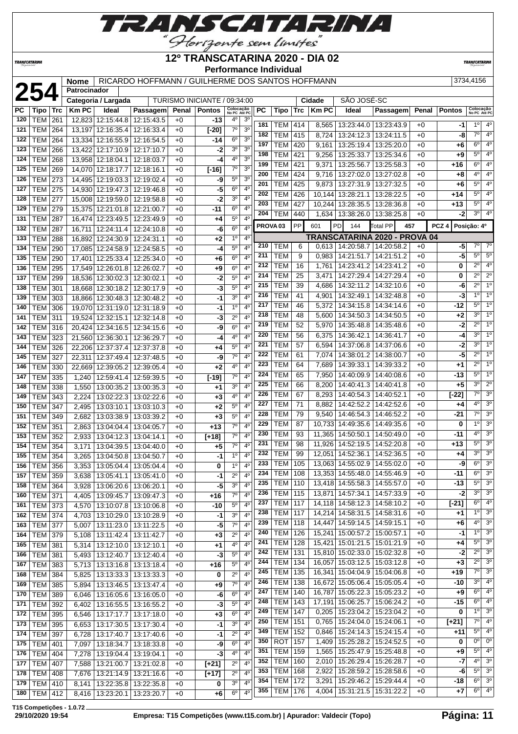# 12º TRANSCATARINA 2020 - DIA 02

**Performance Individual**

**254**

| Nome | RICARDO HOFFMANN / GUILHERME DOS SANTOS HOFFMANN | 3734,4156 |
|---|---|---|
| Patrocinador | | |
| Categoria / Largada | TURISMO INICIANTE / 09:34:00 | Cidade: SÃO JOSÉ-SC |

| PC | Tipo | Trc | Km PC | Ideal | Passagem | Penal | Pontos | Colocação No PC | Colocação Até PC |
|---|---|---|---|---|---|---|---|---|---|
| 120 | TEM | 261 | 12,823 | 12:15:44.8 | 12:15:43.5 | +0 | -13 | 4º | 3º |
| 121 | TEM | 264 | 13,197 | 12:16:35.4 | 12:16:33.4 | +0 | [-20] | 7º | 3º |
| 122 | TEM | 264 | 13,334 | 12:16:55.9 | 12:16:54.5 | +0 | -14 | 6º | 3º |
| 123 | TEM | 266 | 13,422 | 12:17:10.9 | 12:17:10.7 | +0 | -2 | 3º | 3º |
| 124 | TEM | 268 | 13,958 | 12:18:04.1 | 12:18:03.7 | +0 | -4 | 4º | 3º |
| 125 | TEM | 269 | 14,070 | 12:18:17.7 | 12:18:16.1 | +0 | [-16] | 7º | 3º |
| 126 | TEM | 273 | 14,495 | 12:19:03.3 | 12:19:02.4 | +0 | -9 | 5º | 3º |
| 127 | TEM | 275 | 14,930 | 12:19:47.3 | 12:19:46.8 | +0 | -5 | 6º | 4º |
| 128 | TEM | 277 | 15,008 | 12:19:59.0 | 12:19:58.8 | +0 | -2 | 3º | 4º |
| 129 | TEM | 279 | 15,375 | 12:21:01.8 | 12:21:00.7 | +0 | -11 | 6º | 4º |
| 131 | TEM | 287 | 16,474 | 12:23:49.5 | 12:23:49.9 | +0 | +4 | 5º | 4º |
| 132 | TEM | 287 | 16,711 | 12:24:11.4 | 12:24:10.8 | +0 | -6 | 6º | 4º |
| 133 | TEM | 288 | 16,892 | 12:24:30.9 | 12:24:31.1 | +0 | +2 | 1º | 4º |
| 134 | TEM | 290 | 17,085 | 12:24:58.9 | 12:24:58.5 | +0 | -4 | 5º | 4º |
| 135 | TEM | 290 | 17,401 | 12:25:33.4 | 12:25:34.0 | +0 | +6 | 6º | 4º |
| 136 | TEM | 295 | 17,549 | 12:26:01.8 | 12:26:02.7 | +0 | +9 | 6º | 4º |
| 137 | TEM | 299 | 18,536 | 12:30:02.3 | 12:30:02.1 | +0 | -2 | 5º | 4º |
| 138 | TEM | 301 | 18,668 | 12:30:18.2 | 12:30:17.9 | +0 | -3 | 5º | 4º |
| 139 | TEM | 303 | 18,866 | 12:30:48.3 | 12:30:48.2 | +0 | -1 | 3º | 4º |
| 140 | TEM | 306 | 19,070 | 12:31:19.0 | 12:31:18.9 | +0 | -1 | 1º | 4º |
| 141 | TEM | 311 | 19,524 | 12:32:15.1 | 12:32:14.8 | +0 | -3 | 2º | 4º |
| 142 | TEM | 316 | 20,424 | 12:34:16.5 | 12:34:15.6 | +0 | -9 | 6º | 4º |
| 143 | TEM | 323 | 21,560 | 12:36:30.1 | 12:36:29.7 | +0 | -4 | 4º | 4º |
| 144 | TEM | 326 | 22,206 | 12:37:37.4 | 12:37:37.8 | +0 | +4 | 5º | 4º |
| 145 | TEM | 327 | 22,311 | 12:37:49.4 | 12:37:48.5 | +0 | -9 | 7º | 4º |
| 146 | TEM | 330 | 22,669 | 12:39:05.2 | 12:39:05.4 | +0 | +2 | 4º | 4º |
| 147 | TEM | 335 | 1,240 | 12:59:41.4 | 12:59:39.5 | +0 | [-19] | 7º | 4º |
| 148 | TEM | 338 | 1,550 | 13:00:35.2 | 13:00:35.3 | +0 | +1 | 3º | 4º |
| 149 | TEM | 343 | 2,224 | 13:02:22.3 | 13:02:22.6 | +0 | +3 | 4º | 4º |
| 150 | TEM | 347 | 2,495 | 13:03:10.1 | 13:03:10.3 | +0 | +2 | 5º | 4º |
| 151 | TEM | 349 | 2,682 | 13:03:38.9 | 13:03:39.2 | +0 | +3 | 5º | 4º |
| 152 | TEM | 351 | 2,863 | 13:04:04.4 | 13:04:05.7 | +0 | +13 | 7º | 4º |
| 153 | TEM | 352 | 2,933 | 13:04:12.3 | 13:04:14.1 | +0 | [+18] | 7º | 4º |
| 154 | TEM | 354 | 3,171 | 13:04:39.5 | 13:04:40.0 | +0 | +5 | 7º | 4º |
| 155 | TEM | 354 | 3,265 | 13:04:50.8 | 13:04:50.7 | +0 | -1 | 1º | 4º |
| 156 | TEM | 356 | 3,353 | 13:05:04.4 | 13:05:04.4 | +0 | 0 | 1º | 4º |
| 157 | TEM | 359 | 3,638 | 13:05:41.1 | 13:05:41.0 | +0 | -1 | 2º | 4º |
| 158 | TEM | 364 | 3,928 | 13:06:20.6 | 13:06:20.1 | +0 | -5 | 3º | 4º |
| 160 | TEM | 371 | 4,405 | 13:09:45.7 | 13:09:47.3 | +0 | +16 | 7º | 4º |
| 161 | TEM | 373 | 4,570 | 13:10:07.8 | 13:10:06.8 | +0 | -10 | 5º | 4º |
| 162 | TEM | 374 | 4,703 | 13:10:29.0 | 13:10:28.9 | +0 | -1 | 3º | 4º |
| 163 | TEM | 377 | 5,007 | 13:11:23.0 | 13:11:22.5 | +0 | -5 | 7º | 4º |
| 164 | TEM | 379 | 5,108 | 13:11:42.4 | 13:11:42.7 | +0 | +3 | 2º | 4º |
| 165 | TEM | 381 | 5,314 | 13:12:10.0 | 13:12:10.1 | +0 | +1 | 4º | 4º |
| 166 | TEM | 381 | 5,493 | 13:12:40.7 | 13:12:40.4 | +0 | -3 | 5º | 4º |
| 167 | TEM | 383 | 5,713 | 13:13:16.8 | 13:13:18.4 | +0 | +16 | 5º | 4º |
| 168 | TEM | 384 | 5,825 | 13:13:33.3 | 13:13:33.3 | +0 | 0 | 2º | 4º |
| 169 | TEM | 385 | 5,894 | 13:13:46.5 | 13:13:47.4 | +0 | +9 | 7º | 4º |
| 170 | TEM | 389 | 6,046 | 13:16:05.6 | 13:16:05.0 | +0 | -6 | 6º | 4º |
| 171 | TEM | 392 | 6,402 | 13:16:55.5 | 13:16:55.2 | +0 | -3 | 5º | 4º |
| 172 | TEM | 395 | 6,546 | 13:17:17.7 | 13:17:18.0 | +0 | +3 | 6º | 4º |
| 173 | TEM | 395 | 6,653 | 13:17:30.5 | 13:17:30.4 | +0 | -1 | 3º | 4º |
| 174 | TEM | 397 | 6,728 | 13:17:40.7 | 13:17:40.6 | +0 | -1 | 2º | 4º |
| 175 | TEM | 401 | 7,097 | 13:18:34.7 | 13:18:33.8 | +0 | -9 | 6º | 4º |
| 176 | TEM | 404 | 7,278 | 13:19:04.4 | 13:19:04.1 | +0 | -3 | 4º | 4º |
| 177 | TEM | 407 | 7,588 | 13:21:00.7 | 13:21:02.8 | +0 | [+21] | 2º | 4º |
| 178 | TEM | 408 | 7,676 | 13:21:14.9 | 13:21:16.6 | +0 | [+17] | 2º | 4º |
| 179 | TEM | 410 | 8,141 | 13:22:35.8 | 13:22:35.8 | +0 | 0 | 3º | 4º |
| 180 | TEM | 412 | 8,416 | 13:23:20.1 | 13:23:20.7 | +0 | +6 | 6º | 4º |
| 181 | TEM | 414 | 8,565 | 13:23:44.0 | 13:23:43.9 | +0 | -1 | 1º | 4º |
| 182 | TEM | 415 | 8,724 | 13:24:12.3 | 13:24:11.5 | +0 | -8 | 7º | 4º |
| 197 | TEM | 420 | 9,161 | 13:25:19.4 | 13:25:20.0 | +0 | +6 | 6º | 4º |
| 198 | TEM | 421 | 9,256 | 13:25:33.7 | 13:25:34.6 | +0 | +9 | 5º | 4º |
| 199 | TEM | 421 | 9,371 | 13:25:56.7 | 13:25:58.3 | +0 | +16 | 6º | 4º |
| 200 | TEM | 424 | 9,716 | 13:27:02.0 | 13:27:02.8 | +0 | +8 | 4º | 4º |
| 201 | TEM | 425 | 9,873 | 13:27:31.9 | 13:27:32.5 | +0 | +6 | 5º | 4º |
| 202 | TEM | 426 | 10,144 | 13:28:21.1 | 13:28:22.5 | +0 | +14 | 5º | 4º |
| 203 | TEM | 427 | 10,244 | 13:28:35.5 | 13:28:36.8 | +0 | +13 | 5º | 4º |
| 204 | TEM | 440 | 1,634 | 13:38:26.0 | 13:38:25.8 | +0 | -2 | 3º | 4º |

**PROVA 03** | PP 601 | PD 144 | Total PP 457 | PCZ 4 | Posição: 4º

## TRANSCATARINA 2020 - PROVA 04

| PC | Tipo | Trc | Km PC | Ideal | Passagem | Penal | Pontos | Colocação No PC | Colocação Até PC |
|---|---|---|---|---|---|---|---|---|---|
| 210 | TEM | 6 | 0,613 | 14:20:58.7 | 14:20:58.2 | +0 | -5 | 7º | 7º |
| 211 | TEM | 9 | 0,983 | 14:21:51.7 | 14:21:51.2 | +0 | -5 | 5º | 5º |
| 212 | TEM | 16 | 1,761 | 14:23:41.2 | 14:23:41.2 | +0 | 0 | 2º | 4º |
| 214 | TEM | 25 | 3,471 | 14:27:29.4 | 14:27:29.4 | +0 | 0 | 2º | 2º |
| 215 | TEM | 39 | 4,686 | 14:32:11.2 | 14:32:10.6 | +0 | -6 | 2º | 1º |
| 216 | TEM | 41 | 4,901 | 14:32:49.1 | 14:32:48.8 | +0 | -3 | 1º | 1º |
| 217 | TEM | 46 | 5,372 | 14:34:15.8 | 14:34:14.6 | +0 | -12 | 5º | 1º |
| 218 | TEM | 48 | 5,600 | 14:34:50.3 | 14:34:50.5 | +0 | +2 | 3º | 1º |
| 219 | TEM | 52 | 5,970 | 14:35:48.8 | 14:35:48.6 | +0 | -2 | 2º | 1º |
| 220 | TEM | 56 | 6,375 | 14:36:42.1 | 14:36:41.7 | +0 | -4 | 3º | 1º |
| 221 | TEM | 57 | 6,594 | 14:37:06.8 | 14:37:06.6 | +0 | -2 | 3º | 1º |
| 222 | TEM | 61 | 7,074 | 14:38:01.2 | 14:38:00.7 | +0 | -5 | 2º | 1º |
| 223 | TEM | 64 | 7,689 | 14:39:33.1 | 14:39:33.2 | +0 | +1 | 2º | 1º |
| 224 | TEM | 65 | 7,950 | 14:40:09.9 | 14:40:08.6 | +0 | -13 | 5º | 1º |
| 225 | TEM | 66 | 8,200 | 14:40:41.3 | 14:40:41.8 | +0 | +5 | 3º | 2º |
| 226 | TEM | 67 | 8,293 | 14:40:54.3 | 14:40:52.1 | +0 | [-22] | 7º | 3º |
| 227 | TEM | 71 | 8,882 | 14:42:52.2 | 14:42:52.6 | +0 | +4 | 4º | 3º |
| 228 | TEM | 79 | 9,540 | 14:46:54.3 | 14:46:52.2 | +0 | -21 | 7º | 3º |
| 229 | TEM | 87 | 10,733 | 14:49:35.6 | 14:49:35.6 | +0 | 0 | 1º | 3º |
| 230 | TEM | 93 | 11,365 | 14:50:50.1 | 14:50:49.0 | +0 | -11 | 4º | 3º |
| 231 | TEM | 98 | 11,926 | 14:52:19.5 | 14:52:20.8 | +0 | +13 | 5º | 3º |
| 232 | TEM | 99 | 12,051 | 14:52:36.1 | 14:52:36.5 | +0 | +4 | 3º | 3º |
| 233 | TEM | 105 | 13,063 | 14:55:02.9 | 14:55:02.0 | +0 | -9 | 6º | 3º |
| 234 | TEM | 108 | 13,353 | 14:55:48.0 | 14:55:46.9 | +0 | -11 | 6º | 3º |
| 235 | TEM | 110 | 13,418 | 14:55:58.3 | 14:55:57.0 | +0 | -13 | 5º | 3º |
| 236 | TEM | 115 | 13,871 | 14:57:34.1 | 14:57:33.9 | +0 | -2 | 3º | 3º |
| 237 | TEM | 117 | 14,118 | 14:58:12.3 | 14:58:10.2 | +0 | [-21] | 6º | 4º |
| 238 | TEM | 117 | 14,214 | 14:58:31.5 | 14:58:31.6 | +0 | +1 | 1º | 3º |
| 239 | TEM | 118 | 14,447 | 14:59:14.5 | 14:59:15.1 | +0 | +6 | 4º | 3º |
| 240 | TEM | 126 | 15,241 | 15:00:57.2 | 15:00:57.1 | +0 | -1 | 1º | 3º |
| 241 | TEM | 128 | 15,421 | 15:01:21.5 | 15:01:21.9 | +0 | +4 | 5º | 3º |
| 242 | TEM | 131 | 15,810 | 15:02:33.0 | 15:02:32.8 | +0 | -2 | 2º | 3º |
| 244 | TEM | 134 | 16,057 | 15:03:12.5 | 15:03:12.8 | +0 | +3 | 2º | 3º |
| 245 | TEM | 135 | 16,341 | 15:04:04.9 | 15:04:06.8 | +0 | +19 | 7º | 3º |
| 246 | TEM | 138 | 16,672 | 15:05:06.4 | 15:05:05.4 | +0 | -10 | 3º | 4º |
| 247 | TEM | 140 | 16,787 | 15:05:22.3 | 15:05:23.2 | +0 | +9 | 6º | 4º |
| 248 | TEM | 143 | 17,191 | 15:06:25.7 | 15:06:24.2 | +0 | -15 | 6º | 4º |
| 249 | TEM | 147 | 0,205 | 15:23:04.2 | 15:23:04.2 | +0 | 0 | 1º | 3º |
| 250 | TEM | 151 | 0,765 | 15:24:04.0 | 15:24:06.1 | +0 | [+21] | 7º | 4º |
| 349 | TEM | 152 | 0,846 | 15:24:14.3 | 15:24:15.4 | +0 | +11 | 5º | 4º |
| 350 | ROT | 157 | 1,409 | 15:25:28.2 | 15:24:52.5 | +0 | 0 | 0º | 0º |
| 351 | TEM | 159 | 1,565 | 15:25:47.9 | 15:25:48.8 | +0 | +9 | 5º | 4º |
| 352 | TEM | 160 | 2,010 | 15:26:29.4 | 15:26:28.7 | +0 | -7 | 4º | 3º |
| 353 | TEM | 168 | 2,922 | 15:28:59.2 | 15:28:58.6 | +0 | -6 | 5º | 3º |
| 354 | TEM | 172 | 3,291 | 15:29:46.2 | 15:29:44.4 | +0 | -18 | 6º | 3º |
| 355 | TEM | 176 | 4,004 | 15:31:21.5 | 15:31:22.2 | +0 | +7 | 6º | 4º |

T15 Competições - 1.0.72
29/10/2020 19:54 | Empresa: T15 Competições (www.t15.com.br) | Apurador: Valdecir (Topo)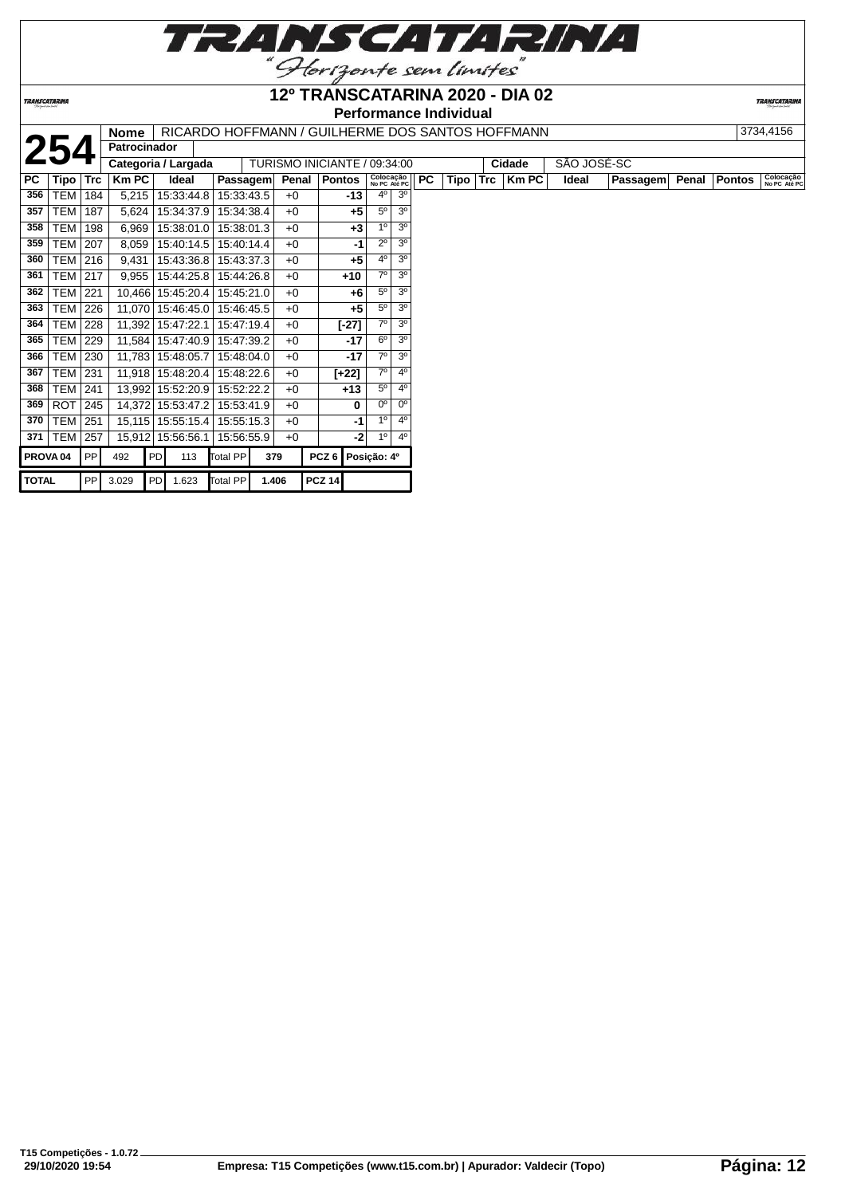# 12º TRANSCATARINA 2020 - DIA 02

**Performance Individual**

| **254** | Nome | RICARDO HOFFMANN / GUILHERME DOS SANTOS HOFFMANN | 3734,4156 |
|---|---|---|---|
| | Patrocinador | | |
| | Categoria / Largada | TURISMO INICIANTE / 09:34:00 | Cidade: SÃO JOSÉ-SC |

| PC | Tipo | Trc | Km PC | Ideal | Passagem | Penal | Pontos | Colocação No PC | Colocação Até PC |
|---|---|---|---|---|---|---|---|---|---|
| 356 | TEM | 184 | 5,215 | 15:33:44.8 | 15:33:43.5 | +0 | -13 | 4º | 3º |
| 357 | TEM | 187 | 5,624 | 15:34:37.9 | 15:34:38.4 | +0 | +5 | 5º | 3º |
| 358 | TEM | 198 | 6,969 | 15:38:01.0 | 15:38:01.3 | +0 | +3 | 1º | 3º |
| 359 | TEM | 207 | 8,059 | 15:40:14.5 | 15:40:14.4 | +0 | -1 | 2º | 3º |
| 360 | TEM | 216 | 9,431 | 15:43:36.8 | 15:43:37.3 | +0 | +5 | 4º | 3º |
| 361 | TEM | 217 | 9,955 | 15:44:25.8 | 15:44:26.8 | +0 | +10 | 7º | 3º |
| 362 | TEM | 221 | 10,466 | 15:45:20.4 | 15:45:21.0 | +0 | +6 | 5º | 3º |
| 363 | TEM | 226 | 11,070 | 15:46:45.0 | 15:46:45.5 | +0 | +5 | 5º | 3º |
| 364 | TEM | 228 | 11,392 | 15:47:22.1 | 15:47:19.4 | +0 | [-27] | 7º | 3º |
| 365 | TEM | 229 | 11,584 | 15:47:40.9 | 15:47:39.2 | +0 | -17 | 6º | 3º |
| 366 | TEM | 230 | 11,783 | 15:48:05.7 | 15:48:04.0 | +0 | -17 | 7º | 3º |
| 367 | TEM | 231 | 11,918 | 15:48:20.4 | 15:48:22.6 | +0 | [+22] | 7º | 4º |
| 368 | TEM | 241 | 13,992 | 15:52:20.9 | 15:52:22.2 | +0 | +13 | 5º | 4º |
| 369 | ROT | 245 | 14,372 | 15:53:47.2 | 15:53:41.9 | +0 | 0 | 0º | 0º |
| 370 | TEM | 251 | 15,115 | 15:55:15.4 | 15:55:15.3 | +0 | -1 | 1º | 4º |
| 371 | TEM | 257 | 15,912 | 15:56:56.1 | 15:56:55.9 | +0 | -2 | 1º | 4º |

| PROVA 04 | PP | 492 | PD | 113 | Total PP | 379 | PCZ 6 | Posição: 4º |
|---|---|---|---|---|---|---|---|---|
| TOTAL | PP | 3.029 | PD | 1.623 | Total PP | 1.406 | PCZ 14 | |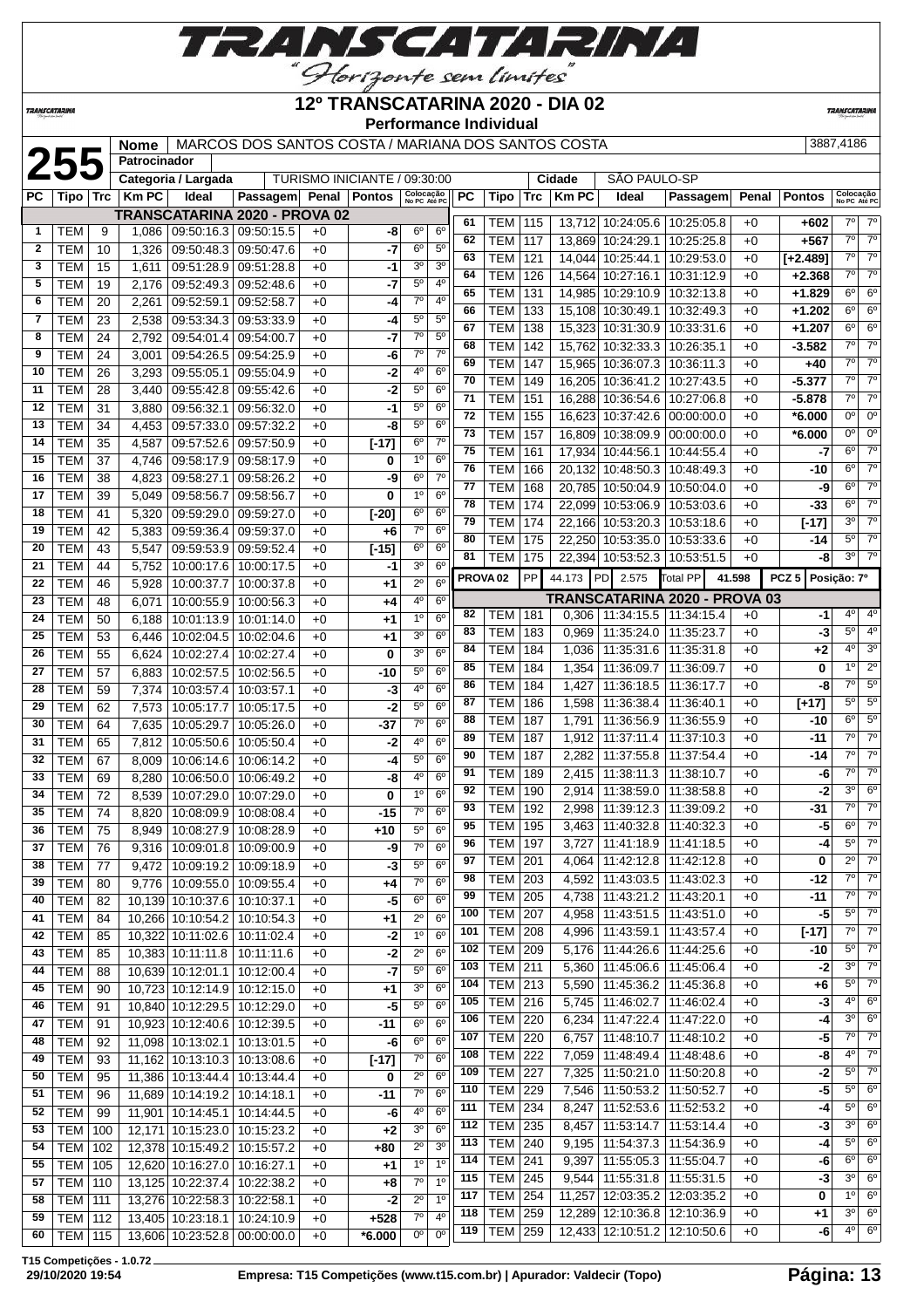# 12º TRANSCATARINA 2020 - DIA 02

**Performance Individual**

| 255 | Nome | MARCOS DOS SANTOS COSTA / MARIANA DOS SANTOS COSTA | 3887,4186 |
|---|---|---|---|
| | Patrocinador | | |
| | Categoria / Largada | TURISMO INICIANTE / 09:30:00 | Cidade: SÃO PAULO-SP |

**TRANSCATARINA 2020 - PROVA 02**

| PC | Tipo | Trc | Km PC | Ideal | Passagem | Penal | Pontos | Colocação No PC | Colocação Até PC |
|---|---|---|---|---|---|---|---|---|---|
| 1 | TEM | 9 | 1,086 | 09:50:16.3 | 09:50:15.5 | +0 | -8 | 6º | 6º |
| 2 | TEM | 10 | 1,326 | 09:50:48.3 | 09:50:47.6 | +0 | -7 | 6º | 5º |
| 3 | TEM | 15 | 1,611 | 09:51:28.9 | 09:51:28.8 | +0 | -1 | 3º | 3º |
| 5 | TEM | 19 | 2,176 | 09:52:49.3 | 09:52:48.6 | +0 | -7 | 5º | 4º |
| 6 | TEM | 20 | 2,261 | 09:52:59.1 | 09:52:58.7 | +0 | -4 | 7º | 4º |
| 7 | TEM | 23 | 2,538 | 09:53:34.3 | 09:53:33.9 | +0 | -4 | 5º | 5º |
| 8 | TEM | 24 | 2,792 | 09:54:01.4 | 09:54:00.7 | +0 | -7 | 7º | 5º |
| 9 | TEM | 24 | 3,001 | 09:54:26.5 | 09:54:25.9 | +0 | -6 | 7º | 7º |
| 10 | TEM | 26 | 3,293 | 09:55:05.1 | 09:55:04.9 | +0 | -2 | 4º | 6º |
| 11 | TEM | 28 | 3,440 | 09:55:42.8 | 09:55:42.6 | +0 | -2 | 5º | 6º |
| 12 | TEM | 31 | 3,880 | 09:56:32.1 | 09:56:32.0 | +0 | -1 | 5º | 6º |
| 13 | TEM | 34 | 4,453 | 09:57:33.0 | 09:57:32.2 | +0 | -8 | 5º | 6º |
| 14 | TEM | 35 | 4,587 | 09:57:52.6 | 09:57:50.9 | +0 | [-17] | 6º | 7º |
| 15 | TEM | 37 | 4,746 | 09:58:17.9 | 09:58:17.9 | +0 | 0 | 1º | 6º |
| 16 | TEM | 38 | 4,823 | 09:58:27.1 | 09:58:26.2 | +0 | -9 | 6º | 7º |
| 17 | TEM | 39 | 5,049 | 09:58:56.7 | 09:58:56.7 | +0 | 0 | 1º | 6º |
| 18 | TEM | 41 | 5,320 | 09:59:29.0 | 09:59:27.0 | +0 | [-20] | 6º | 6º |
| 19 | TEM | 42 | 5,383 | 09:59:36.4 | 09:59:37.0 | +0 | +6 | 7º | 6º |
| 20 | TEM | 43 | 5,547 | 09:59:53.9 | 09:59:52.4 | +0 | [-15] | 6º | 6º |
| 21 | TEM | 44 | 5,752 | 10:00:17.6 | 10:00:17.5 | +0 | -1 | 3º | 6º |
| 22 | TEM | 46 | 5,928 | 10:00:37.7 | 10:00:37.8 | +0 | +1 | 2º | 6º |
| 23 | TEM | 48 | 6,071 | 10:00:55.9 | 10:00:56.3 | +0 | +4 | 4º | 6º |
| 24 | TEM | 50 | 6,188 | 10:01:13.9 | 10:01:14.0 | +0 | +1 | 1º | 6º |
| 25 | TEM | 53 | 6,446 | 10:02:04.5 | 10:02:04.6 | +0 | +1 | 3º | 6º |
| 26 | TEM | 55 | 6,624 | 10:02:27.4 | 10:02:27.4 | +0 | 0 | 3º | 6º |
| 27 | TEM | 57 | 6,883 | 10:02:57.5 | 10:02:56.5 | +0 | -10 | 5º | 6º |
| 28 | TEM | 59 | 7,374 | 10:03:57.4 | 10:03:57.1 | +0 | -3 | 4º | 6º |
| 29 | TEM | 62 | 7,573 | 10:05:17.7 | 10:05:17.5 | +0 | -2 | 5º | 6º |
| 30 | TEM | 64 | 7,635 | 10:05:29.7 | 10:05:26.0 | +0 | -37 | 7º | 6º |
| 31 | TEM | 65 | 7,812 | 10:05:50.6 | 10:05:50.4 | +0 | -2 | 4º | 6º |
| 32 | TEM | 67 | 8,009 | 10:06:14.6 | 10:06:14.2 | +0 | -4 | 5º | 6º |
| 33 | TEM | 69 | 8,280 | 10:06:50.0 | 10:06:49.2 | +0 | -8 | 4º | 6º |
| 34 | TEM | 72 | 8,539 | 10:07:29.0 | 10:07:29.0 | +0 | 0 | 1º | 6º |
| 35 | TEM | 74 | 8,820 | 10:08:09.9 | 10:08:08.4 | +0 | -15 | 7º | 6º |
| 36 | TEM | 75 | 8,949 | 10:08:27.9 | 10:08:28.9 | +0 | +10 | 5º | 6º |
| 37 | TEM | 76 | 9,316 | 10:09:01.8 | 10:09:00.9 | +0 | -9 | 7º | 6º |
| 38 | TEM | 77 | 9,472 | 10:09:19.2 | 10:09:18.9 | +0 | -3 | 5º | 6º |
| 39 | TEM | 80 | 9,776 | 10:09:55.0 | 10:09:55.4 | +0 | +4 | 7º | 6º |
| 40 | TEM | 82 | 10,139 | 10:10:37.6 | 10:10:37.1 | +0 | -5 | 6º | 6º |
| 41 | TEM | 84 | 10,266 | 10:10:54.2 | 10:10:54.3 | +0 | +1 | 2º | 6º |
| 42 | TEM | 85 | 10,322 | 10:11:02.6 | 10:11:02.4 | +0 | -2 | 1º | 6º |
| 43 | TEM | 85 | 10,383 | 10:11:11.8 | 10:11:11.6 | +0 | -2 | 2º | 6º |
| 44 | TEM | 88 | 10,639 | 10:12:01.1 | 10:12:00.4 | +0 | -7 | 5º | 6º |
| 45 | TEM | 90 | 10,723 | 10:12:14.9 | 10:12:15.0 | +0 | +1 | 3º | 6º |
| 46 | TEM | 91 | 10,840 | 10:12:29.5 | 10:12:29.0 | +0 | -5 | 5º | 6º |
| 47 | TEM | 91 | 10,923 | 10:12:40.6 | 10:12:39.5 | +0 | -11 | 6º | 6º |
| 48 | TEM | 92 | 11,098 | 10:13:02.1 | 10:13:01.5 | +0 | -6 | 6º | 6º |
| 49 | TEM | 93 | 11,162 | 10:13:10.3 | 10:13:08.6 | +0 | [-17] | 7º | 6º |
| 50 | TEM | 95 | 11,386 | 10:13:44.4 | 10:13:44.4 | +0 | 0 | 2º | 6º |
| 51 | TEM | 96 | 11,689 | 10:14:19.2 | 10:14:18.1 | +0 | -11 | 7º | 6º |
| 52 | TEM | 99 | 11,901 | 10:14:45.1 | 10:14:44.5 | +0 | -6 | 4º | 6º |
| 53 | TEM | 100 | 12,171 | 10:15:23.0 | 10:15:23.2 | +0 | +2 | 3º | 6º |
| 54 | TEM | 102 | 12,378 | 10:15:49.2 | 10:15:57.2 | +0 | +80 | 2º | 3º |
| 55 | TEM | 105 | 12,620 | 10:16:27.0 | 10:16:27.1 | +0 | +1 | 1º | 1º |
| 57 | TEM | 110 | 13,125 | 10:22:37.4 | 10:22:38.2 | +0 | +8 | 7º | 1º |
| 58 | TEM | 111 | 13,276 | 10:22:58.3 | 10:22:58.1 | +0 | -2 | 2º | 1º |
| 59 | TEM | 112 | 13,405 | 10:23:18.1 | 10:24:10.9 | +0 | +528 | 7º | 4º |
| 60 | TEM | 115 | 13,606 | 10:23:52.8 | 00:00:00.0 | +0 | *6.000 | 0º | 0º |
| 61 | TEM | 115 | 13,712 | 10:24:05.6 | 10:25:05.8 | +0 | +602 | 7º | 7º |
| 62 | TEM | 117 | 13,869 | 10:24:29.1 | 10:25:25.8 | +0 | +567 | 7º | 7º |
| 63 | TEM | 121 | 14,044 | 10:25:44.1 | 10:29:53.0 | +0 | [+2.489] | 7º | 7º |
| 64 | TEM | 126 | 14,564 | 10:27:16.1 | 10:31:12.9 | +0 | +2.368 | 7º | 7º |
| 65 | TEM | 131 | 14,985 | 10:29:10.9 | 10:32:13.8 | +0 | +1.829 | 6º | 6º |
| 66 | TEM | 133 | 15,108 | 10:30:49.1 | 10:32:49.3 | +0 | +1.202 | 6º | 6º |
| 67 | TEM | 138 | 15,323 | 10:31:30.9 | 10:33:31.6 | +0 | +1.207 | 6º | 6º |
| 68 | TEM | 142 | 15,762 | 10:32:33.3 | 10:26:35.1 | +0 | -3.582 | 7º | 7º |
| 69 | TEM | 147 | 15,965 | 10:36:07.3 | 10:36:11.3 | +0 | +40 | 7º | 7º |
| 70 | TEM | 149 | 16,205 | 10:36:41.2 | 10:27:43.5 | +0 | -5.377 | 7º | 7º |
| 71 | TEM | 151 | 16,288 | 10:36:54.6 | 10:27:06.8 | +0 | -5.878 | 7º | 7º |
| 72 | TEM | 155 | 16,623 | 10:37:42.6 | 00:00:00.0 | +0 | *6.000 | 0º | 0º |
| 73 | TEM | 157 | 16,809 | 10:38:09.9 | 00:00:00.0 | +0 | *6.000 | 0º | 0º |
| 75 | TEM | 161 | 17,934 | 10:44:56.1 | 10:44:55.4 | +0 | -7 | 6º | 7º |
| 76 | TEM | 166 | 20,132 | 10:48:50.3 | 10:48:49.3 | +0 | -10 | 6º | 7º |
| 77 | TEM | 168 | 20,785 | 10:50:04.9 | 10:50:04.0 | +0 | -9 | 6º | 7º |
| 78 | TEM | 174 | 22,099 | 10:53:06.9 | 10:53:03.6 | +0 | -33 | 6º | 7º |
| 79 | TEM | 174 | 22,166 | 10:53:20.3 | 10:53:18.6 | +0 | [-17] | 3º | 7º |
| 80 | TEM | 175 | 22,250 | 10:53:35.0 | 10:53:33.6 | +0 | -14 | 5º | 7º |
| 81 | TEM | 175 | 22,394 | 10:53:52.3 | 10:53:51.5 | +0 | -8 | 3º | 7º |

PROVA 02 | PP 44.173 | PD 2.575 | Total PP 41.598 | PCZ 5 | Posição: 7º

**TRANSCATARINA 2020 - PROVA 03**

| PC | Tipo | Trc | Km PC | Ideal | Passagem | Penal | Pontos | Colocação No PC | Colocação Até PC |
|---|---|---|---|---|---|---|---|---|---|
| 82 | TEM | 181 | 0,306 | 11:34:15.5 | 11:34:15.4 | +0 | -1 | 4º | 4º |
| 83 | TEM | 183 | 0,969 | 11:35:24.0 | 11:35:23.7 | +0 | -3 | 5º | 4º |
| 84 | TEM | 184 | 1,036 | 11:35:31.6 | 11:35:31.8 | +0 | +2 | 4º | 3º |
| 85 | TEM | 184 | 1,354 | 11:36:09.7 | 11:36:09.7 | +0 | 0 | 1º | 2º |
| 86 | TEM | 184 | 1,427 | 11:36:18.5 | 11:36:17.7 | +0 | -8 | 7º | 5º |
| 87 | TEM | 186 | 1,598 | 11:36:38.4 | 11:36:40.1 | +0 | [+17] | 5º | 5º |
| 88 | TEM | 187 | 1,791 | 11:36:56.9 | 11:36:55.9 | +0 | -10 | 6º | 5º |
| 89 | TEM | 187 | 1,912 | 11:37:11.4 | 11:37:10.3 | +0 | -11 | 7º | 7º |
| 90 | TEM | 187 | 2,282 | 11:37:55.8 | 11:37:54.4 | +0 | -14 | 7º | 7º |
| 91 | TEM | 189 | 2,415 | 11:38:11.3 | 11:38:10.7 | +0 | -6 | 7º | 7º |
| 92 | TEM | 190 | 2,914 | 11:38:59.0 | 11:38:58.8 | +0 | -2 | 3º | 6º |
| 93 | TEM | 192 | 2,998 | 11:39:12.3 | 11:39:09.2 | +0 | -31 | 7º | 7º |
| 95 | TEM | 195 | 3,463 | 11:40:32.8 | 11:40:32.3 | +0 | -5 | 6º | 7º |
| 96 | TEM | 197 | 3,727 | 11:41:18.9 | 11:41:18.5 | +0 | -4 | 5º | 7º |
| 97 | TEM | 201 | 4,064 | 11:42:12.8 | 11:42:12.8 | +0 | 0 | 2º | 7º |
| 98 | TEM | 203 | 4,592 | 11:43:03.5 | 11:43:02.3 | +0 | -12 | 7º | 7º |
| 99 | TEM | 205 | 4,738 | 11:43:21.2 | 11:43:20.1 | +0 | -11 | 7º | 7º |
| 100 | TEM | 207 | 4,958 | 11:43:51.5 | 11:43:51.0 | +0 | -5 | 5º | 7º |
| 101 | TEM | 208 | 4,996 | 11:43:59.1 | 11:43:57.4 | +0 | [-17] | 7º | 7º |
| 102 | TEM | 209 | 5,176 | 11:44:26.6 | 11:44:25.6 | +0 | -10 | 5º | 7º |
| 103 | TEM | 211 | 5,360 | 11:45:06.6 | 11:45:06.4 | +0 | -2 | 3º | 7º |
| 104 | TEM | 213 | 5,590 | 11:45:36.2 | 11:45:36.8 | +0 | +6 | 5º | 7º |
| 105 | TEM | 216 | 5,745 | 11:46:02.7 | 11:46:02.4 | +0 | -3 | 4º | 6º |
| 106 | TEM | 220 | 6,234 | 11:47:22.4 | 11:47:22.0 | +0 | -4 | 3º | 6º |
| 107 | TEM | 220 | 6,757 | 11:48:10.7 | 11:48:10.2 | +0 | -5 | 7º | 7º |
| 108 | TEM | 222 | 7,059 | 11:48:49.4 | 11:48:48.6 | +0 | -8 | 4º | 7º |
| 109 | TEM | 227 | 7,325 | 11:50:21.0 | 11:50:20.8 | +0 | -2 | 5º | 7º |
| 110 | TEM | 229 | 7,546 | 11:50:53.2 | 11:50:52.7 | +0 | -5 | 5º | 6º |
| 111 | TEM | 234 | 8,247 | 11:52:53.6 | 11:52:53.2 | +0 | -4 | 5º | 6º |
| 112 | TEM | 235 | 8,457 | 11:53:14.7 | 11:53:14.4 | +0 | -3 | 3º | 6º |
| 113 | TEM | 240 | 9,195 | 11:54:37.3 | 11:54:36.9 | +0 | -4 | 5º | 6º |
| 114 | TEM | 241 | 9,397 | 11:55:05.3 | 11:55:04.7 | +0 | -6 | 6º | 6º |
| 115 | TEM | 245 | 9,544 | 11:55:31.8 | 11:55:31.5 | +0 | -3 | 3º | 6º |
| 117 | TEM | 254 | 11,257 | 12:03:35.2 | 12:03:35.2 | +0 | 0 | 1º | 6º |
| 118 | TEM | 259 | 12,289 | 12:10:36.8 | 12:10:36.9 | +0 | +1 | 3º | 6º |
| 119 | TEM | 259 | 12,433 | 12:10:51.2 | 12:10:50.6 | +0 | -6 | 4º | 6º |

T15 Competições - 1.0.72
29/10/2020 19:54 — Empresa: T15 Competições (www.t15.com.br) | Apurador: Valdecir (Topo)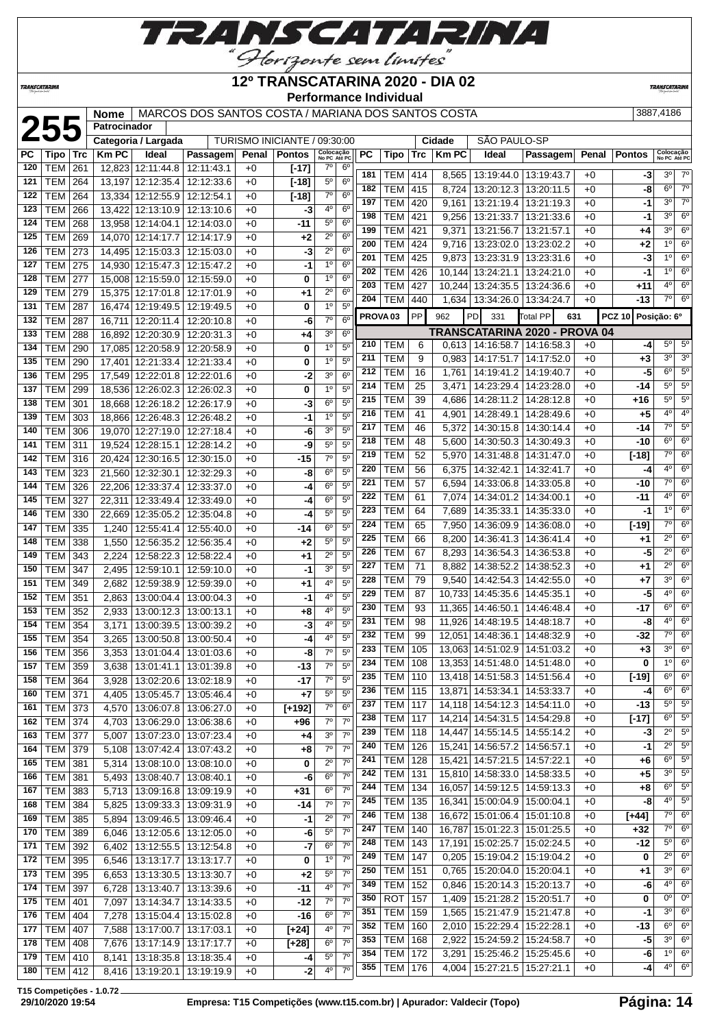# 12º TRANSCATARINA 2020 - DIA 02

**Performance Individual**

**255**

| Nome | MARCOS DOS SANTOS COSTA / MARIANA DOS SANTOS COSTA | 3887,4186 |
|---|---|---|
| Patrocinador | | |
| Categoria / Largada | TURISMO INICIANTE / 09:30:00 | Cidade: SÃO PAULO-SP |

| PC | Tipo | Trc | Km PC | Ideal | Passagem | Penal | Pontos | Colocação No PC | Colocação Até PC |
|---|---|---|---|---|---|---|---|---|---|
| 120 | TEM | 261 | 12,823 | 12:11:44.8 | 12:11:43.1 | +0 | [-17] | 7º | 6º |
| 121 | TEM | 264 | 13,197 | 12:12:35.4 | 12:12:33.6 | +0 | [-18] | 5º | 6º |
| 122 | TEM | 264 | 13,334 | 12:12:55.9 | 12:12:54.1 | +0 | [-18] | 7º | 6º |
| 123 | TEM | 266 | 13,422 | 12:13:10.9 | 12:13:10.6 | +0 | -3 | 4º | 6º |
| 124 | TEM | 268 | 13,958 | 12:14:04.1 | 12:14:03.0 | +0 | -11 | 5º | 6º |
| 125 | TEM | 269 | 14,070 | 12:14:17.7 | 12:14:17.9 | +0 | +2 | 2º | 6º |
| 126 | TEM | 273 | 14,495 | 12:15:03.3 | 12:15:03.0 | +0 | -3 | 2º | 6º |
| 127 | TEM | 275 | 14,930 | 12:15:47.3 | 12:15:47.2 | +0 | -1 | 1º | 6º |
| 128 | TEM | 277 | 15,008 | 12:15:59.0 | 12:15:59.0 | +0 | 0 | 1º | 6º |
| 129 | TEM | 279 | 15,375 | 12:17:01.8 | 12:17:01.9 | +0 | +1 | 2º | 6º |
| 131 | TEM | 287 | 16,474 | 12:19:49.5 | 12:19:49.5 | +0 | 0 | 1º | 5º |
| 132 | TEM | 287 | 16,711 | 12:20:11.4 | 12:20:10.8 | +0 | -6 | 7º | 6º |
| 133 | TEM | 288 | 16,892 | 12:20:30.9 | 12:20:31.3 | +0 | +4 | 3º | 6º |
| 134 | TEM | 290 | 17,085 | 12:20:58.9 | 12:20:58.9 | +0 | 0 | 1º | 5º |
| 135 | TEM | 290 | 17,401 | 12:21:33.4 | 12:21:33.4 | +0 | 0 | 1º | 5º |
| 136 | TEM | 295 | 17,549 | 12:22:01.8 | 12:22:01.6 | +0 | -2 | 3º | 6º |
| 137 | TEM | 299 | 18,536 | 12:26:02.3 | 12:26:02.3 | +0 | 0 | 1º | 5º |
| 138 | TEM | 301 | 18,668 | 12:26:18.2 | 12:26:17.9 | +0 | -3 | 6º | 5º |
| 139 | TEM | 303 | 18,866 | 12:26:48.3 | 12:26:48.2 | +0 | -1 | 1º | 5º |
| 140 | TEM | 306 | 19,070 | 12:27:19.0 | 12:27:18.4 | +0 | -6 | 3º | 5º |
| 141 | TEM | 311 | 19,524 | 12:28:15.1 | 12:28:14.2 | +0 | -9 | 5º | 5º |
| 142 | TEM | 316 | 20,424 | 12:30:16.5 | 12:30:15.0 | +0 | -15 | 7º | 5º |
| 143 | TEM | 323 | 21,560 | 12:32:30.1 | 12:32:29.3 | +0 | -8 | 6º | 5º |
| 144 | TEM | 326 | 22,206 | 12:33:37.4 | 12:33:37.0 | +0 | -4 | 6º | 5º |
| 145 | TEM | 327 | 22,311 | 12:33:49.4 | 12:33:49.0 | +0 | -4 | 6º | 5º |
| 146 | TEM | 330 | 22,669 | 12:35:05.2 | 12:35:04.8 | +0 | -4 | 5º | 5º |
| 147 | TEM | 335 | 1,240 | 12:55:41.4 | 12:55:40.0 | +0 | -14 | 6º | 5º |
| 148 | TEM | 338 | 1,550 | 12:56:35.2 | 12:56:35.4 | +0 | +2 | 5º | 5º |
| 149 | TEM | 343 | 2,224 | 12:58:22.3 | 12:58:22.4 | +0 | +1 | 2º | 5º |
| 150 | TEM | 347 | 2,495 | 12:59:10.1 | 12:59:10.0 | +0 | -1 | 3º | 5º |
| 151 | TEM | 349 | 2,682 | 12:59:38.9 | 12:59:39.0 | +0 | +1 | 4º | 5º |
| 152 | TEM | 351 | 2,863 | 13:00:04.4 | 13:00:04.3 | +0 | -1 | 4º | 5º |
| 153 | TEM | 352 | 2,933 | 13:00:12.3 | 13:00:13.1 | +0 | +8 | 4º | 5º |
| 154 | TEM | 354 | 3,171 | 13:00:39.5 | 13:00:39.2 | +0 | -3 | 4º | 5º |
| 155 | TEM | 354 | 3,265 | 13:00:50.8 | 13:00:50.4 | +0 | -4 | 4º | 5º |
| 156 | TEM | 356 | 3,353 | 13:01:04.4 | 13:01:03.6 | +0 | -8 | 7º | 5º |
| 157 | TEM | 359 | 3,638 | 13:01:41.1 | 13:01:39.8 | +0 | -13 | 7º | 5º |
| 158 | TEM | 364 | 3,928 | 13:02:20.6 | 13:02:18.9 | +0 | -17 | 7º | 5º |
| 160 | TEM | 371 | 4,405 | 13:05:45.7 | 13:05:46.4 | +0 | +7 | 5º | 5º |
| 161 | TEM | 373 | 4,570 | 13:06:07.8 | 13:06:27.0 | +0 | [+192] | 7º | 6º |
| 162 | TEM | 374 | 4,703 | 13:06:29.0 | 13:06:38.6 | +0 | +96 | 7º | 7º |
| 163 | TEM | 377 | 5,007 | 13:07:23.0 | 13:07:23.4 | +0 | +4 | 3º | 7º |
| 164 | TEM | 379 | 5,108 | 13:07:42.4 | 13:07:43.2 | +0 | +8 | 7º | 7º |
| 165 | TEM | 381 | 5,314 | 13:08:10.0 | 13:08:10.0 | +0 | 0 | 2º | 7º |
| 166 | TEM | 381 | 5,493 | 13:08:40.7 | 13:08:40.1 | +0 | -6 | 6º | 7º |
| 167 | TEM | 383 | 5,713 | 13:09:16.8 | 13:09:19.9 | +0 | +31 | 6º | 7º |
| 168 | TEM | 384 | 5,825 | 13:09:33.3 | 13:09:31.9 | +0 | -14 | 7º | 7º |
| 169 | TEM | 385 | 5,894 | 13:09:46.5 | 13:09:46.4 | +0 | -1 | 2º | 7º |
| 170 | TEM | 389 | 6,046 | 13:12:05.6 | 13:12:05.0 | +0 | -6 | 5º | 7º |
| 171 | TEM | 392 | 6,402 | 13:12:55.5 | 13:12:54.8 | +0 | -7 | 6º | 7º |
| 172 | TEM | 395 | 6,546 | 13:13:17.7 | 13:13:17.7 | +0 | 0 | 1º | 7º |
| 173 | TEM | 395 | 6,653 | 13:13:30.5 | 13:13:30.7 | +0 | +2 | 5º | 7º |
| 174 | TEM | 397 | 6,728 | 13:13:40.7 | 13:13:39.6 | +0 | -11 | 4º | 7º |
| 175 | TEM | 401 | 7,097 | 13:14:34.7 | 13:14:33.5 | +0 | -12 | 7º | 7º |
| 176 | TEM | 404 | 7,278 | 13:15:04.4 | 13:15:02.8 | +0 | -16 | 6º | 7º |
| 177 | TEM | 407 | 7,588 | 13:17:00.7 | 13:17:03.1 | +0 | [+24] | 4º | 7º |
| 178 | TEM | 408 | 7,676 | 13:17:14.9 | 13:17:17.7 | +0 | [+28] | 6º | 7º |
| 179 | TEM | 410 | 8,141 | 13:18:35.8 | 13:18:35.4 | +0 | -4 | 5º | 7º |
| 180 | TEM | 412 | 8,416 | 13:19:20.1 | 13:19:19.9 | +0 | -2 | 4º | 7º |
| 181 | TEM | 414 | 8,565 | 13:19:44.0 | 13:19:43.7 | +0 | -3 | 3º | 7º |
| 182 | TEM | 415 | 8,724 | 13:20:12.3 | 13:20:11.5 | +0 | -8 | 6º | 7º |
| 197 | TEM | 420 | 9,161 | 13:21:19.4 | 13:21:19.3 | +0 | -1 | 3º | 7º |
| 198 | TEM | 421 | 9,256 | 13:21:33.7 | 13:21:33.6 | +0 | -1 | 3º | 6º |
| 199 | TEM | 421 | 9,371 | 13:21:56.7 | 13:21:57.1 | +0 | +4 | 3º | 6º |
| 200 | TEM | 424 | 9,716 | 13:23:02.0 | 13:23:02.2 | +0 | +2 | 1º | 6º |
| 201 | TEM | 425 | 9,873 | 13:23:31.9 | 13:23:31.6 | +0 | -3 | 1º | 6º |
| 202 | TEM | 426 | 10,144 | 13:24:21.1 | 13:24:21.0 | +0 | -1 | 1º | 6º |
| 203 | TEM | 427 | 10,244 | 13:24:35.5 | 13:24:36.6 | +0 | +11 | 4º | 6º |
| 204 | TEM | 440 | 1,634 | 13:34:26.0 | 13:34:24.7 | +0 | -13 | 7º | 6º |

**PROVA 03** | PP 962 | PD 331 | Total PP 631 | PCZ 10 | Posição: 6º

## TRANSCATARINA 2020 - PROVA 04

| PC | Tipo | Trc | Km PC | Ideal | Passagem | Penal | Pontos | Colocação No PC | Colocação Até PC |
|---|---|---|---|---|---|---|---|---|---|
| 210 | TEM | 6 | 0,613 | 14:16:58.7 | 14:16:58.3 | +0 | -4 | 5º | 5º |
| 211 | TEM | 9 | 0,983 | 14:17:51.7 | 14:17:52.0 | +0 | +3 | 3º | 3º |
| 212 | TEM | 16 | 1,761 | 14:19:41.2 | 14:19:40.7 | +0 | -5 | 6º | 5º |
| 214 | TEM | 25 | 3,471 | 14:23:29.4 | 14:23:28.0 | +0 | -14 | 5º | 5º |
| 215 | TEM | 39 | 4,686 | 14:28:11.2 | 14:28:12.8 | +0 | +16 | 5º | 5º |
| 216 | TEM | 41 | 4,901 | 14:28:49.1 | 14:28:49.6 | +0 | +5 | 4º | 4º |
| 217 | TEM | 46 | 5,372 | 14:30:15.8 | 14:30:14.4 | +0 | -14 | 7º | 5º |
| 218 | TEM | 48 | 5,600 | 14:30:50.3 | 14:30:49.3 | +0 | -10 | 6º | 6º |
| 219 | TEM | 52 | 5,970 | 14:31:48.8 | 14:31:47.0 | +0 | [-18] | 7º | 6º |
| 220 | TEM | 56 | 6,375 | 14:32:42.1 | 14:32:41.7 | +0 | -4 | 4º | 6º |
| 221 | TEM | 57 | 6,594 | 14:33:06.8 | 14:33:05.8 | +0 | -10 | 7º | 6º |
| 222 | TEM | 61 | 7,074 | 14:34:01.2 | 14:34:00.1 | +0 | -11 | 4º | 6º |
| 223 | TEM | 64 | 7,689 | 14:35:33.1 | 14:35:33.0 | +0 | -1 | 1º | 6º |
| 224 | TEM | 65 | 7,950 | 14:36:09.9 | 14:36:08.0 | +0 | [-19] | 7º | 6º |
| 225 | TEM | 66 | 8,200 | 14:36:41.3 | 14:36:41.4 | +0 | +1 | 2º | 6º |
| 226 | TEM | 67 | 8,293 | 14:36:54.3 | 14:36:53.8 | +0 | -5 | 2º | 6º |
| 227 | TEM | 71 | 8,882 | 14:38:52.2 | 14:38:52.3 | +0 | +1 | 2º | 6º |
| 228 | TEM | 79 | 9,540 | 14:42:54.3 | 14:42:55.0 | +0 | +7 | 3º | 6º |
| 229 | TEM | 87 | 10,733 | 14:45:35.6 | 14:45:35.1 | +0 | -5 | 4º | 6º |
| 230 | TEM | 93 | 11,365 | 14:46:50.1 | 14:46:48.4 | +0 | -17 | 6º | 6º |
| 231 | TEM | 98 | 11,926 | 14:48:19.5 | 14:48:18.7 | +0 | -8 | 4º | 6º |
| 232 | TEM | 99 | 12,051 | 14:48:36.1 | 14:48:32.9 | +0 | -32 | 7º | 6º |
| 233 | TEM | 105 | 13,063 | 14:51:02.9 | 14:51:03.2 | +0 | +3 | 3º | 6º |
| 234 | TEM | 108 | 13,353 | 14:51:48.0 | 14:51:48.0 | +0 | 0 | 1º | 6º |
| 235 | TEM | 110 | 13,418 | 14:51:58.3 | 14:51:56.4 | +0 | [-19] | 6º | 6º |
| 236 | TEM | 115 | 13,871 | 14:53:34.1 | 14:53:33.7 | +0 | -4 | 6º | 6º |
| 237 | TEM | 117 | 14,118 | 14:54:12.3 | 14:54:11.0 | +0 | -13 | 5º | 5º |
| 238 | TEM | 117 | 14,214 | 14:54:31.5 | 14:54:29.8 | +0 | [-17] | 6º | 5º |
| 239 | TEM | 118 | 14,447 | 14:55:14.5 | 14:55:14.2 | +0 | -3 | 2º | 5º |
| 240 | TEM | 126 | 15,241 | 14:56:57.2 | 14:56:57.1 | +0 | -1 | 2º | 5º |
| 241 | TEM | 128 | 15,421 | 14:57:21.5 | 14:57:22.1 | +0 | +6 | 6º | 5º |
| 242 | TEM | 131 | 15,810 | 14:58:33.0 | 14:58:33.5 | +0 | +5 | 3º | 5º |
| 244 | TEM | 134 | 16,057 | 14:59:12.5 | 14:59:13.3 | +0 | +8 | 6º | 5º |
| 245 | TEM | 135 | 16,341 | 15:00:04.9 | 15:00:04.1 | +0 | -8 | 4º | 5º |
| 246 | TEM | 138 | 16,672 | 15:01:06.4 | 15:01:10.8 | +0 | [+44] | 7º | 6º |
| 247 | TEM | 140 | 16,787 | 15:01:22.3 | 15:01:25.5 | +0 | +32 | 7º | 6º |
| 248 | TEM | 143 | 17,191 | 15:02:25.7 | 15:02:24.5 | +0 | -12 | 5º | 6º |
| 249 | TEM | 147 | 0,205 | 15:19:04.2 | 15:19:04.2 | +0 | 0 | 2º | 6º |
| 250 | TEM | 151 | 0,765 | 15:20:04.0 | 15:20:04.1 | +0 | +1 | 3º | 6º |
| 349 | TEM | 152 | 0,846 | 15:20:14.3 | 15:20:13.7 | +0 | -6 | 4º | 6º |
| 350 | ROT | 157 | 1,409 | 15:21:28.2 | 15:20:51.7 | +0 | 0 | 0º | 0º |
| 351 | TEM | 159 | 1,565 | 15:21:47.9 | 15:21:47.8 | +0 | -1 | 3º | 6º |
| 352 | TEM | 160 | 2,010 | 15:22:29.4 | 15:22:28.1 | +0 | -13 | 6º | 6º |
| 353 | TEM | 168 | 2,922 | 15:24:59.2 | 15:24:58.7 | +0 | -5 | 3º | 6º |
| 354 | TEM | 172 | 3,291 | 15:25:46.2 | 15:25:45.6 | +0 | -6 | 1º | 6º |
| 355 | TEM | 176 | 4,004 | 15:27:21.5 | 15:27:21.1 | +0 | -4 | 4º | 6º |

T15 Competições - 1.0.72
29/10/2020 19:54 — Empresa: T15 Competições (www.t15.com.br) | Apurador: Valdecir (Topo)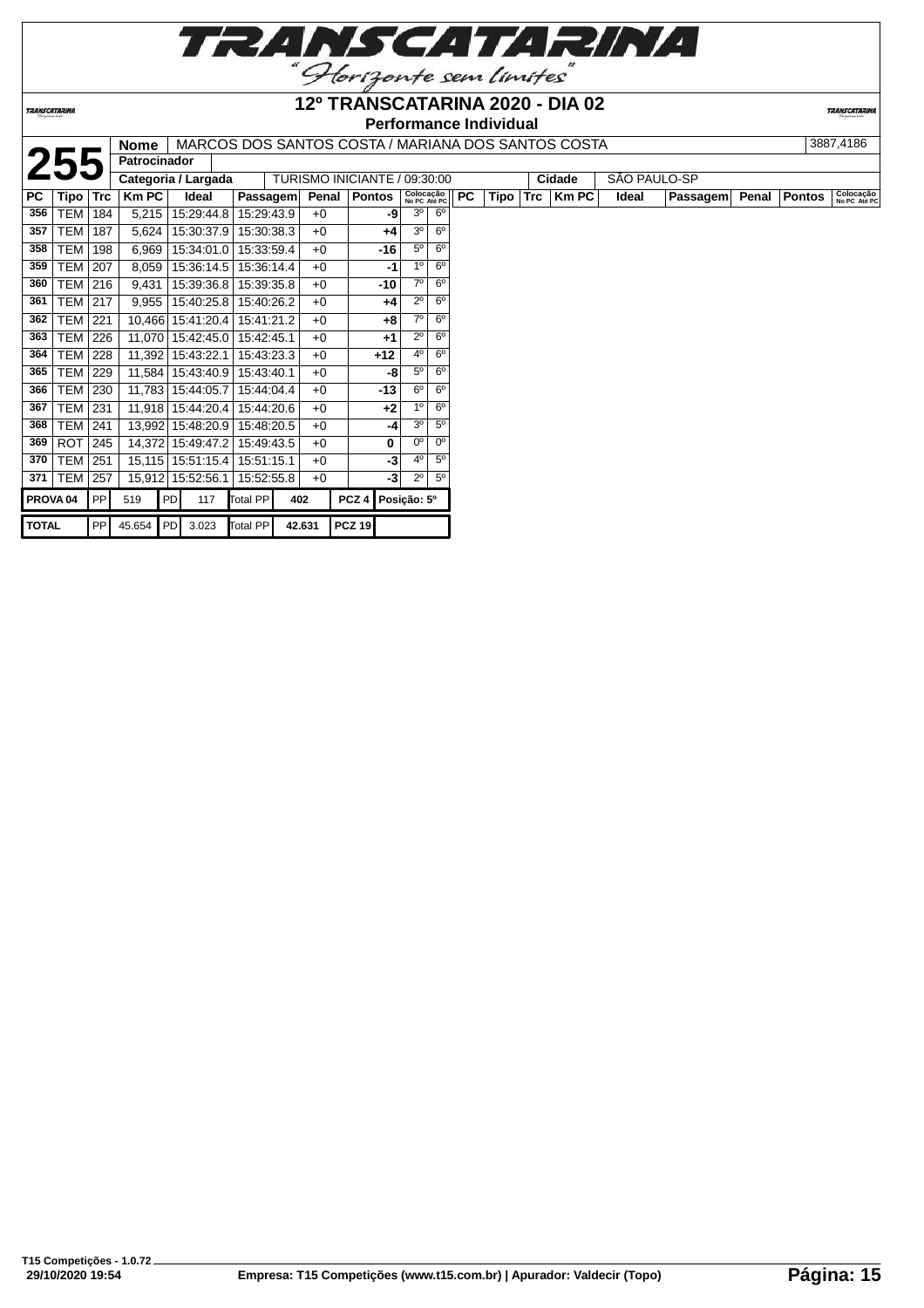# 12º TRANSCATARINA 2020 - DIA 02

**Performance Individual**

| **255** | **Nome** | MARCOS DOS SANTOS COSTA / MARIANA DOS SANTOS COSTA | 3887,4186 |
|---|---|---|---|
| | **Patrocinador** | | |
| | **Categoria / Largada** | TURISMO INICIANTE / 09:30:00 | **Cidade** SÃO PAULO-SP |

| PC | Tipo | Trc | Km PC | Ideal | Passagem | Penal | Pontos | Colocação No PC | Colocação Até PC |
|---|---|---|---|---|---|---|---|---|---|
| 356 | TEM | 184 | 5,215 | 15:29:44.8 | 15:29:43.9 | +0 | -9 | 3º | 6º |
| 357 | TEM | 187 | 5,624 | 15:30:37.9 | 15:30:38.3 | +0 | +4 | 3º | 6º |
| 358 | TEM | 198 | 6,969 | 15:34:01.0 | 15:33:59.4 | +0 | -16 | 5º | 6º |
| 359 | TEM | 207 | 8,059 | 15:36:14.5 | 15:36:14.4 | +0 | -1 | 1º | 6º |
| 360 | TEM | 216 | 9,431 | 15:39:36.8 | 15:39:35.8 | +0 | -10 | 7º | 6º |
| 361 | TEM | 217 | 9,955 | 15:40:25.8 | 15:40:26.2 | +0 | +4 | 2º | 6º |
| 362 | TEM | 221 | 10,466 | 15:41:20.4 | 15:41:21.2 | +0 | +8 | 7º | 6º |
| 363 | TEM | 226 | 11,070 | 15:42:45.0 | 15:42:45.1 | +0 | +1 | 2º | 6º |
| 364 | TEM | 228 | 11,392 | 15:43:22.1 | 15:43:23.3 | +0 | +12 | 4º | 6º |
| 365 | TEM | 229 | 11,584 | 15:43:40.9 | 15:43:40.1 | +0 | -8 | 5º | 6º |
| 366 | TEM | 230 | 11,783 | 15:44:05.7 | 15:44:04.4 | +0 | -13 | 6º | 6º |
| 367 | TEM | 231 | 11,918 | 15:44:20.4 | 15:44:20.6 | +0 | +2 | 1º | 6º |
| 368 | TEM | 241 | 13,992 | 15:48:20.9 | 15:48:20.5 | +0 | -4 | 3º | 5º |
| 369 | ROT | 245 | 14,372 | 15:49:47.2 | 15:49:43.5 | +0 | 0 | 0º | 0º |
| 370 | TEM | 251 | 15,115 | 15:51:15.4 | 15:51:15.1 | +0 | -3 | 4º | 5º |
| 371 | TEM | 257 | 15,912 | 15:52:56.1 | 15:52:55.8 | +0 | -3 | 2º | 5º |

| PROVA 04 | PP | 519 | PD | 117 | Total PP | 402 | PCZ 4 | Posição: 5º |
|---|---|---|---|---|---|---|---|---|
| **TOTAL** | PP | 45.654 | PD | 3.023 | Total PP | 42.631 | PCZ 19 | |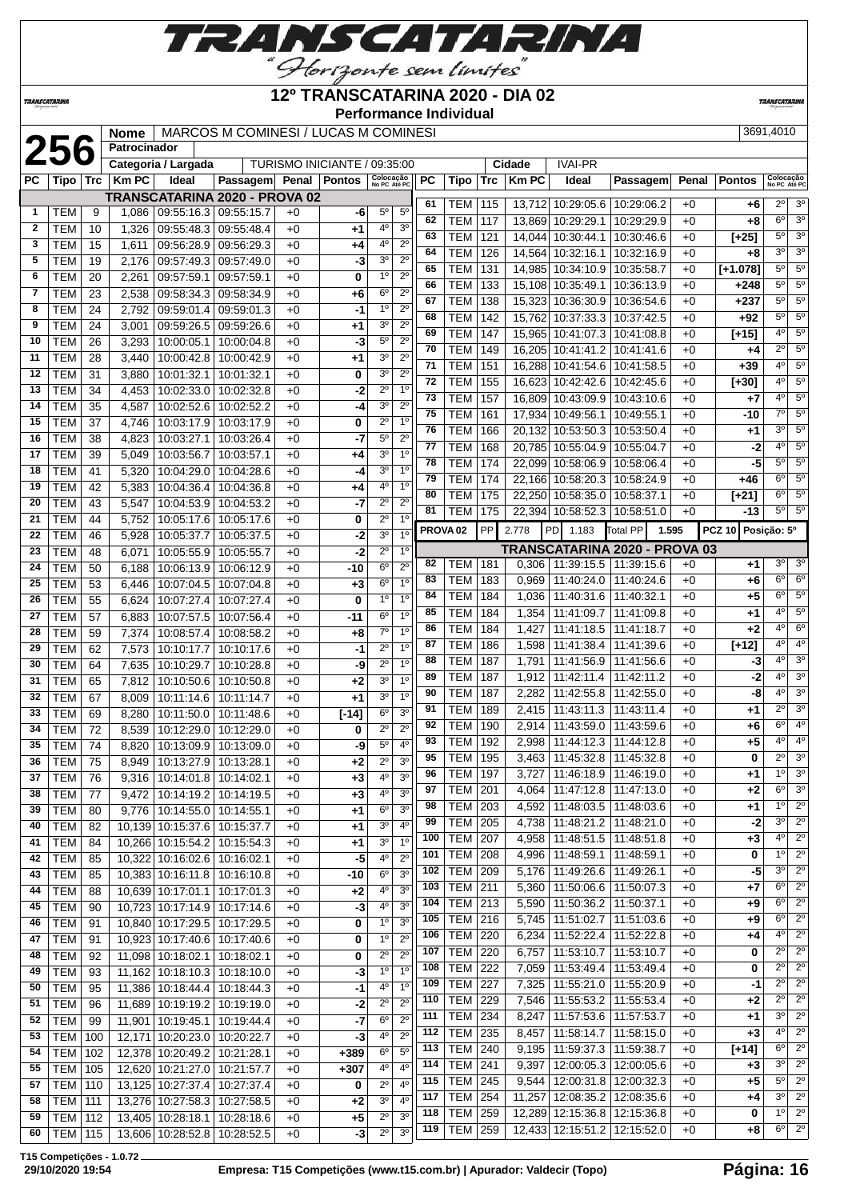# 12º TRANSCATARINA 2020 - DIA 02

**Performance Individual**

| 256 | Nome | MARCOS M COMINESI / LUCAS M COMINESI | 3691,4010 |
|---|---|---|---|
| | Patrocinador | | |
| | Categoria / Largada | TURISMO INICIANTE / 09:35:00 | Cidade: IVAI-PR |

| PC | Tipo | Trc | Km PC | Ideal | Passagem | Penal | Pontos | Colocação No PC | Colocação Até PC |
|---|---|---|---|---|---|---|---|---|---|
| **TRANSCATARINA 2020 - PROVA 02** | | | | | | | | | |
| 1 | TEM | 9 | 1,086 | 09:55:16.3 | 09:55:15.7 | +0 | -6 | 5º | 5º |
| 2 | TEM | 10 | 1,326 | 09:55:48.3 | 09:55:48.4 | +0 | +1 | 4º | 3º |
| 3 | TEM | 15 | 1,611 | 09:56:28.9 | 09:56:29.3 | +0 | +4 | 4º | 2º |
| 5 | TEM | 19 | 2,176 | 09:57:49.3 | 09:57:49.0 | +0 | -3 | 3º | 2º |
| 6 | TEM | 20 | 2,261 | 09:57:59.1 | 09:57:59.1 | +0 | 0 | 1º | 2º |
| 7 | TEM | 23 | 2,538 | 09:58:34.3 | 09:58:34.9 | +0 | +6 | 6º | 2º |
| 8 | TEM | 24 | 2,792 | 09:59:01.4 | 09:59:01.3 | +0 | -1 | 1º | 2º |
| 9 | TEM | 24 | 3,001 | 09:59:26.5 | 09:59:26.6 | +0 | +1 | 3º | 2º |
| 10 | TEM | 26 | 3,293 | 10:00:05.1 | 10:00:04.8 | +0 | -3 | 5º | 2º |
| 11 | TEM | 28 | 3,440 | 10:00:42.8 | 10:00:42.9 | +0 | +1 | 3º | 2º |
| 12 | TEM | 31 | 3,880 | 10:01:32.1 | 10:01:32.1 | +0 | 0 | 3º | 2º |
| 13 | TEM | 34 | 4,453 | 10:02:33.0 | 10:02:32.8 | +0 | -2 | 2º | 1º |
| 14 | TEM | 35 | 4,587 | 10:02:52.6 | 10:02:52.2 | +0 | -4 | 3º | 2º |
| 15 | TEM | 37 | 4,746 | 10:03:17.9 | 10:03:17.9 | +0 | 0 | 2º | 1º |
| 16 | TEM | 38 | 4,823 | 10:03:27.1 | 10:03:26.4 | +0 | -7 | 5º | 2º |
| 17 | TEM | 39 | 5,049 | 10:03:56.7 | 10:03:57.1 | +0 | +4 | 3º | 1º |
| 18 | TEM | 41 | 5,320 | 10:04:29.0 | 10:04:28.6 | +0 | -4 | 3º | 1º |
| 19 | TEM | 42 | 5,383 | 10:04:36.4 | 10:04:36.8 | +0 | +4 | 4º | 1º |
| 20 | TEM | 43 | 5,547 | 10:04:53.9 | 10:04:53.2 | +0 | -7 | 2º | 2º |
| 21 | TEM | 44 | 5,752 | 10:05:17.6 | 10:05:17.6 | +0 | 0 | 2º | 1º |
| 22 | TEM | 46 | 5,928 | 10:05:37.7 | 10:05:37.5 | +0 | -2 | 3º | 1º |
| 23 | TEM | 48 | 6,071 | 10:05:55.9 | 10:05:55.7 | +0 | -2 | 2º | 1º |
| 24 | TEM | 50 | 6,188 | 10:06:13.9 | 10:06:12.9 | +0 | -10 | 6º | 2º |
| 25 | TEM | 53 | 6,446 | 10:07:04.5 | 10:07:04.8 | +0 | +3 | 6º | 1º |
| 26 | TEM | 55 | 6,624 | 10:07:27.4 | 10:07:27.4 | +0 | 0 | 1º | 1º |
| 27 | TEM | 57 | 6,883 | 10:07:57.5 | 10:07:56.4 | +0 | -11 | 6º | 1º |
| 28 | TEM | 59 | 7,374 | 10:08:57.4 | 10:08:58.2 | +0 | +8 | 7º | 1º |
| 29 | TEM | 62 | 7,573 | 10:10:17.7 | 10:10:17.6 | +0 | -1 | 2º | 1º |
| 30 | TEM | 64 | 7,635 | 10:10:29.7 | 10:10:28.8 | +0 | -9 | 2º | 1º |
| 31 | TEM | 65 | 7,812 | 10:10:50.6 | 10:10:50.8 | +0 | +2 | 3º | 1º |
| 32 | TEM | 67 | 8,009 | 10:11:14.6 | 10:11:14.7 | +0 | +1 | 3º | 1º |
| 33 | TEM | 69 | 8,280 | 10:11:50.0 | 10:11:48.6 | +0 | [-14] | 6º | 3º |
| 34 | TEM | 72 | 8,539 | 10:12:29.0 | 10:12:29.0 | +0 | 0 | 2º | 2º |
| 35 | TEM | 74 | 8,820 | 10:13:09.9 | 10:13:09.0 | +0 | -9 | 5º | 4º |
| 36 | TEM | 75 | 8,949 | 10:13:27.9 | 10:13:28.1 | +0 | +2 | 2º | 3º |
| 37 | TEM | 76 | 9,316 | 10:14:01.8 | 10:14:02.1 | +0 | +3 | 4º | 3º |
| 38 | TEM | 77 | 9,472 | 10:14:19.2 | 10:14:19.5 | +0 | +3 | 4º | 3º |
| 39 | TEM | 80 | 9,776 | 10:14:55.0 | 10:14:55.1 | +0 | +1 | 6º | 3º |
| 40 | TEM | 82 | 10,139 | 10:15:37.6 | 10:15:37.7 | +0 | +1 | 3º | 4º |
| 41 | TEM | 84 | 10,266 | 10:15:54.2 | 10:15:54.3 | +0 | +1 | 3º | 1º |
| 42 | TEM | 85 | 10,322 | 10:16:02.6 | 10:16:02.1 | +0 | -5 | 4º | 2º |
| 43 | TEM | 85 | 10,383 | 10:16:11.8 | 10:16:10.8 | +0 | -10 | 6º | 3º |
| 44 | TEM | 88 | 10,639 | 10:17:01.1 | 10:17:01.3 | +0 | +2 | 4º | 3º |
| 45 | TEM | 90 | 10,723 | 10:17:14.9 | 10:17:14.6 | +0 | -3 | 4º | 3º |
| 46 | TEM | 91 | 10,840 | 10:17:29.5 | 10:17:29.5 | +0 | 0 | 1º | 3º |
| 47 | TEM | 91 | 10,923 | 10:17:40.6 | 10:17:40.6 | +0 | 0 | 1º | 2º |
| 48 | TEM | 92 | 11,098 | 10:18:02.1 | 10:18:02.1 | +0 | 0 | 2º | 2º |
| 49 | TEM | 93 | 11,162 | 10:18:10.3 | 10:18:10.0 | +0 | -3 | 1º | 1º |
| 50 | TEM | 95 | 11,386 | 10:18:44.4 | 10:18:44.3 | +0 | -1 | 4º | 1º |
| 51 | TEM | 96 | 11,689 | 10:19:19.2 | 10:19:19.0 | +0 | -2 | 2º | 2º |
| 52 | TEM | 99 | 11,901 | 10:19:45.1 | 10:19:44.4 | +0 | -7 | 6º | 2º |
| 53 | TEM | 100 | 12,171 | 10:20:23.0 | 10:20:22.7 | +0 | -3 | 4º | 2º |
| 54 | TEM | 102 | 12,378 | 10:20:49.2 | 10:21:28.1 | +0 | +389 | 6º | 5º |
| 55 | TEM | 105 | 12,620 | 10:21:27.0 | 10:21:57.7 | +0 | +307 | 4º | 4º |
| 57 | TEM | 110 | 13,125 | 10:27:37.4 | 10:27:37.4 | +0 | 0 | 2º | 4º |
| 58 | TEM | 111 | 13,276 | 10:27:58.3 | 10:27:58.5 | +0 | +2 | 3º | 4º |
| 59 | TEM | 112 | 13,405 | 10:28:18.1 | 10:28:18.6 | +0 | +5 | 2º | 3º |
| 60 | TEM | 115 | 13,606 | 10:28:52.8 | 10:28:52.5 | +0 | -3 | 2º | 3º |
| 61 | TEM | 115 | 13,712 | 10:29:05.6 | 10:29:06.2 | +0 | +6 | 2º | 3º |
| 62 | TEM | 117 | 13,869 | 10:29:29.1 | 10:29:29.9 | +0 | +8 | 6º | 3º |
| 63 | TEM | 121 | 14,044 | 10:30:44.1 | 10:30:46.6 | +0 | [+25] | 5º | 3º |
| 64 | TEM | 126 | 14,564 | 10:32:16.1 | 10:32:16.9 | +0 | +8 | 3º | 3º |
| 65 | TEM | 131 | 14,985 | 10:34:10.9 | 10:35:58.7 | +0 | [+1.078] | 5º | 5º |
| 66 | TEM | 133 | 15,108 | 10:35:49.1 | 10:36:13.9 | +0 | +248 | 5º | 5º |
| 67 | TEM | 138 | 15,323 | 10:36:30.9 | 10:36:54.6 | +0 | +237 | 5º | 5º |
| 68 | TEM | 142 | 15,762 | 10:37:33.3 | 10:37:42.5 | +0 | +92 | 5º | 5º |
| 69 | TEM | 147 | 15,965 | 10:41:07.3 | 10:41:08.8 | +0 | [+15] | 4º | 5º |
| 70 | TEM | 149 | 16,205 | 10:41:41.2 | 10:41:41.6 | +0 | +4 | 2º | 5º |
| 71 | TEM | 151 | 16,288 | 10:41:54.6 | 10:41:58.5 | +0 | +39 | 4º | 5º |
| 72 | TEM | 155 | 16,623 | 10:42:42.6 | 10:42:45.6 | +0 | [+30] | 4º | 5º |
| 73 | TEM | 157 | 16,809 | 10:43:09.9 | 10:43:10.6 | +0 | +7 | 4º | 5º |
| 75 | TEM | 161 | 17,934 | 10:49:56.1 | 10:49:55.1 | +0 | -10 | 7º | 5º |
| 76 | TEM | 166 | 20,132 | 10:53:50.3 | 10:53:50.4 | +0 | +1 | 3º | 5º |
| 77 | TEM | 168 | 20,785 | 10:55:04.9 | 10:55:04.7 | +0 | -2 | 4º | 5º |
| 78 | TEM | 174 | 22,099 | 10:58:06.9 | 10:58:06.4 | +0 | -5 | 5º | 5º |
| 79 | TEM | 174 | 22,166 | 10:58:20.3 | 10:58:24.9 | +0 | +46 | 6º | 5º |
| 80 | TEM | 175 | 22,250 | 10:58:35.0 | 10:58:37.1 | +0 | [+21] | 6º | 5º |
| 81 | TEM | 175 | 22,394 | 10:58:52.3 | 10:58:51.0 | +0 | -13 | 5º | 5º |
| PROVA 02 | PP | 2.778 | PD | 1.183 | Total PP | 1.595 | PCZ 10 | Posição: 5º | |
| **TRANSCATARINA 2020 - PROVA 03** | | | | | | | | | |
| 82 | TEM | 181 | 0,306 | 11:39:15.5 | 11:39:15.6 | +0 | +1 | 3º | 3º |
| 83 | TEM | 183 | 0,969 | 11:40:24.0 | 11:40:24.6 | +0 | +6 | 6º | 6º |
| 84 | TEM | 184 | 1,036 | 11:40:31.6 | 11:40:32.1 | +0 | +5 | 6º | 5º |
| 85 | TEM | 184 | 1,354 | 11:41:09.7 | 11:41:09.8 | +0 | +1 | 4º | 5º |
| 86 | TEM | 184 | 1,427 | 11:41:18.5 | 11:41:18.7 | +0 | +2 | 4º | 6º |
| 87 | TEM | 186 | 1,598 | 11:41:38.4 | 11:41:39.6 | +0 | [+12] | 4º | 4º |
| 88 | TEM | 187 | 1,791 | 11:41:56.9 | 11:41:56.6 | +0 | -3 | 4º | 3º |
| 89 | TEM | 187 | 1,912 | 11:42:11.4 | 11:42:11.2 | +0 | -2 | 4º | 3º |
| 90 | TEM | 187 | 2,282 | 11:42:55.8 | 11:42:55.0 | +0 | -8 | 4º | 3º |
| 91 | TEM | 189 | 2,415 | 11:43:11.3 | 11:43:11.4 | +0 | +1 | 2º | 3º |
| 92 | TEM | 190 | 2,914 | 11:43:59.0 | 11:43:59.6 | +0 | +6 | 6º | 4º |
| 93 | TEM | 192 | 2,998 | 11:44:12.3 | 11:44:12.8 | +0 | +5 | 4º | 4º |
| 95 | TEM | 195 | 3,463 | 11:45:32.8 | 11:45:32.8 | +0 | 0 | 2º | 3º |
| 96 | TEM | 197 | 3,727 | 11:46:18.9 | 11:46:19.0 | +0 | +1 | 1º | 3º |
| 97 | TEM | 201 | 4,064 | 11:47:12.8 | 11:47:13.0 | +0 | +2 | 6º | 3º |
| 98 | TEM | 203 | 4,592 | 11:48:03.5 | 11:48:03.6 | +0 | +1 | 1º | 2º |
| 99 | TEM | 205 | 4,738 | 11:48:21.2 | 11:48:21.0 | +0 | -2 | 3º | 2º |
| 100 | TEM | 207 | 4,958 | 11:48:51.5 | 11:48:51.8 | +0 | +3 | 4º | 2º |
| 101 | TEM | 208 | 4,996 | 11:48:59.1 | 11:48:59.1 | +0 | 0 | 1º | 2º |
| 102 | TEM | 209 | 5,176 | 11:49:26.6 | 11:49:26.1 | +0 | -5 | 3º | 2º |
| 103 | TEM | 211 | 5,360 | 11:50:06.6 | 11:50:07.3 | +0 | +7 | 6º | 2º |
| 104 | TEM | 213 | 5,590 | 11:50:36.2 | 11:50:37.1 | +0 | +9 | 6º | 2º |
| 105 | TEM | 216 | 5,745 | 11:51:02.7 | 11:51:03.6 | +0 | +9 | 6º | 2º |
| 106 | TEM | 220 | 6,234 | 11:52:22.4 | 11:52:22.8 | +0 | +4 | 4º | 2º |
| 107 | TEM | 220 | 6,757 | 11:53:10.7 | 11:53:10.7 | +0 | 0 | 2º | 2º |
| 108 | TEM | 222 | 7,059 | 11:53:49.4 | 11:53:49.4 | +0 | 0 | 2º | 2º |
| 109 | TEM | 227 | 7,325 | 11:55:21.0 | 11:55:20.9 | +0 | -1 | 2º | 2º |
| 110 | TEM | 229 | 7,546 | 11:55:53.2 | 11:55:53.4 | +0 | +2 | 2º | 2º |
| 111 | TEM | 234 | 8,247 | 11:57:53.6 | 11:57:53.7 | +0 | +1 | 3º | 2º |
| 112 | TEM | 235 | 8,457 | 11:58:14.7 | 11:58:15.0 | +0 | +3 | 4º | 2º |
| 113 | TEM | 240 | 9,195 | 11:59:37.3 | 11:59:38.7 | +0 | [+14] | 6º | 2º |
| 114 | TEM | 241 | 9,397 | 12:00:05.3 | 12:00:05.6 | +0 | +3 | 3º | 2º |
| 115 | TEM | 245 | 9,544 | 12:00:31.8 | 12:00:32.3 | +0 | +5 | 5º | 2º |
| 117 | TEM | 254 | 11,257 | 12:08:35.2 | 12:08:35.6 | +0 | +4 | 3º | 2º |
| 118 | TEM | 259 | 12,289 | 12:15:36.8 | 12:15:36.8 | +0 | 0 | 1º | 2º |
| 119 | TEM | 259 | 12,433 | 12:15:51.2 | 12:15:52.0 | +0 | +8 | 6º | 2º |

T15 Competições - 1.0.72
29/10/2020 19:54 — Empresa: T15 Competições (www.t15.com.br) | Apurador: Valdecir (Topo)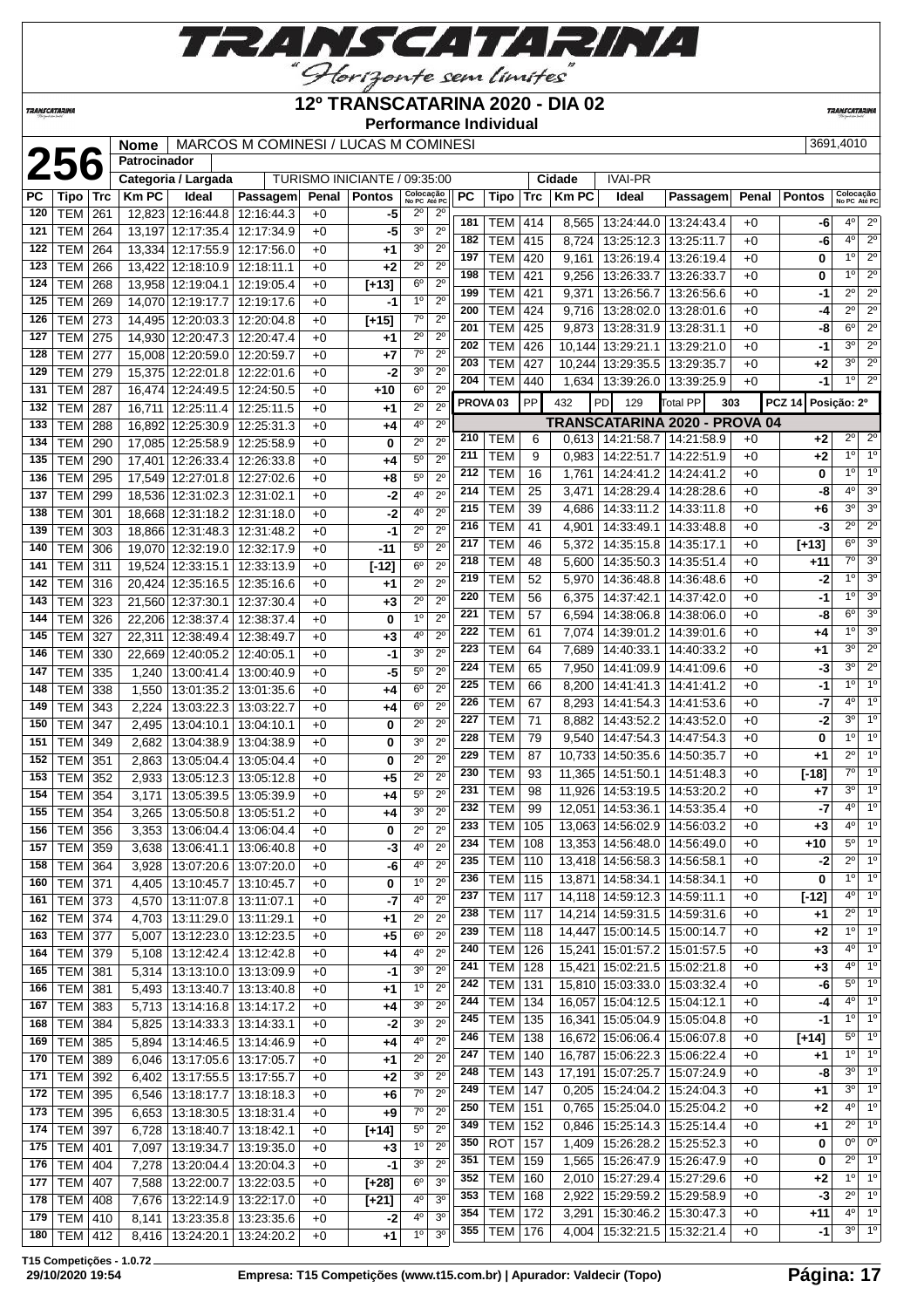# 12º TRANSCATARINA 2020 - DIA 02

**Performance Individual**

| | | |
|---|---|---|
| **256** | **Nome** | MARCOS M COMINESI / LUCAS M COMINESI — 3691,4010 |
| | **Patrocinador** | |
| | **Categoria / Largada** | TURISMO INICIANTE / 09:35:00 — **Cidade** IVAI-PR |

| PC | Tipo | Trc | Km PC | Ideal | Passagem | Penal | Pontos | Colocação No PC | Colocação Até PC |
|---|---|---|---|---|---|---|---|---|---|
| 120 | TEM | 261 | 12,823 | 12:16:44.8 | 12:16:44.3 | +0 | **-5** | 2º | 2º |
| 121 | TEM | 264 | 13,197 | 12:17:35.4 | 12:17:34.9 | +0 | **-5** | 3º | 2º |
| 122 | TEM | 264 | 13,334 | 12:17:55.9 | 12:17:56.0 | +0 | **+1** | 3º | 2º |
| 123 | TEM | 266 | 13,422 | 12:18:10.9 | 12:18:11.1 | +0 | **+2** | 2º | 2º |
| 124 | TEM | 268 | 13,958 | 12:19:04.1 | 12:19:05.4 | +0 | **[+13]** | 6º | 2º |
| 125 | TEM | 269 | 14,070 | 12:19:17.7 | 12:19:17.6 | +0 | **-1** | 1º | 2º |
| 126 | TEM | 273 | 14,495 | 12:20:03.3 | 12:20:04.8 | +0 | **[+15]** | 7º | 2º |
| 127 | TEM | 275 | 14,930 | 12:20:47.3 | 12:20:47.4 | +0 | **+1** | 2º | 2º |
| 128 | TEM | 277 | 15,008 | 12:20:59.0 | 12:20:59.7 | +0 | **+7** | 7º | 2º |
| 129 | TEM | 279 | 15,375 | 12:22:01.8 | 12:22:01.6 | +0 | **-2** | 3º | 2º |
| 131 | TEM | 287 | 16,474 | 12:24:49.5 | 12:24:50.5 | +0 | **+10** | 6º | 2º |
| 132 | TEM | 287 | 16,711 | 12:25:11.4 | 12:25:11.5 | +0 | **+1** | 2º | 2º |
| 133 | TEM | 288 | 16,892 | 12:25:30.9 | 12:25:31.3 | +0 | **+4** | 4º | 2º |
| 134 | TEM | 290 | 17,085 | 12:25:58.9 | 12:25:58.9 | +0 | **0** | 2º | 2º |
| 135 | TEM | 290 | 17,401 | 12:26:33.4 | 12:26:33.8 | +0 | **+4** | 5º | 2º |
| 136 | TEM | 295 | 17,549 | 12:27:01.8 | 12:27:02.6 | +0 | **+8** | 5º | 2º |
| 137 | TEM | 299 | 18,536 | 12:31:02.3 | 12:31:02.1 | +0 | **-2** | 4º | 2º |
| 138 | TEM | 301 | 18,668 | 12:31:18.2 | 12:31:18.0 | +0 | **-2** | 4º | 2º |
| 139 | TEM | 303 | 18,866 | 12:31:48.3 | 12:31:48.2 | +0 | **-1** | 2º | 2º |
| 140 | TEM | 306 | 19,070 | 12:32:19.0 | 12:32:17.9 | +0 | **-11** | 5º | 2º |
| 141 | TEM | 311 | 19,524 | 12:33:15.1 | 12:33:13.9 | +0 | **[-12]** | 6º | 2º |
| 142 | TEM | 316 | 20,424 | 12:35:16.5 | 12:35:16.6 | +0 | **+1** | 2º | 2º |
| 143 | TEM | 323 | 21,560 | 12:37:30.1 | 12:37:30.4 | +0 | **+3** | 2º | 2º |
| 144 | TEM | 326 | 22,206 | 12:38:37.4 | 12:38:37.4 | +0 | **0** | 1º | 2º |
| 145 | TEM | 327 | 22,311 | 12:38:49.4 | 12:38:49.7 | +0 | **+3** | 4º | 2º |
| 146 | TEM | 330 | 22,669 | 12:40:05.2 | 12:40:05.1 | +0 | **-1** | 3º | 2º |
| 147 | TEM | 335 | 1,240 | 13:00:41.4 | 13:00:40.9 | +0 | **-5** | 5º | 2º |
| 148 | TEM | 338 | 1,550 | 13:01:35.2 | 13:01:35.6 | +0 | **+4** | 6º | 2º |
| 149 | TEM | 343 | 2,224 | 13:03:22.3 | 13:03:22.7 | +0 | **+4** | 6º | 2º |
| 150 | TEM | 347 | 2,495 | 13:04:10.1 | 13:04:10.1 | +0 | **0** | 2º | 2º |
| 151 | TEM | 349 | 2,682 | 13:04:38.9 | 13:04:38.9 | +0 | **0** | 3º | 2º |
| 152 | TEM | 351 | 2,863 | 13:05:04.4 | 13:05:04.4 | +0 | **0** | 2º | 2º |
| 153 | TEM | 352 | 2,933 | 13:05:12.3 | 13:05:12.8 | +0 | **+5** | 2º | 2º |
| 154 | TEM | 354 | 3,171 | 13:05:39.5 | 13:05:39.9 | +0 | **+4** | 5º | 2º |
| 155 | TEM | 354 | 3,265 | 13:05:50.8 | 13:05:51.2 | +0 | **+4** | 3º | 2º |
| 156 | TEM | 356 | 3,353 | 13:06:04.4 | 13:06:04.4 | +0 | **0** | 2º | 2º |
| 157 | TEM | 359 | 3,638 | 13:06:41.1 | 13:06:40.8 | +0 | **-3** | 4º | 2º |
| 158 | TEM | 364 | 3,928 | 13:07:20.6 | 13:07:20.0 | +0 | **-6** | 4º | 2º |
| 160 | TEM | 371 | 4,405 | 13:10:45.7 | 13:10:45.7 | +0 | **0** | 1º | 2º |
| 161 | TEM | 373 | 4,570 | 13:11:07.8 | 13:11:07.1 | +0 | **-7** | 4º | 2º |
| 162 | TEM | 374 | 4,703 | 13:11:29.0 | 13:11:29.1 | +0 | **+1** | 2º | 2º |
| 163 | TEM | 377 | 5,007 | 13:12:23.0 | 13:12:23.5 | +0 | **+5** | 6º | 2º |
| 164 | TEM | 379 | 5,108 | 13:12:42.4 | 13:12:42.8 | +0 | **+4** | 4º | 2º |
| 165 | TEM | 381 | 5,314 | 13:13:10.0 | 13:13:09.9 | +0 | **-1** | 3º | 2º |
| 166 | TEM | 381 | 5,493 | 13:13:40.7 | 13:13:40.8 | +0 | **+1** | 1º | 2º |
| 167 | TEM | 383 | 5,713 | 13:14:16.8 | 13:14:17.2 | +0 | **+4** | 3º | 2º |
| 168 | TEM | 384 | 5,825 | 13:14:33.3 | 13:14:33.1 | +0 | **-2** | 3º | 2º |
| 169 | TEM | 385 | 5,894 | 13:14:46.5 | 13:14:46.9 | +0 | **+4** | 4º | 2º |
| 170 | TEM | 389 | 6,046 | 13:17:05.6 | 13:17:05.7 | +0 | **+1** | 2º | 2º |
| 171 | TEM | 392 | 6,402 | 13:17:55.5 | 13:17:55.7 | +0 | **+2** | 3º | 2º |
| 172 | TEM | 395 | 6,546 | 13:18:17.7 | 13:18:18.3 | +0 | **+6** | 7º | 2º |
| 173 | TEM | 395 | 6,653 | 13:18:30.5 | 13:18:31.4 | +0 | **+9** | 7º | 2º |
| 174 | TEM | 397 | 6,728 | 13:18:40.7 | 13:18:42.1 | +0 | **[+14]** | 5º | 2º |
| 175 | TEM | 401 | 7,097 | 13:19:34.7 | 13:19:35.0 | +0 | **+3** | 1º | 2º |
| 176 | TEM | 404 | 7,278 | 13:20:04.4 | 13:20:04.3 | +0 | **-1** | 3º | 2º |
| 177 | TEM | 407 | 7,588 | 13:22:00.7 | 13:22:03.5 | +0 | **[+28]** | 6º | 3º |
| 178 | TEM | 408 | 7,676 | 13:22:14.9 | 13:22:17.0 | +0 | **[+21]** | 4º | 3º |
| 179 | TEM | 410 | 8,141 | 13:23:35.8 | 13:23:35.6 | +0 | **-2** | 4º | 3º |
| 180 | TEM | 412 | 8,416 | 13:24:20.1 | 13:24:20.2 | +0 | **+1** | 1º | 3º |
| 181 | TEM | 414 | 8,565 | 13:24:44.0 | 13:24:43.4 | +0 | **-6** | 4º | 2º |
| 182 | TEM | 415 | 8,724 | 13:25:12.3 | 13:25:11.7 | +0 | **-6** | 4º | 2º |
| 197 | TEM | 420 | 9,161 | 13:26:19.4 | 13:26:19.4 | +0 | **0** | 1º | 2º |
| 198 | TEM | 421 | 9,256 | 13:26:33.7 | 13:26:33.7 | +0 | **0** | 1º | 2º |
| 199 | TEM | 421 | 9,371 | 13:26:56.7 | 13:26:56.6 | +0 | **-1** | 2º | 2º |
| 200 | TEM | 424 | 9,716 | 13:28:02.0 | 13:28:01.6 | +0 | **-4** | 2º | 2º |
| 201 | TEM | 425 | 9,873 | 13:28:31.9 | 13:28:31.1 | +0 | **-8** | 6º | 2º |
| 202 | TEM | 426 | 10,144 | 13:29:21.1 | 13:29:21.0 | +0 | **-1** | 3º | 2º |
| 203 | TEM | 427 | 10,244 | 13:29:35.5 | 13:29:35.7 | +0 | **+2** | 3º | 2º |
| 204 | TEM | 440 | 1,634 | 13:39:26.0 | 13:39:25.9 | +0 | **-1** | 1º | 2º |

**PROVA 03** | PP 432 | PD 129 | Total PP 303 | **PCZ 14** | **Posição: 2º**

**TRANSCATARINA 2020 - PROVA 04**

| PC | Tipo | Trc | Km PC | Ideal | Passagem | Penal | Pontos | Colocação No PC | Colocação Até PC |
|---|---|---|---|---|---|---|---|---|---|
| 210 | TEM | 6 | 0,613 | 14:21:58.7 | 14:21:58.9 | +0 | **+2** | 2º | 2º |
| 211 | TEM | 9 | 0,983 | 14:22:51.7 | 14:22:51.9 | +0 | **+2** | 1º | 1º |
| 212 | TEM | 16 | 1,761 | 14:24:41.2 | 14:24:41.2 | +0 | **0** | 1º | 1º |
| 214 | TEM | 25 | 3,471 | 14:28:29.4 | 14:28:28.6 | +0 | **-8** | 4º | 3º |
| 215 | TEM | 39 | 4,686 | 14:33:11.2 | 14:33:11.8 | +0 | **+6** | 3º | 3º |
| 216 | TEM | 41 | 4,901 | 14:33:49.1 | 14:33:48.8 | +0 | **-3** | 2º | 2º |
| 217 | TEM | 46 | 5,372 | 14:35:15.8 | 14:35:17.1 | +0 | **[+13]** | 6º | 3º |
| 218 | TEM | 48 | 5,600 | 14:35:50.3 | 14:35:51.4 | +0 | **+11** | 7º | 3º |
| 219 | TEM | 52 | 5,970 | 14:36:48.8 | 14:36:48.6 | +0 | **-2** | 1º | 3º |
| 220 | TEM | 56 | 6,375 | 14:37:42.1 | 14:37:42.0 | +0 | **-1** | 1º | 3º |
| 221 | TEM | 57 | 6,594 | 14:38:06.8 | 14:38:06.0 | +0 | **-8** | 6º | 3º |
| 222 | TEM | 61 | 7,074 | 14:39:01.2 | 14:39:01.6 | +0 | **+4** | 1º | 3º |
| 223 | TEM | 64 | 7,689 | 14:40:33.1 | 14:40:33.2 | +0 | **+1** | 3º | 2º |
| 224 | TEM | 65 | 7,950 | 14:41:09.9 | 14:41:09.6 | +0 | **-3** | 3º | 2º |
| 225 | TEM | 66 | 8,200 | 14:41:41.3 | 14:41:41.2 | +0 | **-1** | 1º | 1º |
| 226 | TEM | 67 | 8,293 | 14:41:54.3 | 14:41:53.6 | +0 | **-7** | 4º | 1º |
| 227 | TEM | 71 | 8,882 | 14:43:52.2 | 14:43:52.0 | +0 | **-2** | 3º | 1º |
| 228 | TEM | 79 | 9,540 | 14:47:54.3 | 14:47:54.3 | +0 | **0** | 1º | 1º |
| 229 | TEM | 87 | 10,733 | 14:50:35.6 | 14:50:35.7 | +0 | **+1** | 2º | 1º |
| 230 | TEM | 93 | 11,365 | 14:51:50.1 | 14:51:48.3 | +0 | **[-18]** | 7º | 1º |
| 231 | TEM | 98 | 11,926 | 14:53:19.5 | 14:53:20.2 | +0 | **+7** | 3º | 1º |
| 232 | TEM | 99 | 12,051 | 14:53:36.1 | 14:53:35.4 | +0 | **-7** | 4º | 1º |
| 233 | TEM | 105 | 13,063 | 14:56:02.9 | 14:56:03.2 | +0 | **+3** | 4º | 1º |
| 234 | TEM | 108 | 13,353 | 14:56:48.0 | 14:56:49.0 | +0 | **+10** | 5º | 1º |
| 235 | TEM | 110 | 13,418 | 14:56:58.3 | 14:56:58.1 | +0 | **-2** | 2º | 1º |
| 236 | TEM | 115 | 13,871 | 14:58:34.1 | 14:58:34.1 | +0 | **0** | 1º | 1º |
| 237 | TEM | 117 | 14,118 | 14:59:12.3 | 14:59:11.1 | +0 | **[-12]** | 4º | 1º |
| 238 | TEM | 117 | 14,214 | 14:59:31.5 | 14:59:31.6 | +0 | **+1** | 2º | 1º |
| 239 | TEM | 118 | 14,447 | 15:00:14.5 | 15:00:14.7 | +0 | **+2** | 1º | 1º |
| 240 | TEM | 126 | 15,241 | 15:01:57.2 | 15:01:57.5 | +0 | **+3** | 4º | 1º |
| 241 | TEM | 128 | 15,421 | 15:02:21.5 | 15:02:21.8 | +0 | **+3** | 4º | 1º |
| 242 | TEM | 131 | 15,810 | 15:03:33.0 | 15:03:32.4 | +0 | **-6** | 5º | 1º |
| 244 | TEM | 134 | 16,057 | 15:04:12.5 | 15:04:12.1 | +0 | **-4** | 4º | 1º |
| 245 | TEM | 135 | 16,341 | 15:05:04.9 | 15:05:04.8 | +0 | **-1** | 1º | 1º |
| 246 | TEM | 138 | 16,672 | 15:06:06.4 | 15:06:07.8 | +0 | **[+14]** | 5º | 1º |
| 247 | TEM | 140 | 16,787 | 15:06:22.3 | 15:06:22.4 | +0 | **+1** | 1º | 1º |
| 248 | TEM | 143 | 17,191 | 15:07:25.7 | 15:07:24.9 | +0 | **-8** | 3º | 1º |
| 249 | TEM | 147 | 0,205 | 15:24:04.2 | 15:24:04.3 | +0 | **+1** | 3º | 1º |
| 250 | TEM | 151 | 0,765 | 15:25:04.0 | 15:25:04.2 | +0 | **+2** | 4º | 1º |
| 349 | TEM | 152 | 0,846 | 15:25:14.3 | 15:25:14.4 | +0 | **+1** | 2º | 1º |
| 350 | ROT | 157 | 1,409 | 15:26:28.2 | 15:25:52.3 | +0 | **0** | 0º | 0º |
| 351 | TEM | 159 | 1,565 | 15:26:47.9 | 15:26:47.9 | +0 | **0** | 2º | 1º |
| 352 | TEM | 160 | 2,010 | 15:27:29.4 | 15:27:29.6 | +0 | **+2** | 1º | 1º |
| 353 | TEM | 168 | 2,922 | 15:29:59.2 | 15:29:58.9 | +0 | **-3** | 2º | 1º |
| 354 | TEM | 172 | 3,291 | 15:30:46.2 | 15:30:47.3 | +0 | **+11** | 4º | 1º |
| 355 | TEM | 176 | 4,004 | 15:32:21.5 | 15:32:21.4 | +0 | **-1** | 3º | 1º |

T15 Competições - 1.0.72
29/10/2020 19:54 — Empresa: T15 Competições (www.t15.com.br) | Apurador: Valdecir (Topo)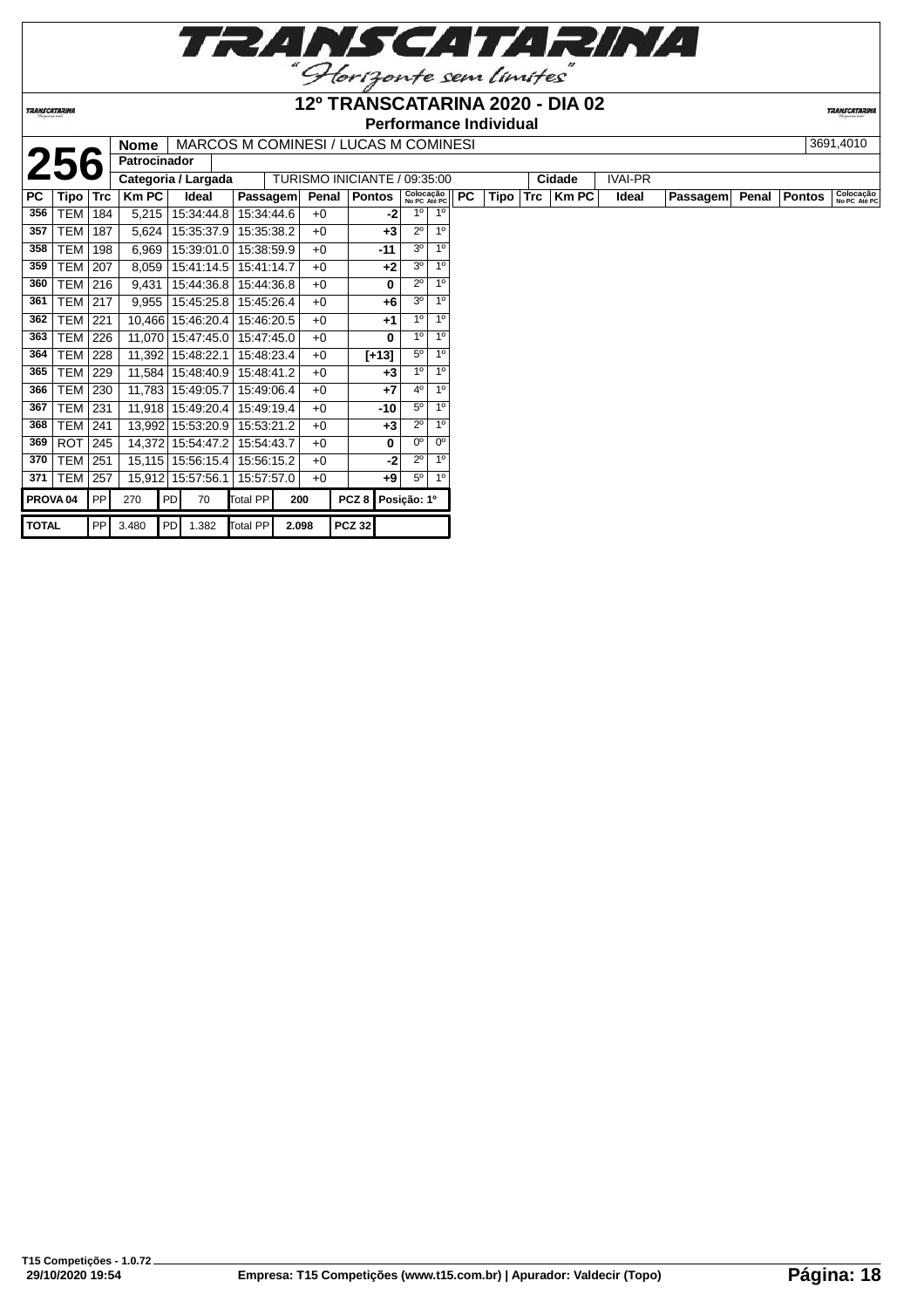# 12º TRANSCATARINA 2020 - DIA 02

## Performance Individual

**256**

| Nome | MARCOS M COMINESI / LUCAS M COMINESI | 3691,4010 |
|---|---|---|
| Patrocinador | | |
| Categoria / Largada | TURISMO INICIANTE / 09:35:00 | Cidade: IVAI-PR |

| PC | Tipo | Trc | Km PC | Ideal | Passagem | Penal | Pontos | Colocação No PC | Colocação Até PC |
|---|---|---|---|---|---|---|---|---|---|
| 356 | TEM | 184 | 5,215 | 15:34:44.8 | 15:34:44.6 | +0 | -2 | 1º | 1º |
| 357 | TEM | 187 | 5,624 | 15:35:37.9 | 15:35:38.2 | +0 | +3 | 2º | 1º |
| 358 | TEM | 198 | 6,969 | 15:39:01.0 | 15:38:59.9 | +0 | -11 | 3º | 1º |
| 359 | TEM | 207 | 8,059 | 15:41:14.5 | 15:41:14.7 | +0 | +2 | 3º | 1º |
| 360 | TEM | 216 | 9,431 | 15:44:36.8 | 15:44:36.8 | +0 | 0 | 2º | 1º |
| 361 | TEM | 217 | 9,955 | 15:45:25.8 | 15:45:26.4 | +0 | +6 | 3º | 1º |
| 362 | TEM | 221 | 10,466 | 15:46:20.4 | 15:46:20.5 | +0 | +1 | 1º | 1º |
| 363 | TEM | 226 | 11,070 | 15:47:45.0 | 15:47:45.0 | +0 | 0 | 1º | 1º |
| 364 | TEM | 228 | 11,392 | 15:48:22.1 | 15:48:23.4 | +0 | [+13] | 5º | 1º |
| 365 | TEM | 229 | 11,584 | 15:48:40.9 | 15:48:41.2 | +0 | +3 | 1º | 1º |
| 366 | TEM | 230 | 11,783 | 15:49:05.7 | 15:49:06.4 | +0 | +7 | 4º | 1º |
| 367 | TEM | 231 | 11,918 | 15:49:20.4 | 15:49:19.4 | +0 | -10 | 5º | 1º |
| 368 | TEM | 241 | 13,992 | 15:53:20.9 | 15:53:21.2 | +0 | +3 | 2º | 1º |
| 369 | ROT | 245 | 14,372 | 15:54:47.2 | 15:54:43.7 | +0 | 0 | 0º | 0º |
| 370 | TEM | 251 | 15,115 | 15:56:15.4 | 15:56:15.2 | +0 | -2 | 2º | 1º |
| 371 | TEM | 257 | 15,912 | 15:57:56.1 | 15:57:57.0 | +0 | +9 | 5º | 1º |

| | | | | | | | | |
|---|---|---|---|---|---|---|---|---|
| PROVA 04 | PP | 270 | PD | 70 | Total PP | 200 | PCZ 8 | Posição: 1º |
| TOTAL | PP | 3.480 | PD | 1.382 | Total PP | 2.098 | PCZ 32 | |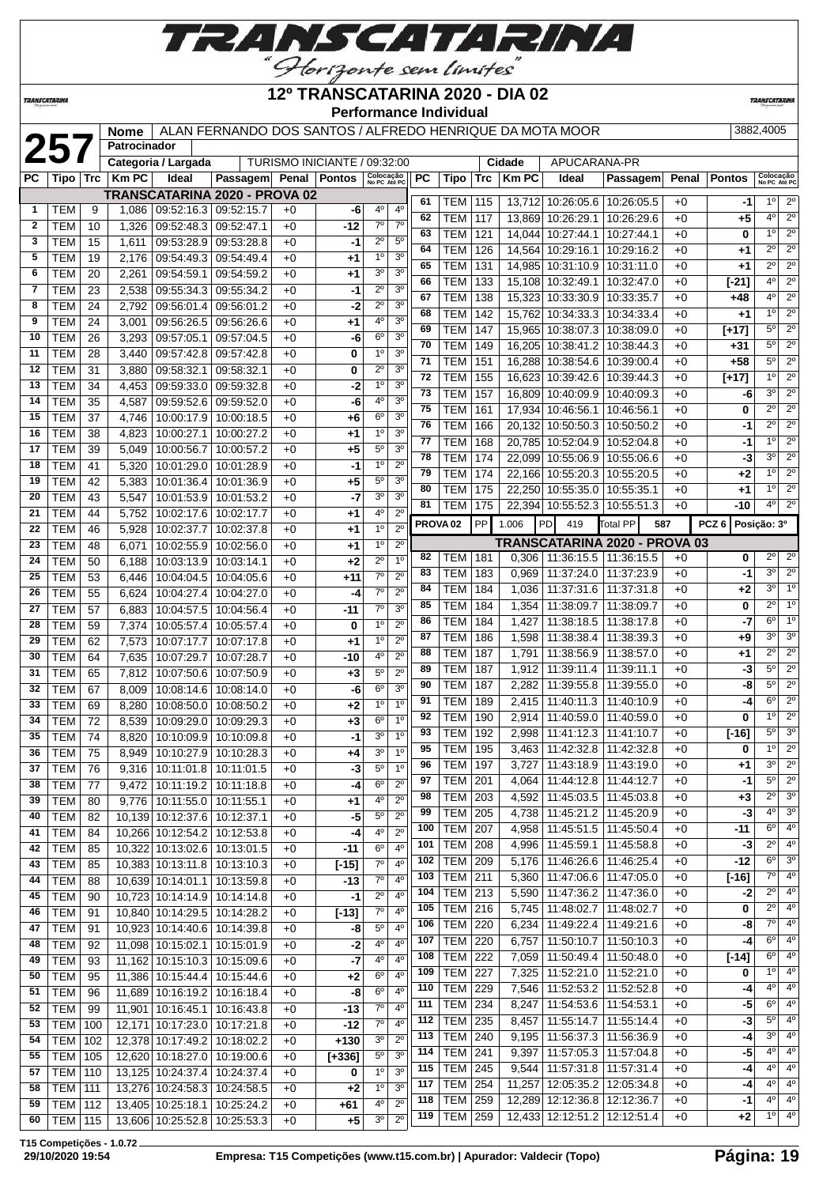# 12º TRANSCATARINA 2020 - DIA 02

**Performance Individual**

| | | |
|---|---|---|
| **257** | **Nome** | ALAN FERNANDO DOS SANTOS / ALFREDO HENRIQUE DA MOTA MOOR — 3882,4005 |
| | **Patrocinador** | |
| | **Categoria / Largada** | TURISMO INICIANTE / 09:32:00 — **Cidade** APUCARANA-PR |

## TRANSCATARINA 2020 - PROVA 02

| PC | Tipo | Trc | Km PC | Ideal | Passagem | Penal | Pontos | Colocação No PC | Colocação Até PC |
|---|---|---|---|---|---|---|---|---|---|
| 1 | TEM | 9 | 1,086 | 09:52:16.3 | 09:52:15.7 | +0 | -6 | 4º | 4º |
| 2 | TEM | 10 | 1,326 | 09:52:48.3 | 09:52:47.1 | +0 | -12 | 7º | 7º |
| 3 | TEM | 15 | 1,611 | 09:53:28.9 | 09:53:28.8 | +0 | -1 | 2º | 5º |
| 5 | TEM | 19 | 2,176 | 09:54:49.3 | 09:54:49.4 | +0 | +1 | 1º | 3º |
| 6 | TEM | 20 | 2,261 | 09:54:59.1 | 09:54:59.2 | +0 | +1 | 3º | 3º |
| 7 | TEM | 23 | 2,538 | 09:55:34.3 | 09:55:34.2 | +0 | -1 | 2º | 3º |
| 8 | TEM | 24 | 2,792 | 09:56:01.4 | 09:56:01.2 | +0 | -2 | 2º | 3º |
| 9 | TEM | 24 | 3,001 | 09:56:26.5 | 09:56:26.6 | +0 | +1 | 4º | 3º |
| 10 | TEM | 26 | 3,293 | 09:57:05.1 | 09:57:04.5 | +0 | -6 | 6º | 3º |
| 11 | TEM | 28 | 3,440 | 09:57:42.8 | 09:57:42.8 | +0 | 0 | 1º | 3º |
| 12 | TEM | 31 | 3,880 | 09:58:32.1 | 09:58:32.1 | +0 | 0 | 2º | 3º |
| 13 | TEM | 34 | 4,453 | 09:59:33.0 | 09:59:32.8 | +0 | -2 | 1º | 3º |
| 14 | TEM | 35 | 4,587 | 09:59:52.6 | 09:59:52.0 | +0 | -6 | 4º | 3º |
| 15 | TEM | 37 | 4,746 | 10:00:17.9 | 10:00:18.5 | +0 | +6 | 6º | 3º |
| 16 | TEM | 38 | 4,823 | 10:00:27.1 | 10:00:27.2 | +0 | +1 | 1º | 3º |
| 17 | TEM | 39 | 5,049 | 10:00:56.7 | 10:00:57.2 | +0 | +5 | 5º | 3º |
| 18 | TEM | 41 | 5,320 | 10:01:29.0 | 10:01:28.9 | +0 | -1 | 1º | 2º |
| 19 | TEM | 42 | 5,383 | 10:01:36.4 | 10:01:36.9 | +0 | +5 | 5º | 3º |
| 20 | TEM | 43 | 5,547 | 10:01:53.9 | 10:01:53.2 | +0 | -7 | 3º | 3º |
| 21 | TEM | 44 | 5,752 | 10:02:17.6 | 10:02:17.7 | +0 | +1 | 4º | 2º |
| 22 | TEM | 46 | 5,928 | 10:02:37.7 | 10:02:37.8 | +0 | +1 | 1º | 2º |
| 23 | TEM | 48 | 6,071 | 10:02:55.9 | 10:02:56.0 | +0 | +1 | 1º | 2º |
| 24 | TEM | 50 | 6,188 | 10:03:13.9 | 10:03:14.1 | +0 | +2 | 2º | 1º |
| 25 | TEM | 53 | 6,446 | 10:04:04.5 | 10:04:05.6 | +0 | +11 | 7º | 2º |
| 26 | TEM | 55 | 6,624 | 10:04:27.4 | 10:04:27.0 | +0 | -4 | 7º | 2º |
| 27 | TEM | 57 | 6,883 | 10:04:57.5 | 10:04:56.4 | +0 | -11 | 7º | 3º |
| 28 | TEM | 59 | 7,374 | 10:05:57.4 | 10:05:57.4 | +0 | 0 | 1º | 2º |
| 29 | TEM | 62 | 7,573 | 10:07:17.7 | 10:07:17.8 | +0 | +1 | 1º | 2º |
| 30 | TEM | 64 | 7,635 | 10:07:29.7 | 10:07:28.7 | +0 | -10 | 4º | 2º |
| 31 | TEM | 65 | 7,812 | 10:07:50.6 | 10:07:50.9 | +0 | +3 | 5º | 2º |
| 32 | TEM | 67 | 8,009 | 10:08:14.6 | 10:08:14.0 | +0 | -6 | 6º | 3º |
| 33 | TEM | 69 | 8,280 | 10:08:50.0 | 10:08:50.2 | +0 | +2 | 1º | 1º |
| 34 | TEM | 72 | 8,539 | 10:09:29.0 | 10:09:29.3 | +0 | +3 | 6º | 1º |
| 35 | TEM | 74 | 8,820 | 10:10:09.9 | 10:10:09.8 | +0 | -1 | 3º | 1º |
| 36 | TEM | 75 | 8,949 | 10:10:27.9 | 10:10:28.3 | +0 | +4 | 3º | 1º |
| 37 | TEM | 76 | 9,316 | 10:11:01.8 | 10:11:01.5 | +0 | -3 | 5º | 1º |
| 38 | TEM | 77 | 9,472 | 10:11:19.2 | 10:11:18.8 | +0 | -4 | 6º | 2º |
| 39 | TEM | 80 | 9,776 | 10:11:55.0 | 10:11:55.1 | +0 | +1 | 4º | 2º |
| 40 | TEM | 82 | 10,139 | 10:12:37.6 | 10:12:37.1 | +0 | -5 | 5º | 2º |
| 41 | TEM | 84 | 10,266 | 10:12:54.2 | 10:12:53.8 | +0 | -4 | 4º | 2º |
| 42 | TEM | 85 | 10,322 | 10:13:02.6 | 10:13:01.5 | +0 | -11 | 6º | 4º |
| 43 | TEM | 85 | 10,383 | 10:13:11.8 | 10:13:10.3 | +0 | [-15] | 7º | 4º |
| 44 | TEM | 88 | 10,639 | 10:14:01.1 | 10:13:59.8 | +0 | -13 | 7º | 4º |
| 45 | TEM | 90 | 10,723 | 10:14:14.9 | 10:14:14.8 | +0 | -1 | 2º | 4º |
| 46 | TEM | 91 | 10,840 | 10:14:29.5 | 10:14:28.2 | +0 | [-13] | 7º | 4º |
| 47 | TEM | 91 | 10,923 | 10:14:40.6 | 10:14:39.8 | +0 | -8 | 5º | 4º |
| 48 | TEM | 92 | 11,098 | 10:15:02.1 | 10:15:01.9 | +0 | -2 | 4º | 4º |
| 49 | TEM | 93 | 11,162 | 10:15:10.3 | 10:15:09.6 | +0 | -7 | 4º | 4º |
| 50 | TEM | 95 | 11,386 | 10:15:44.4 | 10:15:44.6 | +0 | +2 | 6º | 4º |
| 51 | TEM | 96 | 11,689 | 10:16:19.2 | 10:16:18.4 | +0 | -8 | 6º | 4º |
| 52 | TEM | 99 | 11,901 | 10:16:45.1 | 10:16:43.8 | +0 | -13 | 7º | 4º |
| 53 | TEM | 100 | 12,171 | 10:17:23.0 | 10:17:21.8 | +0 | -12 | 7º | 4º |
| 54 | TEM | 102 | 12,378 | 10:17:49.2 | 10:18:02.2 | +0 | +130 | 3º | 2º |
| 55 | TEM | 105 | 12,620 | 10:18:27.0 | 10:19:00.6 | +0 | [+336] | 5º | 3º |
| 57 | TEM | 110 | 13,125 | 10:24:37.4 | 10:24:37.4 | +0 | 0 | 1º | 3º |
| 58 | TEM | 111 | 13,276 | 10:24:58.3 | 10:24:58.5 | +0 | +2 | 1º | 3º |
| 59 | TEM | 112 | 13,405 | 10:25:18.1 | 10:25:24.2 | +0 | +61 | 4º | 2º |
| 60 | TEM | 115 | 13,606 | 10:25:52.8 | 10:25:53.3 | +0 | +5 | 3º | 2º |
| 61 | TEM | 115 | 13,712 | 10:26:05.6 | 10:26:05.5 | +0 | -1 | 1º | 2º |
| 62 | TEM | 117 | 13,869 | 10:26:29.1 | 10:26:29.6 | +0 | +5 | 4º | 2º |
| 63 | TEM | 121 | 14,044 | 10:27:44.1 | 10:27:44.1 | +0 | 0 | 1º | 2º |
| 64 | TEM | 126 | 14,564 | 10:29:16.1 | 10:29:16.2 | +0 | +1 | 2º | 2º |
| 65 | TEM | 131 | 14,985 | 10:31:10.9 | 10:31:11.0 | +0 | +1 | 2º | 2º |
| 66 | TEM | 133 | 15,108 | 10:32:49.1 | 10:32:47.0 | +0 | [-21] | 4º | 2º |
| 67 | TEM | 138 | 15,323 | 10:33:30.9 | 10:33:35.7 | +0 | +48 | 4º | 2º |
| 68 | TEM | 142 | 15,762 | 10:34:33.3 | 10:34:33.4 | +0 | +1 | 1º | 2º |
| 69 | TEM | 147 | 15,965 | 10:38:07.3 | 10:38:09.0 | +0 | [+17] | 5º | 2º |
| 70 | TEM | 149 | 16,205 | 10:38:41.2 | 10:38:44.3 | +0 | +31 | 5º | 2º |
| 71 | TEM | 151 | 16,288 | 10:38:54.6 | 10:39:00.4 | +0 | +58 | 5º | 2º |
| 72 | TEM | 155 | 16,623 | 10:39:42.6 | 10:39:44.3 | +0 | [+17] | 1º | 2º |
| 73 | TEM | 157 | 16,809 | 10:40:09.9 | 10:40:09.3 | +0 | -6 | 3º | 2º |
| 75 | TEM | 161 | 17,934 | 10:46:56.1 | 10:46:56.1 | +0 | 0 | 2º | 2º |
| 76 | TEM | 166 | 20,132 | 10:50:50.3 | 10:50:50.2 | +0 | -1 | 2º | 2º |
| 77 | TEM | 168 | 20,785 | 10:52:04.9 | 10:52:04.8 | +0 | -1 | 1º | 2º |
| 78 | TEM | 174 | 22,099 | 10:55:06.9 | 10:55:06.6 | +0 | -3 | 3º | 2º |
| 79 | TEM | 174 | 22,166 | 10:55:20.3 | 10:55:20.5 | +0 | +2 | 1º | 2º |
| 80 | TEM | 175 | 22,250 | 10:55:35.0 | 10:55:35.1 | +0 | +1 | 1º | 2º |
| 81 | TEM | 175 | 22,394 | 10:55:52.3 | 10:55:51.3 | +0 | -10 | 4º | 2º |

**PROVA 02** — PP 1.006 | PD 419 | Total PP 587 | PCZ 6 | Posição: 3º

## TRANSCATARINA 2020 - PROVA 03

| PC | Tipo | Trc | Km PC | Ideal | Passagem | Penal | Pontos | Colocação No PC | Colocação Até PC |
|---|---|---|---|---|---|---|---|---|---|
| 82 | TEM | 181 | 0,306 | 11:36:15.5 | 11:36:15.5 | +0 | 0 | 2º | 2º |
| 83 | TEM | 183 | 0,969 | 11:37:24.0 | 11:37:23.9 | +0 | -1 | 3º | 2º |
| 84 | TEM | 184 | 1,036 | 11:37:31.6 | 11:37:31.8 | +0 | +2 | 3º | 1º |
| 85 | TEM | 184 | 1,354 | 11:38:09.7 | 11:38:09.7 | +0 | 0 | 2º | 1º |
| 86 | TEM | 184 | 1,427 | 11:38:18.5 | 11:38:17.8 | +0 | -7 | 6º | 1º |
| 87 | TEM | 186 | 1,598 | 11:38:38.4 | 11:38:39.3 | +0 | +9 | 3º | 3º |
| 88 | TEM | 187 | 1,791 | 11:38:56.9 | 11:38:57.0 | +0 | +1 | 2º | 2º |
| 89 | TEM | 187 | 1,912 | 11:39:11.4 | 11:39:11.1 | +0 | -3 | 5º | 2º |
| 90 | TEM | 187 | 2,282 | 11:39:55.8 | 11:39:55.0 | +0 | -8 | 5º | 2º |
| 91 | TEM | 189 | 2,415 | 11:40:11.3 | 11:40:10.9 | +0 | -4 | 6º | 2º |
| 92 | TEM | 190 | 2,914 | 11:40:59.0 | 11:40:59.0 | +0 | 0 | 1º | 2º |
| 93 | TEM | 192 | 2,998 | 11:41:12.3 | 11:41:10.7 | +0 | [-16] | 5º | 3º |
| 95 | TEM | 195 | 3,463 | 11:42:32.8 | 11:42:32.8 | +0 | 0 | 1º | 2º |
| 96 | TEM | 197 | 3,727 | 11:43:18.9 | 11:43:19.0 | +0 | +1 | 3º | 2º |
| 97 | TEM | 201 | 4,064 | 11:44:12.8 | 11:44:12.7 | +0 | -1 | 5º | 2º |
| 98 | TEM | 203 | 4,592 | 11:45:03.5 | 11:45:03.8 | +0 | +3 | 2º | 3º |
| 99 | TEM | 205 | 4,738 | 11:45:21.2 | 11:45:20.9 | +0 | -3 | 4º | 3º |
| 100 | TEM | 207 | 4,958 | 11:45:51.5 | 11:45:50.4 | +0 | -11 | 6º | 4º |
| 101 | TEM | 208 | 4,996 | 11:45:59.1 | 11:45:58.8 | +0 | -3 | 2º | 4º |
| 102 | TEM | 209 | 5,176 | 11:46:26.6 | 11:46:25.4 | +0 | -12 | 6º | 3º |
| 103 | TEM | 211 | 5,360 | 11:47:06.6 | 11:47:05.0 | +0 | [-16] | 7º | 4º |
| 104 | TEM | 213 | 5,590 | 11:47:36.2 | 11:47:36.0 | +0 | -2 | 2º | 4º |
| 105 | TEM | 216 | 5,745 | 11:48:02.7 | 11:48:02.7 | +0 | 0 | 2º | 4º |
| 106 | TEM | 220 | 6,234 | 11:49:22.4 | 11:49:21.6 | +0 | -8 | 7º | 4º |
| 107 | TEM | 220 | 6,757 | 11:50:10.7 | 11:50:10.3 | +0 | -4 | 6º | 4º |
| 108 | TEM | 222 | 7,059 | 11:50:49.4 | 11:50:48.0 | +0 | [-14] | 6º | 4º |
| 109 | TEM | 227 | 7,325 | 11:52:21.0 | 11:52:21.0 | +0 | 0 | 1º | 4º |
| 110 | TEM | 229 | 7,546 | 11:52:53.2 | 11:52:52.8 | +0 | -4 | 4º | 4º |
| 111 | TEM | 234 | 8,247 | 11:54:53.6 | 11:54:53.1 | +0 | -5 | 6º | 4º |
| 112 | TEM | 235 | 8,457 | 11:55:14.7 | 11:55:14.4 | +0 | -3 | 5º | 4º |
| 113 | TEM | 240 | 9,195 | 11:56:37.3 | 11:56:36.9 | +0 | -4 | 3º | 4º |
| 114 | TEM | 241 | 9,397 | 11:57:05.3 | 11:57:04.8 | +0 | -5 | 4º | 4º |
| 115 | TEM | 245 | 9,544 | 11:57:31.8 | 11:57:31.4 | +0 | -4 | 4º | 4º |
| 117 | TEM | 254 | 11,257 | 12:05:35.2 | 12:05:34.8 | +0 | -4 | 4º | 4º |
| 118 | TEM | 259 | 12,289 | 12:12:36.8 | 12:12:36.7 | +0 | -1 | 4º | 4º |
| 119 | TEM | 259 | 12,433 | 12:12:51.2 | 12:12:51.4 | +0 | +2 | 1º | 4º |

T15 Competições - 1.0.72
29/10/2020 19:54 — Empresa: T15 Competições (www.t15.com.br) | Apurador: Valdecir (Topo)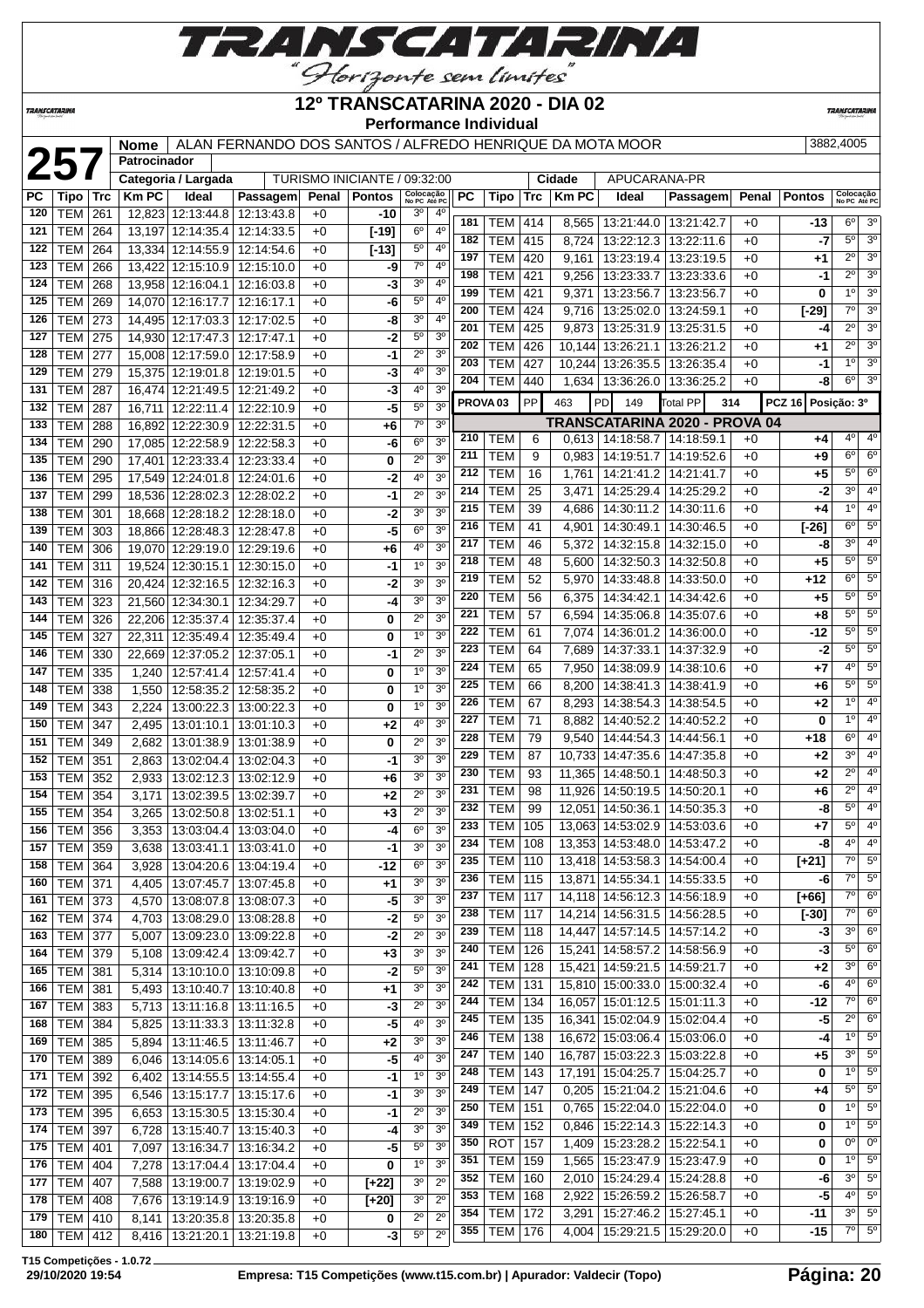# 12º TRANSCATARINA 2020 - DIA 02

**Performance Individual**

| 257 | Nome | ALAN FERNANDO DOS SANTOS / ALFREDO HENRIQUE DA MOTA MOOR | 3882,4005 |
|---|---|---|---|
| | Patrocinador | | |
| | Categoria / Largada | TURISMO INICIANTE / 09:32:00 | Cidade: APUCARANA-PR |

| PC | Tipo | Trc | Km PC | Ideal | Passagem | Penal | Pontos | Colocação No PC | Colocação Até PC |
|---|---|---|---|---|---|---|---|---|---|
| 120 | TEM | 261 | 12,823 | 12:13:44.8 | 12:13:43.8 | +0 | -10 | 3º | 4º |
| 121 | TEM | 264 | 13,197 | 12:14:35.4 | 12:14:33.5 | +0 | [-19] | 6º | 4º |
| 122 | TEM | 264 | 13,334 | 12:14:55.9 | 12:14:54.6 | +0 | [-13] | 5º | 4º |
| 123 | TEM | 266 | 13,422 | 12:15:10.9 | 12:15:10.0 | +0 | -9 | 7º | 4º |
| 124 | TEM | 268 | 13,958 | 12:16:04.1 | 12:16:03.8 | +0 | -3 | 3º | 4º |
| 125 | TEM | 269 | 14,070 | 12:16:17.7 | 12:16:17.1 | +0 | -6 | 5º | 4º |
| 126 | TEM | 273 | 14,495 | 12:17:03.3 | 12:17:02.5 | +0 | -8 | 3º | 4º |
| 127 | TEM | 275 | 14,930 | 12:17:47.3 | 12:17:47.1 | +0 | -2 | 5º | 3º |
| 128 | TEM | 277 | 15,008 | 12:17:59.0 | 12:17:58.9 | +0 | -1 | 2º | 3º |
| 129 | TEM | 279 | 15,375 | 12:19:01.8 | 12:19:01.5 | +0 | -3 | 4º | 3º |
| 131 | TEM | 287 | 16,474 | 12:21:49.5 | 12:21:49.2 | +0 | -3 | 4º | 3º |
| 132 | TEM | 287 | 16,711 | 12:22:11.4 | 12:22:10.9 | +0 | -5 | 5º | 3º |
| 133 | TEM | 288 | 16,892 | 12:22:30.9 | 12:22:31.5 | +0 | +6 | 7º | 3º |
| 134 | TEM | 290 | 17,085 | 12:22:58.9 | 12:22:58.3 | +0 | -6 | 6º | 3º |
| 135 | TEM | 290 | 17,401 | 12:23:33.4 | 12:23:33.4 | +0 | 0 | 2º | 3º |
| 136 | TEM | 295 | 17,549 | 12:24:01.8 | 12:24:01.6 | +0 | -2 | 4º | 3º |
| 137 | TEM | 299 | 18,536 | 12:28:02.3 | 12:28:02.2 | +0 | -1 | 2º | 3º |
| 138 | TEM | 301 | 18,668 | 12:28:18.2 | 12:28:18.0 | +0 | -2 | 3º | 3º |
| 139 | TEM | 303 | 18,866 | 12:28:48.3 | 12:28:47.8 | +0 | -5 | 6º | 3º |
| 140 | TEM | 306 | 19,070 | 12:29:19.0 | 12:29:19.6 | +0 | +6 | 4º | 3º |
| 141 | TEM | 311 | 19,524 | 12:30:15.1 | 12:30:15.0 | +0 | -1 | 1º | 3º |
| 142 | TEM | 316 | 20,424 | 12:32:16.5 | 12:32:16.3 | +0 | -2 | 3º | 3º |
| 143 | TEM | 323 | 21,560 | 12:34:30.1 | 12:34:29.7 | +0 | -4 | 3º | 3º |
| 144 | TEM | 326 | 22,206 | 12:35:37.4 | 12:35:37.4 | +0 | 0 | 2º | 3º |
| 145 | TEM | 327 | 22,311 | 12:35:49.4 | 12:35:49.4 | +0 | 0 | 1º | 3º |
| 146 | TEM | 330 | 22,669 | 12:37:05.2 | 12:37:05.1 | +0 | -1 | 2º | 3º |
| 147 | TEM | 335 | 1,240 | 12:57:41.4 | 12:57:41.4 | +0 | 0 | 1º | 3º |
| 148 | TEM | 338 | 1,550 | 12:58:35.2 | 12:58:35.2 | +0 | 0 | 1º | 3º |
| 149 | TEM | 343 | 2,224 | 13:00:22.3 | 13:00:22.3 | +0 | 0 | 1º | 3º |
| 150 | TEM | 347 | 2,495 | 13:01:10.1 | 13:01:10.3 | +0 | +2 | 4º | 3º |
| 151 | TEM | 349 | 2,682 | 13:01:38.9 | 13:01:38.9 | +0 | 0 | 2º | 3º |
| 152 | TEM | 351 | 2,863 | 13:02:04.4 | 13:02:04.3 | +0 | -1 | 3º | 3º |
| 153 | TEM | 352 | 2,933 | 13:02:12.3 | 13:02:12.9 | +0 | +6 | 3º | 3º |
| 154 | TEM | 354 | 3,171 | 13:02:39.5 | 13:02:39.7 | +0 | +2 | 2º | 3º |
| 155 | TEM | 354 | 3,265 | 13:02:50.8 | 13:02:51.1 | +0 | +3 | 2º | 3º |
| 156 | TEM | 356 | 3,353 | 13:03:04.4 | 13:03:04.0 | +0 | -4 | 6º | 3º |
| 157 | TEM | 359 | 3,638 | 13:03:41.1 | 13:03:41.0 | +0 | -1 | 3º | 3º |
| 158 | TEM | 364 | 3,928 | 13:04:20.6 | 13:04:19.4 | +0 | -12 | 6º | 3º |
| 160 | TEM | 371 | 4,405 | 13:07:45.7 | 13:07:45.8 | +0 | +1 | 3º | 3º |
| 161 | TEM | 373 | 4,570 | 13:08:07.8 | 13:08:07.3 | +0 | -5 | 3º | 3º |
| 162 | TEM | 374 | 4,703 | 13:08:29.0 | 13:08:28.8 | +0 | -2 | 5º | 3º |
| 163 | TEM | 377 | 5,007 | 13:09:23.0 | 13:09:22.8 | +0 | -2 | 2º | 3º |
| 164 | TEM | 379 | 5,108 | 13:09:42.4 | 13:09:42.7 | +0 | +3 | 3º | 3º |
| 165 | TEM | 381 | 5,314 | 13:10:10.0 | 13:10:09.8 | +0 | -2 | 5º | 3º |
| 166 | TEM | 381 | 5,493 | 13:10:40.7 | 13:10:40.8 | +0 | +1 | 3º | 3º |
| 167 | TEM | 383 | 5,713 | 13:11:16.8 | 13:11:16.5 | +0 | -3 | 2º | 3º |
| 168 | TEM | 384 | 5,825 | 13:11:33.3 | 13:11:32.8 | +0 | -5 | 4º | 3º |
| 169 | TEM | 385 | 5,894 | 13:11:46.5 | 13:11:46.7 | +0 | +2 | 3º | 3º |
| 170 | TEM | 389 | 6,046 | 13:14:05.6 | 13:14:05.1 | +0 | -5 | 4º | 3º |
| 171 | TEM | 392 | 6,402 | 13:14:55.5 | 13:14:55.4 | +0 | -1 | 1º | 3º |
| 172 | TEM | 395 | 6,546 | 13:15:17.7 | 13:15:17.6 | +0 | -1 | 3º | 3º |
| 173 | TEM | 395 | 6,653 | 13:15:30.5 | 13:15:30.4 | +0 | -1 | 2º | 3º |
| 174 | TEM | 397 | 6,728 | 13:15:40.7 | 13:15:40.3 | +0 | -4 | 3º | 3º |
| 175 | TEM | 401 | 7,097 | 13:16:34.7 | 13:16:34.2 | +0 | -5 | 5º | 3º |
| 176 | TEM | 404 | 7,278 | 13:17:04.4 | 13:17:04.4 | +0 | 0 | 1º | 3º |
| 177 | TEM | 407 | 7,588 | 13:19:00.7 | 13:19:02.9 | +0 | [+22] | 3º | 2º |
| 178 | TEM | 408 | 7,676 | 13:19:14.9 | 13:19:16.9 | +0 | [+20] | 3º | 2º |
| 179 | TEM | 410 | 8,141 | 13:20:35.8 | 13:20:35.8 | +0 | 0 | 2º | 2º |
| 180 | TEM | 412 | 8,416 | 13:21:20.1 | 13:21:19.8 | +0 | -3 | 5º | 2º |
| 181 | TEM | 414 | 8,565 | 13:21:44.0 | 13:21:42.7 | +0 | -13 | 6º | 3º |
| 182 | TEM | 415 | 8,724 | 13:22:12.3 | 13:22:11.6 | +0 | -7 | 5º | 3º |
| 197 | TEM | 420 | 9,161 | 13:23:19.4 | 13:23:19.5 | +0 | +1 | 2º | 3º |
| 198 | TEM | 421 | 9,256 | 13:23:33.7 | 13:23:33.6 | +0 | -1 | 2º | 3º |
| 199 | TEM | 421 | 9,371 | 13:23:56.7 | 13:23:56.7 | +0 | 0 | 1º | 3º |
| 200 | TEM | 424 | 9,716 | 13:25:02.0 | 13:24:59.1 | +0 | [-29] | 7º | 3º |
| 201 | TEM | 425 | 9,873 | 13:25:31.9 | 13:25:31.5 | +0 | -4 | 2º | 3º |
| 202 | TEM | 426 | 10,144 | 13:26:21.1 | 13:26:21.2 | +0 | +1 | 2º | 3º |
| 203 | TEM | 427 | 10,244 | 13:26:35.5 | 13:26:35.4 | +0 | -1 | 1º | 3º |
| 204 | TEM | 440 | 1,634 | 13:36:26.0 | 13:36:25.2 | +0 | -8 | 6º | 3º |

PROVA 03 | PP 463 | PD 149 | Total PP 314 | PCZ 16 | Posição: 3º

## TRANSCATARINA 2020 - PROVA 04

| PC | Tipo | Trc | Km PC | Ideal | Passagem | Penal | Pontos | Colocação No PC | Colocação Até PC |
|---|---|---|---|---|---|---|---|---|---|
| 210 | TEM | 6 | 0,613 | 14:18:58.7 | 14:18:59.1 | +0 | +4 | 4º | 4º |
| 211 | TEM | 9 | 0,983 | 14:19:51.7 | 14:19:52.6 | +0 | +9 | 6º | 6º |
| 212 | TEM | 16 | 1,761 | 14:21:41.2 | 14:21:41.7 | +0 | +5 | 5º | 6º |
| 214 | TEM | 25 | 3,471 | 14:25:29.4 | 14:25:29.2 | +0 | -2 | 3º | 4º |
| 215 | TEM | 39 | 4,686 | 14:30:11.2 | 14:30:11.6 | +0 | +4 | 1º | 4º |
| 216 | TEM | 41 | 4,901 | 14:30:49.1 | 14:30:46.5 | +0 | [-26] | 6º | 5º |
| 217 | TEM | 46 | 5,372 | 14:32:15.8 | 14:32:15.0 | +0 | -8 | 3º | 4º |
| 218 | TEM | 48 | 5,600 | 14:32:50.3 | 14:32:50.8 | +0 | +5 | 5º | 5º |
| 219 | TEM | 52 | 5,970 | 14:33:48.8 | 14:33:50.0 | +0 | +12 | 6º | 5º |
| 220 | TEM | 56 | 6,375 | 14:34:42.1 | 14:34:42.6 | +0 | +5 | 5º | 5º |
| 221 | TEM | 57 | 6,594 | 14:35:06.8 | 14:35:07.6 | +0 | +8 | 5º | 5º |
| 222 | TEM | 61 | 7,074 | 14:36:01.2 | 14:36:00.0 | +0 | -12 | 5º | 5º |
| 223 | TEM | 64 | 7,689 | 14:37:33.1 | 14:37:32.9 | +0 | -2 | 5º | 5º |
| 224 | TEM | 65 | 7,950 | 14:38:09.9 | 14:38:10.6 | +0 | +7 | 4º | 5º |
| 225 | TEM | 66 | 8,200 | 14:38:41.3 | 14:38:41.9 | +0 | +6 | 5º | 5º |
| 226 | TEM | 67 | 8,293 | 14:38:54.3 | 14:38:54.5 | +0 | +2 | 1º | 4º |
| 227 | TEM | 71 | 8,882 | 14:40:52.2 | 14:40:52.2 | +0 | 0 | 1º | 4º |
| 228 | TEM | 79 | 9,540 | 14:44:54.3 | 14:44:56.1 | +0 | +18 | 6º | 4º |
| 229 | TEM | 87 | 10,733 | 14:47:35.6 | 14:47:35.8 | +0 | +2 | 3º | 4º |
| 230 | TEM | 93 | 11,365 | 14:48:50.1 | 14:48:50.3 | +0 | +2 | 2º | 4º |
| 231 | TEM | 98 | 11,926 | 14:50:19.5 | 14:50:20.1 | +0 | +6 | 2º | 4º |
| 232 | TEM | 99 | 12,051 | 14:50:36.1 | 14:50:35.3 | +0 | -8 | 5º | 4º |
| 233 | TEM | 105 | 13,063 | 14:53:02.9 | 14:53:03.6 | +0 | +7 | 5º | 4º |
| 234 | TEM | 108 | 13,353 | 14:53:48.0 | 14:53:47.2 | +0 | -8 | 4º | 4º |
| 235 | TEM | 110 | 13,418 | 14:53:58.3 | 14:54:00.4 | +0 | [+21] | 7º | 5º |
| 236 | TEM | 115 | 13,871 | 14:55:34.1 | 14:55:33.5 | +0 | -6 | 7º | 5º |
| 237 | TEM | 117 | 14,118 | 14:56:12.3 | 14:56:18.9 | +0 | [+66] | 7º | 6º |
| 238 | TEM | 117 | 14,214 | 14:56:31.5 | 14:56:28.5 | +0 | [-30] | 7º | 6º |
| 239 | TEM | 118 | 14,447 | 14:57:14.5 | 14:57:14.2 | +0 | -3 | 3º | 6º |
| 240 | TEM | 126 | 15,241 | 14:58:57.2 | 14:58:56.9 | +0 | -3 | 5º | 6º |
| 241 | TEM | 128 | 15,421 | 14:59:21.5 | 14:59:21.7 | +0 | +2 | 3º | 6º |
| 242 | TEM | 131 | 15,810 | 15:00:33.0 | 15:00:32.4 | +0 | -6 | 4º | 6º |
| 244 | TEM | 134 | 16,057 | 15:01:12.5 | 15:01:11.3 | +0 | -12 | 7º | 6º |
| 245 | TEM | 135 | 16,341 | 15:02:04.9 | 15:02:04.4 | +0 | -5 | 2º | 6º |
| 246 | TEM | 138 | 16,672 | 15:03:06.4 | 15:03:06.0 | +0 | -4 | 1º | 5º |
| 247 | TEM | 140 | 16,787 | 15:03:22.3 | 15:03:22.8 | +0 | +5 | 3º | 5º |
| 248 | TEM | 143 | 17,191 | 15:04:25.7 | 15:04:25.7 | +0 | 0 | 1º | 5º |
| 249 | TEM | 147 | 0,205 | 15:21:04.2 | 15:21:04.6 | +0 | +4 | 5º | 5º |
| 250 | TEM | 151 | 0,765 | 15:22:04.0 | 15:22:04.0 | +0 | 0 | 1º | 5º |
| 349 | TEM | 152 | 0,846 | 15:22:14.3 | 15:22:14.3 | +0 | 0 | 1º | 5º |
| 350 | ROT | 157 | 1,409 | 15:23:28.2 | 15:22:54.1 | +0 | 0 | 0º | 0º |
| 351 | TEM | 159 | 1,565 | 15:23:47.9 | 15:23:47.9 | +0 | 0 | 1º | 5º |
| 352 | TEM | 160 | 2,010 | 15:24:29.4 | 15:24:28.8 | +0 | -6 | 3º | 5º |
| 353 | TEM | 168 | 2,922 | 15:26:59.2 | 15:26:58.7 | +0 | -5 | 4º | 5º |
| 354 | TEM | 172 | 3,291 | 15:27:46.2 | 15:27:45.1 | +0 | -11 | 3º | 5º |
| 355 | TEM | 176 | 4,004 | 15:29:21.5 | 15:29:20.0 | +0 | -15 | 7º | 5º |

T15 Competições - 1.0.72
29/10/2020 19:54 — Empresa: T15 Competições (www.t15.com.br) | Apurador: Valdecir (Topo)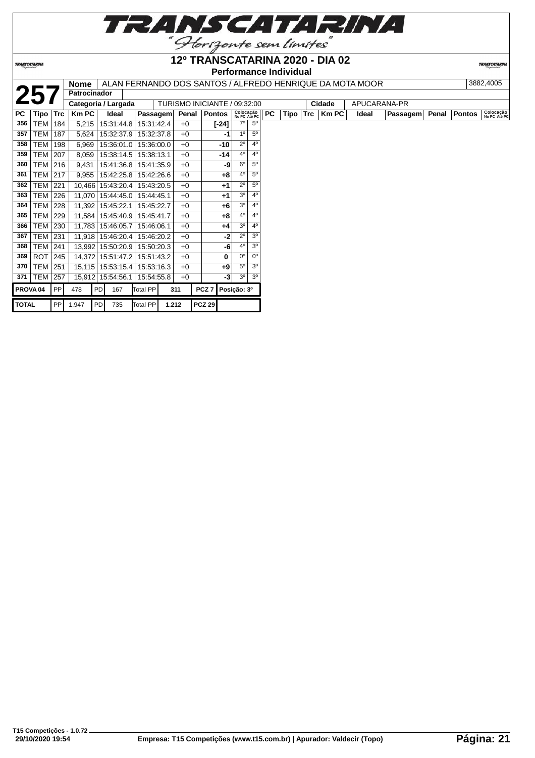# 12º TRANSCATARINA 2020 - DIA 02

## Performance Individual

| 257 | | |
|---|---|---|
| **Nome** | ALAN FERNANDO DOS SANTOS / ALFREDO HENRIQUE DA MOTA MOOR | 3882,4005 |
| **Patrocinador** | | |
| **Categoria / Largada** | TURISMO INICIANTE / 09:32:00 | **Cidade** APUCARANA-PR |

| PC | Tipo | Trc | Km PC | Ideal | Passagem | Penal | Pontos | Colocação No PC | Colocação Até PC |
|---|---|---|---|---|---|---|---|---|---|
| 356 | TEM | 184 | 5,215 | 15:31:44.8 | 15:31:42.4 | +0 | [-24] | 7º | 5º |
| 357 | TEM | 187 | 5,624 | 15:32:37.9 | 15:32:37.8 | +0 | -1 | 1º | 5º |
| 358 | TEM | 198 | 6,969 | 15:36:01.0 | 15:36:00.0 | +0 | -10 | 2º | 4º |
| 359 | TEM | 207 | 8,059 | 15:38:14.5 | 15:38:13.1 | +0 | -14 | 4º | 4º |
| 360 | TEM | 216 | 9,431 | 15:41:36.8 | 15:41:35.9 | +0 | -9 | 6º | 5º |
| 361 | TEM | 217 | 9,955 | 15:42:25.8 | 15:42:26.6 | +0 | +8 | 4º | 5º |
| 362 | TEM | 221 | 10,466 | 15:43:20.4 | 15:43:20.5 | +0 | +1 | 2º | 5º |
| 363 | TEM | 226 | 11,070 | 15:44:45.0 | 15:44:45.1 | +0 | +1 | 3º | 4º |
| 364 | TEM | 228 | 11,392 | 15:45:22.1 | 15:45:22.7 | +0 | +6 | 3º | 4º |
| 365 | TEM | 229 | 11,584 | 15:45:40.9 | 15:45:41.7 | +0 | +8 | 4º | 4º |
| 366 | TEM | 230 | 11,783 | 15:46:05.7 | 15:46:06.1 | +0 | +4 | 3º | 4º |
| 367 | TEM | 231 | 11,918 | 15:46:20.4 | 15:46:20.2 | +0 | -2 | 2º | 3º |
| 368 | TEM | 241 | 13,992 | 15:50:20.9 | 15:50:20.3 | +0 | -6 | 4º | 3º |
| 369 | ROT | 245 | 14,372 | 15:51:47.2 | 15:51:43.2 | +0 | 0 | 0º | 0º |
| 370 | TEM | 251 | 15,115 | 15:53:15.4 | 15:53:16.3 | +0 | +9 | 5º | 3º |
| 371 | TEM | 257 | 15,912 | 15:54:56.1 | 15:54:55.8 | +0 | -3 | 3º | 3º |

| | | | | | | | | |
|---|---|---|---|---|---|---|---|---|
| PROVA 04 | PP | 478 | PD | 167 | Total PP | 311 | PCZ 7 | Posição: 3º |
| TOTAL | PP | 1.947 | PD | 735 | Total PP | 1.212 | PCZ 29 | |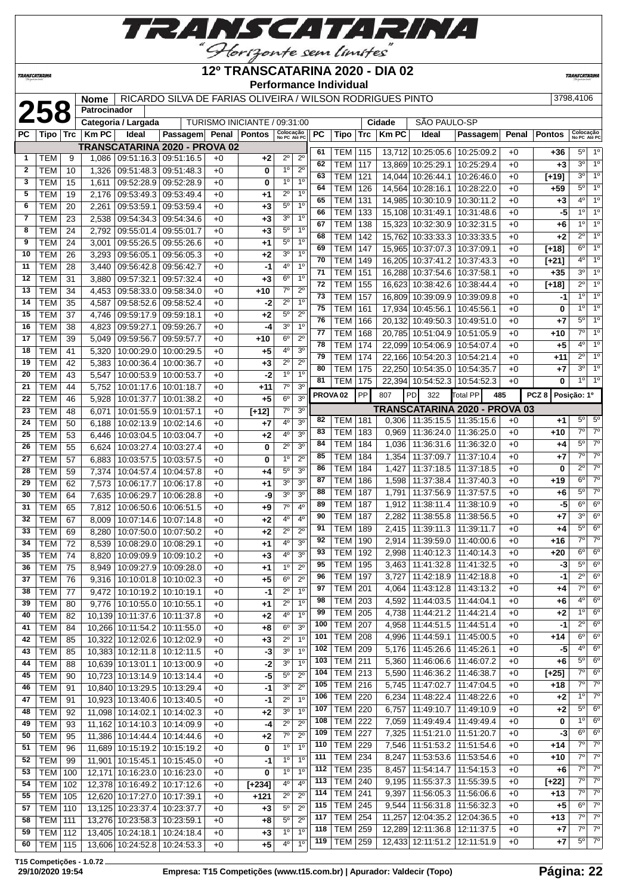# 12º TRANSCATARINA 2020 - DIA 02

**Performance Individual**

**258** | **Nome**: RICARDO SILVA DE FARIAS OLIVEIRA / WILSON RODRIGUES PINTO | 3798,4106

**Patrocinador**:

**Categoria / Largada**: TURISMO INICIANTE / 09:31:00 | **Cidade**: SÃO PAULO-SP

## TRANSCATARINA 2020 - PROVA 02

| PC | Tipo | Trc | Km PC | Ideal | Passagem | Penal | Pontos | Colocação No PC | Colocação Até PC |
|---|---|---|---|---|---|---|---|---|---|
| 1 | TEM | 9 | 1,086 | 09:51:16.3 | 09:51:16.5 | +0 | +2 | 2º | 2º |
| 2 | TEM | 10 | 1,326 | 09:51:48.3 | 09:51:48.3 | +0 | 0 | 1º | 2º |
| 3 | TEM | 15 | 1,611 | 09:52:28.9 | 09:52:28.9 | +0 | 0 | 1º | 1º |
| 5 | TEM | 19 | 2,176 | 09:53:49.3 | 09:53:49.4 | +0 | +1 | 2º | 1º |
| 6 | TEM | 20 | 2,261 | 09:53:59.1 | 09:53:59.4 | +0 | +3 | 5º | 1º |
| 7 | TEM | 23 | 2,538 | 09:54:34.3 | 09:54:34.6 | +0 | +3 | 3º | 1º |
| 8 | TEM | 24 | 2,792 | 09:55:01.4 | 09:55:01.7 | +0 | +3 | 5º | 1º |
| 9 | TEM | 24 | 3,001 | 09:55:26.5 | 09:55:26.6 | +0 | +1 | 5º | 1º |
| 10 | TEM | 26 | 3,293 | 09:56:05.1 | 09:56:05.3 | +0 | +2 | 3º | 1º |
| 11 | TEM | 28 | 3,440 | 09:56:42.8 | 09:56:42.7 | +0 | -1 | 4º | 1º |
| 12 | TEM | 31 | 3,880 | 09:57:32.1 | 09:57:32.4 | +0 | +3 | 6º | 1º |
| 13 | TEM | 34 | 4,453 | 09:58:33.0 | 09:58:34.0 | +0 | +10 | 7º | 2º |
| 14 | TEM | 35 | 4,587 | 09:58:52.6 | 09:58:52.4 | +0 | -2 | 2º | 1º |
| 15 | TEM | 37 | 4,746 | 09:59:17.9 | 09:59:18.1 | +0 | +2 | 5º | 2º |
| 16 | TEM | 38 | 4,823 | 09:59:27.1 | 09:59:26.7 | +0 | -4 | 3º | 1º |
| 17 | TEM | 39 | 5,049 | 09:59:56.7 | 09:59:57.7 | +0 | +10 | 6º | 2º |
| 18 | TEM | 41 | 5,320 | 10:00:29.0 | 10:00:29.5 | +0 | +5 | 4º | 3º |
| 19 | TEM | 42 | 5,383 | 10:00:36.4 | 10:00:36.7 | +0 | +3 | 2º | 2º |
| 20 | TEM | 43 | 5,547 | 10:00:53.9 | 10:00:53.7 | +0 | -2 | 1º | 1º |
| 21 | TEM | 44 | 5,752 | 10:01:17.6 | 10:01:18.7 | +0 | +11 | 7º | 3º |
| 22 | TEM | 46 | 5,928 | 10:01:37.7 | 10:01:38.2 | +0 | +5 | 6º | 3º |
| 23 | TEM | 48 | 6,071 | 10:01:55.9 | 10:01:57.1 | +0 | [+12] | 7º | 3º |
| 24 | TEM | 50 | 6,188 | 10:02:13.9 | 10:02:14.6 | +0 | +7 | 4º | 3º |
| 25 | TEM | 53 | 6,446 | 10:03:04.5 | 10:03:04.7 | +0 | +2 | 4º | 3º |
| 26 | TEM | 55 | 6,624 | 10:03:27.4 | 10:03:27.4 | +0 | 0 | 2º | 3º |
| 27 | TEM | 57 | 6,883 | 10:03:57.5 | 10:03:57.5 | +0 | 0 | 1º | 2º |
| 28 | TEM | 59 | 7,374 | 10:04:57.4 | 10:04:57.8 | +0 | +4 | 5º | 3º |
| 29 | TEM | 62 | 7,573 | 10:06:17.7 | 10:06:17.8 | +0 | +1 | 3º | 3º |
| 30 | TEM | 64 | 7,635 | 10:06:29.7 | 10:06:28.8 | +0 | -9 | 3º | 3º |
| 31 | TEM | 65 | 7,812 | 10:06:50.6 | 10:06:51.5 | +0 | +9 | 7º | 4º |
| 32 | TEM | 67 | 8,009 | 10:07:14.6 | 10:07:14.8 | +0 | +2 | 4º | 4º |
| 33 | TEM | 69 | 8,280 | 10:07:50.0 | 10:07:50.2 | +0 | +2 | 2º | 2º |
| 34 | TEM | 72 | 8,539 | 10:08:29.0 | 10:08:29.1 | +0 | +1 | 4º | 3º |
| 35 | TEM | 74 | 8,820 | 10:09:09.9 | 10:09:10.2 | +0 | +3 | 4º | 3º |
| 36 | TEM | 75 | 8,949 | 10:09:27.9 | 10:09:28.0 | +0 | +1 | 1º | 2º |
| 37 | TEM | 76 | 9,316 | 10:10:01.8 | 10:10:02.3 | +0 | +5 | 6º | 2º |
| 38 | TEM | 77 | 9,472 | 10:10:19.2 | 10:10:19.1 | +0 | -1 | 2º | 1º |
| 39 | TEM | 80 | 9,776 | 10:10:55.0 | 10:10:55.1 | +0 | +1 | 2º | 1º |
| 40 | TEM | 82 | 10,139 | 10:11:37.6 | 10:11:37.8 | +0 | +2 | 4º | 1º |
| 41 | TEM | 84 | 10,266 | 10:11:54.2 | 10:11:55.0 | +0 | +8 | 6º | 3º |
| 42 | TEM | 85 | 10,322 | 10:12:02.6 | 10:12:02.9 | +0 | +3 | 2º | 1º |
| 43 | TEM | 85 | 10,383 | 10:12:11.8 | 10:12:11.5 | +0 | -3 | 3º | 1º |
| 44 | TEM | 88 | 10,639 | 10:13:01.1 | 10:13:00.9 | +0 | -2 | 3º | 1º |
| 45 | TEM | 90 | 10,723 | 10:13:14.9 | 10:13:14.4 | +0 | -5 | 5º | 2º |
| 46 | TEM | 91 | 10,840 | 10:13:29.5 | 10:13:29.4 | +0 | -1 | 3º | 2º |
| 47 | TEM | 91 | 10,923 | 10:13:40.6 | 10:13:40.5 | +0 | -1 | 2º | 1º |
| 48 | TEM | 92 | 11,098 | 10:14:02.1 | 10:14:02.3 | +0 | +2 | 3º | 1º |
| 49 | TEM | 93 | 11,162 | 10:14:10.3 | 10:14:09.9 | +0 | -4 | 2º | 2º |
| 50 | TEM | 95 | 11,386 | 10:14:44.4 | 10:14:44.6 | +0 | +2 | 7º | 2º |
| 51 | TEM | 96 | 11,689 | 10:15:19.2 | 10:15:19.2 | +0 | 0 | 1º | 1º |
| 52 | TEM | 99 | 11,901 | 10:15:45.1 | 10:15:45.0 | +0 | -1 | 1º | 1º |
| 53 | TEM | 100 | 12,171 | 10:16:23.0 | 10:16:23.0 | +0 | 0 | 1º | 1º |
| 54 | TEM | 102 | 12,378 | 10:16:49.2 | 10:17:12.6 | +0 | [+234] | 4º | 4º |
| 55 | TEM | 105 | 12,620 | 10:17:27.0 | 10:17:39.1 | +0 | +121 | 2º | 2º |
| 57 | TEM | 110 | 13,125 | 10:23:37.4 | 10:23:37.7 | +0 | +3 | 5º | 2º |
| 58 | TEM | 111 | 13,276 | 10:23:58.3 | 10:23:59.1 | +0 | +8 | 5º | 2º |
| 59 | TEM | 112 | 13,405 | 10:24:18.1 | 10:24:18.4 | +0 | +3 | 1º | 1º |
| 60 | TEM | 115 | 13,606 | 10:24:52.8 | 10:24:53.3 | +0 | +5 | 4º | 1º |
| 61 | TEM | 115 | 13,712 | 10:25:05.6 | 10:25:09.2 | +0 | +36 | 5º | 1º |
| 62 | TEM | 117 | 13,869 | 10:25:29.1 | 10:25:29.4 | +0 | +3 | 3º | 1º |
| 63 | TEM | 121 | 14,044 | 10:26:44.1 | 10:26:46.0 | +0 | [+19] | 3º | 1º |
| 64 | TEM | 126 | 14,564 | 10:28:16.1 | 10:28:22.0 | +0 | +59 | 5º | 1º |
| 65 | TEM | 131 | 14,985 | 10:30:10.9 | 10:30:11.2 | +0 | +3 | 4º | 1º |
| 66 | TEM | 133 | 15,108 | 10:31:49.1 | 10:31:48.6 | +0 | -5 | 1º | 1º |
| 67 | TEM | 138 | 15,323 | 10:32:30.9 | 10:32:31.5 | +0 | +6 | 1º | 1º |
| 68 | TEM | 142 | 15,762 | 10:33:33.3 | 10:33:33.5 | +0 | +2 | 2º | 1º |
| 69 | TEM | 147 | 15,965 | 10:37:07.3 | 10:37:09.1 | +0 | [+18] | 6º | 1º |
| 70 | TEM | 149 | 16,205 | 10:37:41.2 | 10:37:43.3 | +0 | [+21] | 4º | 1º |
| 71 | TEM | 151 | 16,288 | 10:37:54.6 | 10:37:58.1 | +0 | +35 | 3º | 1º |
| 72 | TEM | 155 | 16,623 | 10:38:42.6 | 10:38:44.4 | +0 | [+18] | 2º | 1º |
| 73 | TEM | 157 | 16,809 | 10:39:09.9 | 10:39:09.8 | +0 | -1 | 1º | 1º |
| 75 | TEM | 161 | 17,934 | 10:45:56.1 | 10:45:56.1 | +0 | 0 | 1º | 1º |
| 76 | TEM | 166 | 20,132 | 10:49:50.3 | 10:49:51.0 | +0 | +7 | 5º | 1º |
| 77 | TEM | 168 | 20,785 | 10:51:04.9 | 10:51:05.9 | +0 | +10 | 7º | 1º |
| 78 | TEM | 174 | 22,099 | 10:54:06.9 | 10:54:07.4 | +0 | +5 | 4º | 1º |
| 79 | TEM | 174 | 22,166 | 10:54:20.3 | 10:54:21.4 | +0 | +11 | 2º | 1º |
| 80 | TEM | 175 | 22,250 | 10:54:35.0 | 10:54:35.7 | +0 | +7 | 3º | 1º |
| 81 | TEM | 175 | 22,394 | 10:54:52.3 | 10:54:52.3 | +0 | 0 | 1º | 1º |

**PROVA 02** | PP 807 | PD 322 | Total PP 485 | PCZ 8 | Posição: 1º

## TRANSCATARINA 2020 - PROVA 03

| PC | Tipo | Trc | Km PC | Ideal | Passagem | Penal | Pontos | Colocação No PC | Colocação Até PC |
|---|---|---|---|---|---|---|---|---|---|
| 82 | TEM | 181 | 0,306 | 11:35:15.5 | 11:35:15.6 | +0 | +1 | 5º | 5º |
| 83 | TEM | 183 | 0,969 | 11:36:24.0 | 11:36:25.0 | +0 | +10 | 7º | 7º |
| 84 | TEM | 184 | 1,036 | 11:36:31.6 | 11:36:32.0 | +0 | +4 | 5º | 7º |
| 85 | TEM | 184 | 1,354 | 11:37:09.7 | 11:37:10.4 | +0 | +7 | 7º | 7º |
| 86 | TEM | 184 | 1,427 | 11:37:18.5 | 11:37:18.5 | +0 | 0 | 2º | 7º |
| 87 | TEM | 186 | 1,598 | 11:37:38.4 | 11:37:40.3 | +0 | +19 | 6º | 7º |
| 88 | TEM | 187 | 1,791 | 11:37:56.9 | 11:37:57.5 | +0 | +6 | 5º | 7º |
| 89 | TEM | 187 | 1,912 | 11:38:11.4 | 11:38:10.9 | +0 | -5 | 6º | 6º |
| 90 | TEM | 187 | 2,282 | 11:38:55.8 | 11:38:56.5 | +0 | +7 | 3º | 6º |
| 91 | TEM | 189 | 2,415 | 11:39:11.3 | 11:39:11.7 | +0 | +4 | 5º | 6º |
| 92 | TEM | 190 | 2,914 | 11:39:59.0 | 11:40:00.6 | +0 | +16 | 7º | 7º |
| 93 | TEM | 192 | 2,998 | 11:40:12.3 | 11:40:14.3 | +0 | +20 | 6º | 6º |
| 95 | TEM | 195 | 3,463 | 11:41:32.8 | 11:41:32.5 | +0 | -3 | 5º | 6º |
| 96 | TEM | 197 | 3,727 | 11:42:18.9 | 11:42:18.8 | +0 | -1 | 2º | 6º |
| 97 | TEM | 201 | 4,064 | 11:43:12.8 | 11:43:13.2 | +0 | +4 | 7º | 6º |
| 98 | TEM | 203 | 4,592 | 11:44:03.5 | 11:44:04.1 | +0 | +6 | 4º | 6º |
| 99 | TEM | 205 | 4,738 | 11:44:21.2 | 11:44:21.4 | +0 | +2 | 1º | 6º |
| 100 | TEM | 207 | 4,958 | 11:44:51.5 | 11:44:51.4 | +0 | -1 | 2º | 6º |
| 101 | TEM | 208 | 4,996 | 11:44:59.1 | 11:45:00.5 | +0 | +14 | 6º | 6º |
| 102 | TEM | 209 | 5,176 | 11:45:26.6 | 11:45:26.1 | +0 | -5 | 4º | 6º |
| 103 | TEM | 211 | 5,360 | 11:46:06.6 | 11:46:07.2 | +0 | +6 | 5º | 6º |
| 104 | TEM | 213 | 5,590 | 11:46:36.2 | 11:46:38.7 | +0 | [+25] | 7º | 6º |
| 105 | TEM | 216 | 5,745 | 11:47:02.7 | 11:47:04.5 | +0 | +18 | 7º | 7º |
| 106 | TEM | 220 | 6,234 | 11:48:22.4 | 11:48:22.6 | +0 | +2 | 1º | 7º |
| 107 | TEM | 220 | 6,757 | 11:49:10.7 | 11:49:10.9 | +0 | +2 | 5º | 6º |
| 108 | TEM | 222 | 7,059 | 11:49:49.4 | 11:49:49.4 | +0 | 0 | 1º | 6º |
| 109 | TEM | 227 | 7,325 | 11:51:21.0 | 11:51:20.7 | +0 | -3 | 6º | 6º |
| 110 | TEM | 229 | 7,546 | 11:51:53.2 | 11:51:54.6 | +0 | +14 | 7º | 7º |
| 111 | TEM | 234 | 8,247 | 11:53:53.6 | 11:53:54.6 | +0 | +10 | 7º | 7º |
| 112 | TEM | 235 | 8,457 | 11:54:14.7 | 11:54:15.3 | +0 | +6 | 7º | 7º |
| 113 | TEM | 240 | 9,195 | 11:55:37.3 | 11:55:39.5 | +0 | [+22] | 7º | 7º |
| 114 | TEM | 241 | 9,397 | 11:56:05.3 | 11:56:06.6 | +0 | +13 | 7º | 7º |
| 115 | TEM | 245 | 9,544 | 11:56:31.8 | 11:56:32.3 | +0 | +5 | 6º | 7º |
| 117 | TEM | 254 | 11,257 | 12:04:35.2 | 12:04:36.5 | +0 | +13 | 7º | 7º |
| 118 | TEM | 259 | 12,289 | 12:11:36.8 | 12:11:37.5 | +0 | +7 | 7º | 7º |
| 119 | TEM | 259 | 12,433 | 12:11:51.2 | 12:11:51.9 | +0 | +7 | 5º | 7º |

T15 Competições - 1.0.72
29/10/2020 19:54 | Empresa: T15 Competições (www.t15.com.br) | Apurador: Valdecir (Topo)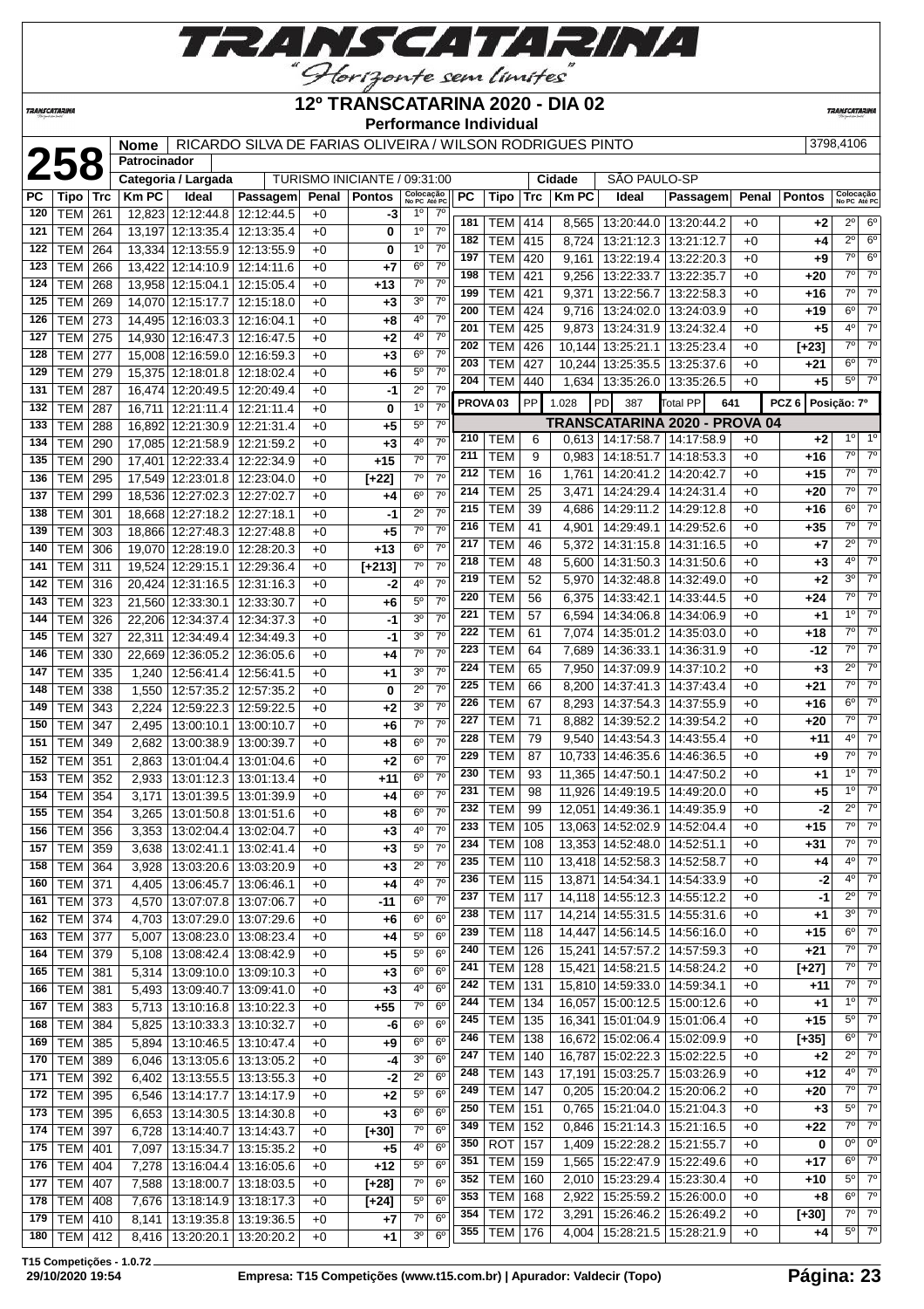# 12º TRANSCATARINA 2020 - DIA 02

**Performance Individual**

| 258 | Nome | RICARDO SILVA DE FARIAS OLIVEIRA / WILSON RODRIGUES PINTO | 3798,4106 |
|---|---|---|---|
| | Patrocinador | | |
| | Categoria / Largada | TURISMO INICIANTE / 09:31:00 | Cidade: SÃO PAULO-SP |

| PC | Tipo | Trc | Km PC | Ideal | Passagem | Penal | Pontos | Colocação No PC | Colocação Até PC |
|---|---|---|---|---|---|---|---|---|---|
| 120 | TEM | 261 | 12,823 | 12:12:44.8 | 12:12:44.5 | +0 | -3 | 1º | 7º |
| 121 | TEM | 264 | 13,197 | 12:13:35.4 | 12:13:35.4 | +0 | 0 | 1º | 7º |
| 122 | TEM | 264 | 13,334 | 12:13:55.9 | 12:13:55.9 | +0 | 0 | 1º | 7º |
| 123 | TEM | 266 | 13,422 | 12:14:10.9 | 12:14:11.6 | +0 | +7 | 6º | 7º |
| 124 | TEM | 268 | 13,958 | 12:15:04.1 | 12:15:05.4 | +0 | +13 | 7º | 7º |
| 125 | TEM | 269 | 14,070 | 12:15:17.7 | 12:15:18.0 | +0 | +3 | 3º | 7º |
| 126 | TEM | 273 | 14,495 | 12:16:03.3 | 12:16:04.1 | +0 | +8 | 4º | 7º |
| 127 | TEM | 275 | 14,930 | 12:16:47.3 | 12:16:47.5 | +0 | +2 | 4º | 7º |
| 128 | TEM | 277 | 15,008 | 12:16:59.0 | 12:16:59.3 | +0 | +3 | 6º | 7º |
| 129 | TEM | 279 | 15,375 | 12:18:01.8 | 12:18:02.4 | +0 | +6 | 5º | 7º |
| 131 | TEM | 287 | 16,474 | 12:20:49.5 | 12:20:49.4 | +0 | -1 | 2º | 7º |
| 132 | TEM | 287 | 16,711 | 12:21:11.4 | 12:21:11.4 | +0 | 0 | 1º | 7º |
| 133 | TEM | 288 | 16,892 | 12:21:30.9 | 12:21:31.4 | +0 | +5 | 5º | 7º |
| 134 | TEM | 290 | 17,085 | 12:21:58.9 | 12:21:59.2 | +0 | +3 | 4º | 7º |
| 135 | TEM | 290 | 17,401 | 12:22:33.4 | 12:22:34.9 | +0 | +15 | 7º | 7º |
| 136 | TEM | 295 | 17,549 | 12:23:01.8 | 12:23:04.0 | +0 | [+22] | 7º | 7º |
| 137 | TEM | 299 | 18,536 | 12:27:02.3 | 12:27:02.7 | +0 | +4 | 6º | 7º |
| 138 | TEM | 301 | 18,668 | 12:27:18.2 | 12:27:18.1 | +0 | -1 | 2º | 7º |
| 139 | TEM | 303 | 18,866 | 12:27:48.3 | 12:27:48.8 | +0 | +5 | 7º | 7º |
| 140 | TEM | 306 | 19,070 | 12:28:19.0 | 12:28:20.3 | +0 | +13 | 6º | 7º |
| 141 | TEM | 311 | 19,524 | 12:29:15.1 | 12:29:36.4 | +0 | [+213] | 7º | 7º |
| 142 | TEM | 316 | 20,424 | 12:31:16.5 | 12:31:16.3 | +0 | -2 | 4º | 7º |
| 143 | TEM | 323 | 21,560 | 12:33:30.1 | 12:33:30.7 | +0 | +6 | 5º | 7º |
| 144 | TEM | 326 | 22,206 | 12:34:37.4 | 12:34:37.3 | +0 | -1 | 3º | 7º |
| 145 | TEM | 327 | 22,311 | 12:34:49.4 | 12:34:49.3 | +0 | -1 | 3º | 7º |
| 146 | TEM | 330 | 22,669 | 12:36:05.2 | 12:36:05.6 | +0 | +4 | 7º | 7º |
| 147 | TEM | 335 | 1,240 | 12:56:41.4 | 12:56:41.5 | +0 | +1 | 3º | 7º |
| 148 | TEM | 338 | 1,550 | 12:57:35.2 | 12:57:35.2 | +0 | 0 | 2º | 7º |
| 149 | TEM | 343 | 2,224 | 12:59:22.3 | 12:59:22.5 | +0 | +2 | 3º | 7º |
| 150 | TEM | 347 | 2,495 | 13:00:10.1 | 13:00:10.7 | +0 | +6 | 7º | 7º |
| 151 | TEM | 349 | 2,682 | 13:00:38.9 | 13:00:39.7 | +0 | +8 | 6º | 7º |
| 152 | TEM | 351 | 2,863 | 13:01:04.4 | 13:01:04.6 | +0 | +2 | 6º | 7º |
| 153 | TEM | 352 | 2,933 | 13:01:12.3 | 13:01:13.4 | +0 | +11 | 6º | 7º |
| 154 | TEM | 354 | 3,171 | 13:01:39.5 | 13:01:39.9 | +0 | +4 | 6º | 7º |
| 155 | TEM | 354 | 3,265 | 13:01:50.8 | 13:01:51.6 | +0 | +8 | 6º | 7º |
| 156 | TEM | 356 | 3,353 | 13:02:04.4 | 13:02:04.7 | +0 | +3 | 4º | 7º |
| 157 | TEM | 359 | 3,638 | 13:02:41.1 | 13:02:41.4 | +0 | +3 | 5º | 7º |
| 158 | TEM | 364 | 3,928 | 13:03:20.6 | 13:03:20.9 | +0 | +3 | 2º | 7º |
| 160 | TEM | 371 | 4,405 | 13:06:45.7 | 13:06:46.1 | +0 | +4 | 4º | 7º |
| 161 | TEM | 373 | 4,570 | 13:07:07.8 | 13:07:06.7 | +0 | -11 | 6º | 7º |
| 162 | TEM | 374 | 4,703 | 13:07:29.0 | 13:07:29.6 | +0 | +6 | 6º | 6º |
| 163 | TEM | 377 | 5,007 | 13:08:23.0 | 13:08:23.4 | +0 | +4 | 5º | 6º |
| 164 | TEM | 379 | 5,108 | 13:08:42.4 | 13:08:42.9 | +0 | +5 | 5º | 6º |
| 165 | TEM | 381 | 5,314 | 13:09:10.0 | 13:09:10.3 | +0 | +3 | 6º | 6º |
| 166 | TEM | 381 | 5,493 | 13:09:40.7 | 13:09:41.0 | +0 | +3 | 4º | 6º |
| 167 | TEM | 383 | 5,713 | 13:10:16.8 | 13:10:22.3 | +0 | +55 | 7º | 6º |
| 168 | TEM | 384 | 5,825 | 13:10:33.3 | 13:10:32.7 | +0 | -6 | 6º | 6º |
| 169 | TEM | 385 | 5,894 | 13:10:46.5 | 13:10:47.4 | +0 | +9 | 6º | 6º |
| 170 | TEM | 389 | 6,046 | 13:13:05.6 | 13:13:05.2 | +0 | -4 | 3º | 6º |
| 171 | TEM | 392 | 6,402 | 13:13:55.5 | 13:13:55.3 | +0 | -2 | 2º | 6º |
| 172 | TEM | 395 | 6,546 | 13:14:17.7 | 13:14:17.9 | +0 | +2 | 5º | 6º |
| 173 | TEM | 395 | 6,653 | 13:14:30.5 | 13:14:30.8 | +0 | +3 | 6º | 6º |
| 174 | TEM | 397 | 6,728 | 13:14:40.7 | 13:14:43.7 | +0 | [+30] | 7º | 6º |
| 175 | TEM | 401 | 7,097 | 13:15:34.7 | 13:15:35.2 | +0 | +5 | 4º | 6º |
| 176 | TEM | 404 | 7,278 | 13:16:04.4 | 13:16:05.6 | +0 | +12 | 5º | 6º |
| 177 | TEM | 407 | 7,588 | 13:18:00.7 | 13:18:03.5 | +0 | [+28] | 7º | 6º |
| 178 | TEM | 408 | 7,676 | 13:18:14.9 | 13:18:17.3 | +0 | [+24] | 5º | 6º |
| 179 | TEM | 410 | 8,141 | 13:19:35.8 | 13:19:36.5 | +0 | +7 | 7º | 6º |
| 180 | TEM | 412 | 8,416 | 13:20:20.1 | 13:20:20.2 | +0 | +1 | 3º | 6º |
| 181 | TEM | 414 | 8,565 | 13:20:44.0 | 13:20:44.2 | +0 | +2 | 2º | 6º |
| 182 | TEM | 415 | 8,724 | 13:21:12.3 | 13:21:12.7 | +0 | +4 | 2º | 6º |
| 197 | TEM | 420 | 9,161 | 13:22:19.4 | 13:22:20.3 | +0 | +9 | 7º | 6º |
| 198 | TEM | 421 | 9,256 | 13:22:33.7 | 13:22:35.7 | +0 | +20 | 7º | 7º |
| 199 | TEM | 421 | 9,371 | 13:22:56.7 | 13:22:58.3 | +0 | +16 | 7º | 7º |
| 200 | TEM | 424 | 9,716 | 13:24:02.0 | 13:24:03.9 | +0 | +19 | 6º | 7º |
| 201 | TEM | 425 | 9,873 | 13:24:31.9 | 13:24:32.4 | +0 | +5 | 4º | 7º |
| 202 | TEM | 426 | 10,144 | 13:25:21.1 | 13:25:23.4 | +0 | [+23] | 7º | 7º |
| 203 | TEM | 427 | 10,244 | 13:25:35.5 | 13:25:37.6 | +0 | +21 | 6º | 7º |
| 204 | TEM | 440 | 1,634 | 13:35:26.0 | 13:35:26.5 | +0 | +5 | 5º | 7º |

PROVA 03 | PP 1.028 | PD 387 | Total PP 641 | PCZ 6 | Posição: 7º

## TRANSCATARINA 2020 - PROVA 04

| PC | Tipo | Trc | Km PC | Ideal | Passagem | Penal | Pontos | Colocação No PC | Colocação Até PC |
|---|---|---|---|---|---|---|---|---|---|
| 210 | TEM | 6 | 0,613 | 14:17:58.7 | 14:17:58.9 | +0 | +2 | 1º | 1º |
| 211 | TEM | 9 | 0,983 | 14:18:51.7 | 14:18:53.3 | +0 | +16 | 7º | 7º |
| 212 | TEM | 16 | 1,761 | 14:20:41.2 | 14:20:42.7 | +0 | +15 | 7º | 7º |
| 214 | TEM | 25 | 3,471 | 14:24:29.4 | 14:24:31.4 | +0 | +20 | 7º | 7º |
| 215 | TEM | 39 | 4,686 | 14:29:11.2 | 14:29:12.8 | +0 | +16 | 6º | 7º |
| 216 | TEM | 41 | 4,901 | 14:29:49.1 | 14:29:52.6 | +0 | +35 | 7º | 7º |
| 217 | TEM | 46 | 5,372 | 14:31:15.8 | 14:31:16.5 | +0 | +7 | 2º | 7º |
| 218 | TEM | 48 | 5,600 | 14:31:50.3 | 14:31:50.6 | +0 | +3 | 4º | 7º |
| 219 | TEM | 52 | 5,970 | 14:32:48.8 | 14:32:49.0 | +0 | +2 | 3º | 7º |
| 220 | TEM | 56 | 6,375 | 14:33:42.1 | 14:33:44.5 | +0 | +24 | 7º | 7º |
| 221 | TEM | 57 | 6,594 | 14:34:06.8 | 14:34:06.9 | +0 | +1 | 1º | 7º |
| 222 | TEM | 61 | 7,074 | 14:35:01.2 | 14:35:03.0 | +0 | +18 | 7º | 7º |
| 223 | TEM | 64 | 7,689 | 14:36:33.1 | 14:36:31.9 | +0 | -12 | 7º | 7º |
| 224 | TEM | 65 | 7,950 | 14:37:09.9 | 14:37:10.2 | +0 | +3 | 2º | 7º |
| 225 | TEM | 66 | 8,200 | 14:37:41.3 | 14:37:43.4 | +0 | +21 | 7º | 7º |
| 226 | TEM | 67 | 8,293 | 14:37:54.3 | 14:37:55.9 | +0 | +16 | 6º | 7º |
| 227 | TEM | 71 | 8,882 | 14:39:52.2 | 14:39:54.2 | +0 | +20 | 7º | 7º |
| 228 | TEM | 79 | 9,540 | 14:43:54.3 | 14:43:55.4 | +0 | +11 | 4º | 7º |
| 229 | TEM | 87 | 10,733 | 14:46:35.6 | 14:46:36.5 | +0 | +9 | 7º | 7º |
| 230 | TEM | 93 | 11,365 | 14:47:50.1 | 14:47:50.2 | +0 | +1 | 1º | 7º |
| 231 | TEM | 98 | 11,926 | 14:49:19.5 | 14:49:20.0 | +0 | +5 | 1º | 7º |
| 232 | TEM | 99 | 12,051 | 14:49:36.1 | 14:49:35.9 | +0 | -2 | 2º | 7º |
| 233 | TEM | 105 | 13,063 | 14:52:02.9 | 14:52:04.4 | +0 | +15 | 7º | 7º |
| 234 | TEM | 108 | 13,353 | 14:52:48.0 | 14:52:51.1 | +0 | +31 | 7º | 7º |
| 235 | TEM | 110 | 13,418 | 14:52:58.3 | 14:52:58.7 | +0 | +4 | 4º | 7º |
| 236 | TEM | 115 | 13,871 | 14:54:34.1 | 14:54:33.9 | +0 | -2 | 4º | 7º |
| 237 | TEM | 117 | 14,118 | 14:55:12.3 | 14:55:12.2 | +0 | -1 | 2º | 7º |
| 238 | TEM | 117 | 14,214 | 14:55:31.5 | 14:55:31.6 | +0 | +1 | 3º | 7º |
| 239 | TEM | 118 | 14,447 | 14:56:14.5 | 14:56:16.0 | +0 | +15 | 6º | 7º |
| 240 | TEM | 126 | 15,241 | 14:57:57.2 | 14:57:59.3 | +0 | +21 | 7º | 7º |
| 241 | TEM | 128 | 15,421 | 14:58:21.5 | 14:58:24.2 | +0 | [+27] | 7º | 7º |
| 242 | TEM | 131 | 15,810 | 14:59:33.0 | 14:59:34.1 | +0 | +11 | 7º | 7º |
| 244 | TEM | 134 | 16,057 | 15:00:12.5 | 15:00:12.6 | +0 | +1 | 1º | 7º |
| 245 | TEM | 135 | 16,341 | 15:01:04.9 | 15:01:06.4 | +0 | +15 | 5º | 7º |
| 246 | TEM | 138 | 16,672 | 15:02:06.4 | 15:02:09.9 | +0 | [+35] | 6º | 7º |
| 247 | TEM | 140 | 16,787 | 15:02:22.3 | 15:02:22.5 | +0 | +2 | 2º | 7º |
| 248 | TEM | 143 | 17,191 | 15:03:25.7 | 15:03:26.9 | +0 | +12 | 4º | 7º |
| 249 | TEM | 147 | 0,205 | 15:20:04.2 | 15:20:06.2 | +0 | +20 | 7º | 7º |
| 250 | TEM | 151 | 0,765 | 15:21:04.0 | 15:21:04.3 | +0 | +3 | 5º | 7º |
| 349 | TEM | 152 | 0,846 | 15:21:14.3 | 15:21:16.5 | +0 | +22 | 7º | 7º |
| 350 | ROT | 157 | 1,409 | 15:22:28.2 | 15:21:55.7 | +0 | 0 | 0º | 0º |
| 351 | TEM | 159 | 1,565 | 15:22:47.9 | 15:22:49.6 | +0 | +17 | 6º | 7º |
| 352 | TEM | 160 | 2,010 | 15:23:29.4 | 15:23:30.4 | +0 | +10 | 5º | 7º |
| 353 | TEM | 168 | 2,922 | 15:25:59.2 | 15:26:00.0 | +0 | +8 | 6º | 7º |
| 354 | TEM | 172 | 3,291 | 15:26:46.2 | 15:26:49.2 | +0 | [+30] | 7º | 7º |
| 355 | TEM | 176 | 4,004 | 15:28:21.5 | 15:28:21.9 | +0 | +4 | 5º | 7º |

T15 Competições - 1.0.72
29/10/2020 19:54 — Empresa: T15 Competições (www.t15.com.br) | Apurador: Valdecir (Topo)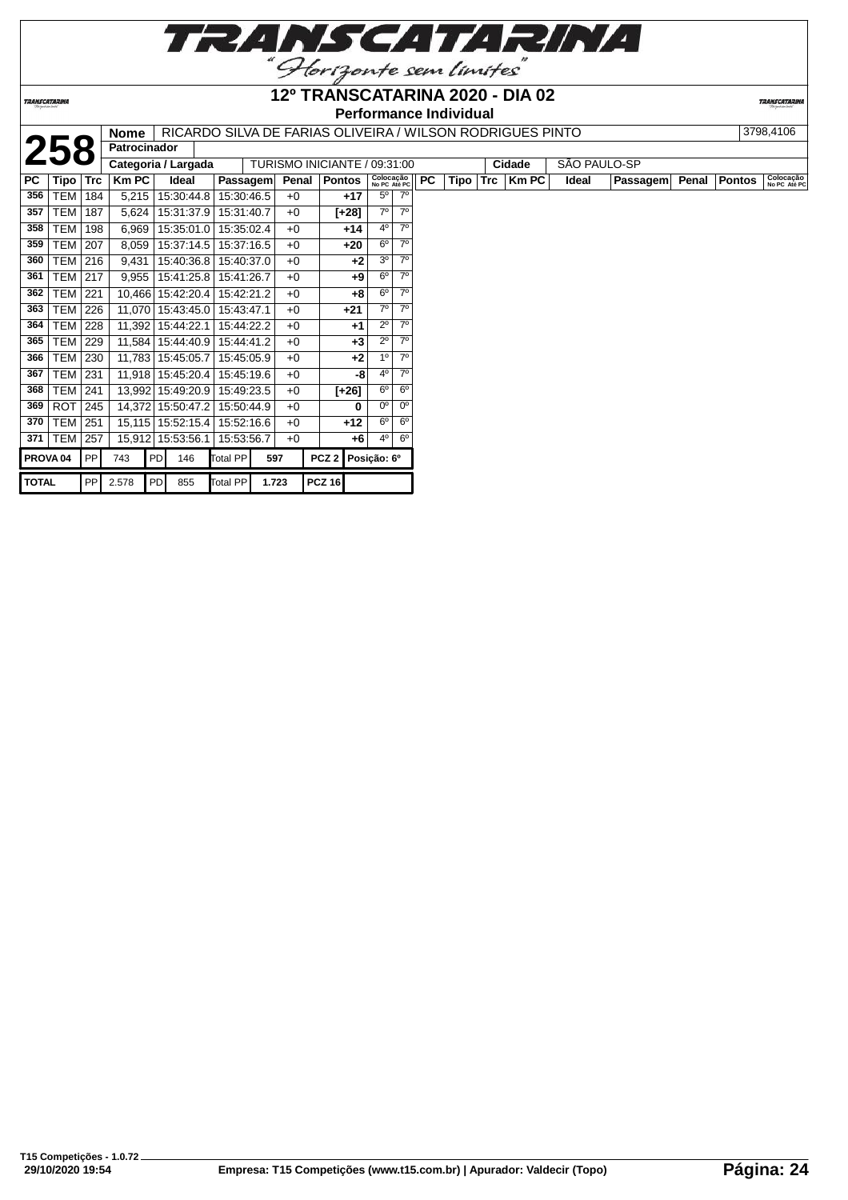# 12º TRANSCATARINA 2020 - DIA 02

## Performance Individual

| | | |
|---|---|---|
| **258** | **Nome** | RICARDO SILVA DE FARIAS OLIVEIRA / WILSON RODRIGUES PINTO — 3798,4106 |
| | **Patrocinador** | |
| | **Categoria / Largada** | TURISMO INICIANTE / 09:31:00 — **Cidade** SÃO PAULO-SP |

| PC | Tipo | Trc | Km PC | Ideal | Passagem | Penal | Pontos | Colocação No PC | Colocação Até PC |
|---|---|---|---|---|---|---|---|---|---|
| 356 | TEM | 184 | 5,215 | 15:30:44.8 | 15:30:46.5 | +0 | +17 | 5º | 7º |
| 357 | TEM | 187 | 5,624 | 15:31:37.9 | 15:31:40.7 | +0 | [+28] | 7º | 7º |
| 358 | TEM | 198 | 6,969 | 15:35:01.0 | 15:35:02.4 | +0 | +14 | 4º | 7º |
| 359 | TEM | 207 | 8,059 | 15:37:14.5 | 15:37:16.5 | +0 | +20 | 6º | 7º |
| 360 | TEM | 216 | 9,431 | 15:40:36.8 | 15:40:37.0 | +0 | +2 | 3º | 7º |
| 361 | TEM | 217 | 9,955 | 15:41:25.8 | 15:41:26.7 | +0 | +9 | 6º | 7º |
| 362 | TEM | 221 | 10,466 | 15:42:20.4 | 15:42:21.2 | +0 | +8 | 6º | 7º |
| 363 | TEM | 226 | 11,070 | 15:43:45.0 | 15:43:47.1 | +0 | +21 | 7º | 7º |
| 364 | TEM | 228 | 11,392 | 15:44:22.1 | 15:44:22.2 | +0 | +1 | 2º | 7º |
| 365 | TEM | 229 | 11,584 | 15:44:40.9 | 15:44:41.2 | +0 | +3 | 2º | 7º |
| 366 | TEM | 230 | 11,783 | 15:45:05.7 | 15:45:05.9 | +0 | +2 | 1º | 7º |
| 367 | TEM | 231 | 11,918 | 15:45:20.4 | 15:45:19.6 | +0 | -8 | 4º | 7º |
| 368 | TEM | 241 | 13,992 | 15:49:20.9 | 15:49:23.5 | +0 | [+26] | 6º | 6º |
| 369 | ROT | 245 | 14,372 | 15:50:47.2 | 15:50:44.9 | +0 | 0 | 0º | 0º |
| 370 | TEM | 251 | 15,115 | 15:52:15.4 | 15:52:16.6 | +0 | +12 | 6º | 6º |
| 371 | TEM | 257 | 15,912 | 15:53:56.1 | 15:53:56.7 | +0 | +6 | 4º | 6º |

| | | | | | | | | |
|---|---|---|---|---|---|---|---|---|
| PROVA 04 | PP | 743 | PD | 146 | Total PP | 597 | PCZ 2 | Posição: 6º |
| TOTAL | PP | 2.578 | PD | 855 | Total PP | 1.723 | PCZ 16 | |